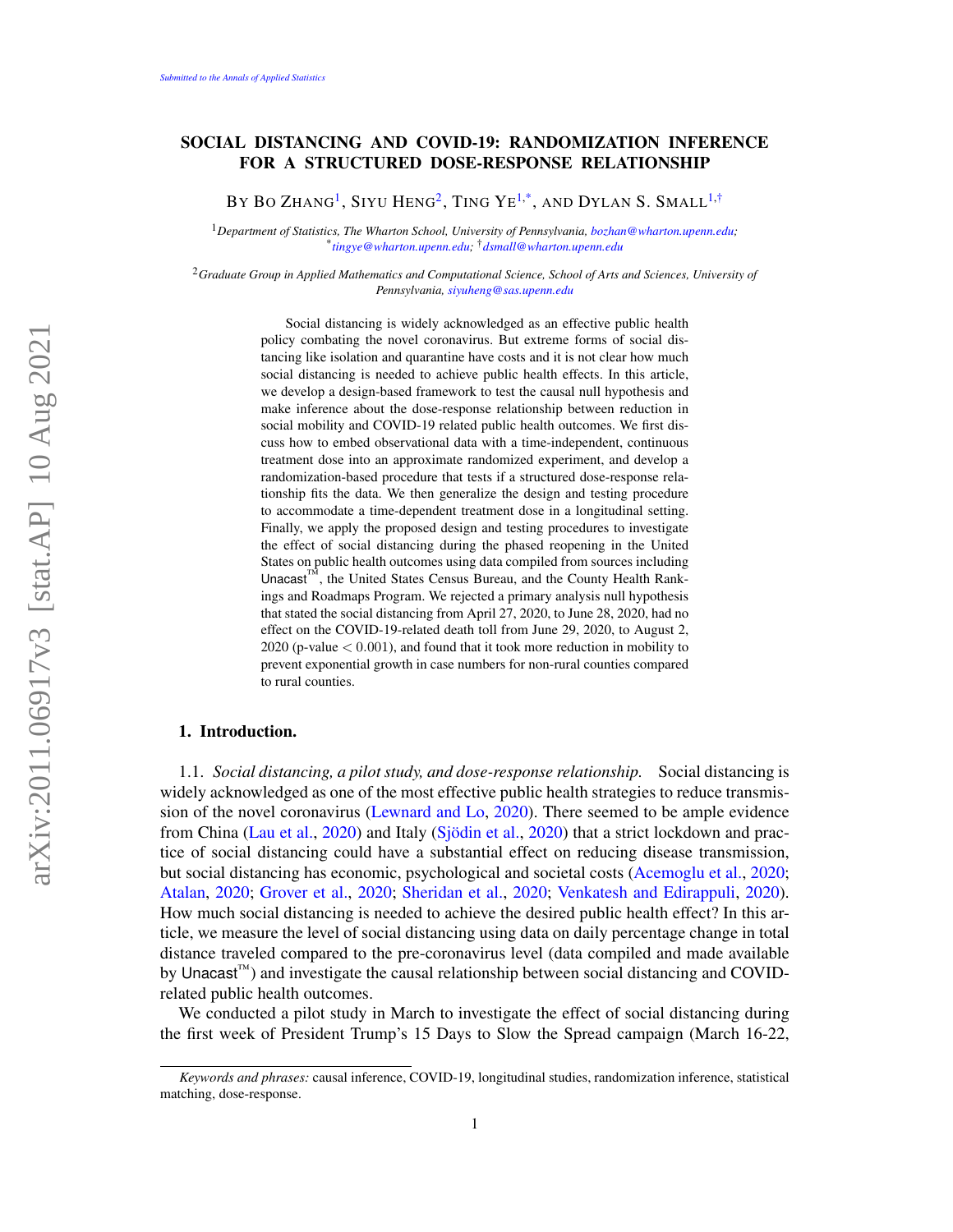# SOCIAL DISTANCING AND COVID-19: RANDOMIZATION INFERENCE FOR A STRUCTURED DOSE-RESPONSE RELATIONSHIP

BY BO ZHANG[1], SIYU HENG[2], TING YE[1,*], AND DYLAN S. SMALL[1,†]

[1]*Department of Statistics, The Wharton School, University of Pennsylvania, bozhan@wharton.upenn.edu; [*]tingye@wharton.upenn.edu; [†]dsmall@wharton.upenn.edu*

[2]*Graduate Group in Applied Mathematics and Computational Science, School of Arts and Sciences, University of Pennsylvania, siyuheng@sas.upenn.edu*

Social distancing is widely acknowledged as an effective public health policy combating the novel coronavirus. But extreme forms of social distancing like isolation and quarantine have costs and it is not clear how much social distancing is needed to achieve public health effects. In this article, we develop a design-based framework to test the causal null hypothesis and make inference about the dose-response relationship between reduction in social mobility and COVID-19 related public health outcomes. We first discuss how to embed observational data with a time-independent, continuous treatment dose into an approximate randomized experiment, and develop a randomization-based procedure that tests if a structured dose-response relationship fits the data. We then generalize the design and testing procedure to accommodate a time-dependent treatment dose in a longitudinal setting. Finally, we apply the proposed design and testing procedures to investigate the effect of social distancing during the phased reopening in the United States on public health outcomes using data compiled from sources including Unacast™, the United States Census Bureau, and the County Health Rankings and Roadmaps Program. We rejected a primary analysis null hypothesis that stated the social distancing from April 27, 2020, to June 28, 2020, had no effect on the COVID-19-related death toll from June 29, 2020, to August 2, 2020 (p-value $< 0.001$), and found that it took more reduction in mobility to prevent exponential growth in case numbers for non-rural counties compared to rural counties.

## 1. Introduction.

1.1. *Social distancing, a pilot study, and dose-response relationship.* Social distancing is widely acknowledged as one of the most effective public health strategies to reduce transmission of the novel coronavirus (Lewnard and Lo, 2020). There seemed to be ample evidence from China (Lau et al., 2020) and Italy (Sjödin et al., 2020) that a strict lockdown and practice of social distancing could have a substantial effect on reducing disease transmission, but social distancing has economic, psychological and societal costs (Acemoglu et al., 2020; Atalan, 2020; Grover et al., 2020; Sheridan et al., 2020; Venkatesh and Edirappuli, 2020). How much social distancing is needed to achieve the desired public health effect? In this article, we measure the level of social distancing using data on daily percentage change in total distance traveled compared to the pre-coronavirus level (data compiled and made available by Unacast™) and investigate the causal relationship between social distancing and COVID-related public health outcomes.

We conducted a pilot study in March to investigate the effect of social distancing during the first week of President Trump's 15 Days to Slow the Spread campaign (March 16-22,

*Keywords and phrases:* causal inference, COVID-19, longitudinal studies, randomization inference, statistical matching, dose-response.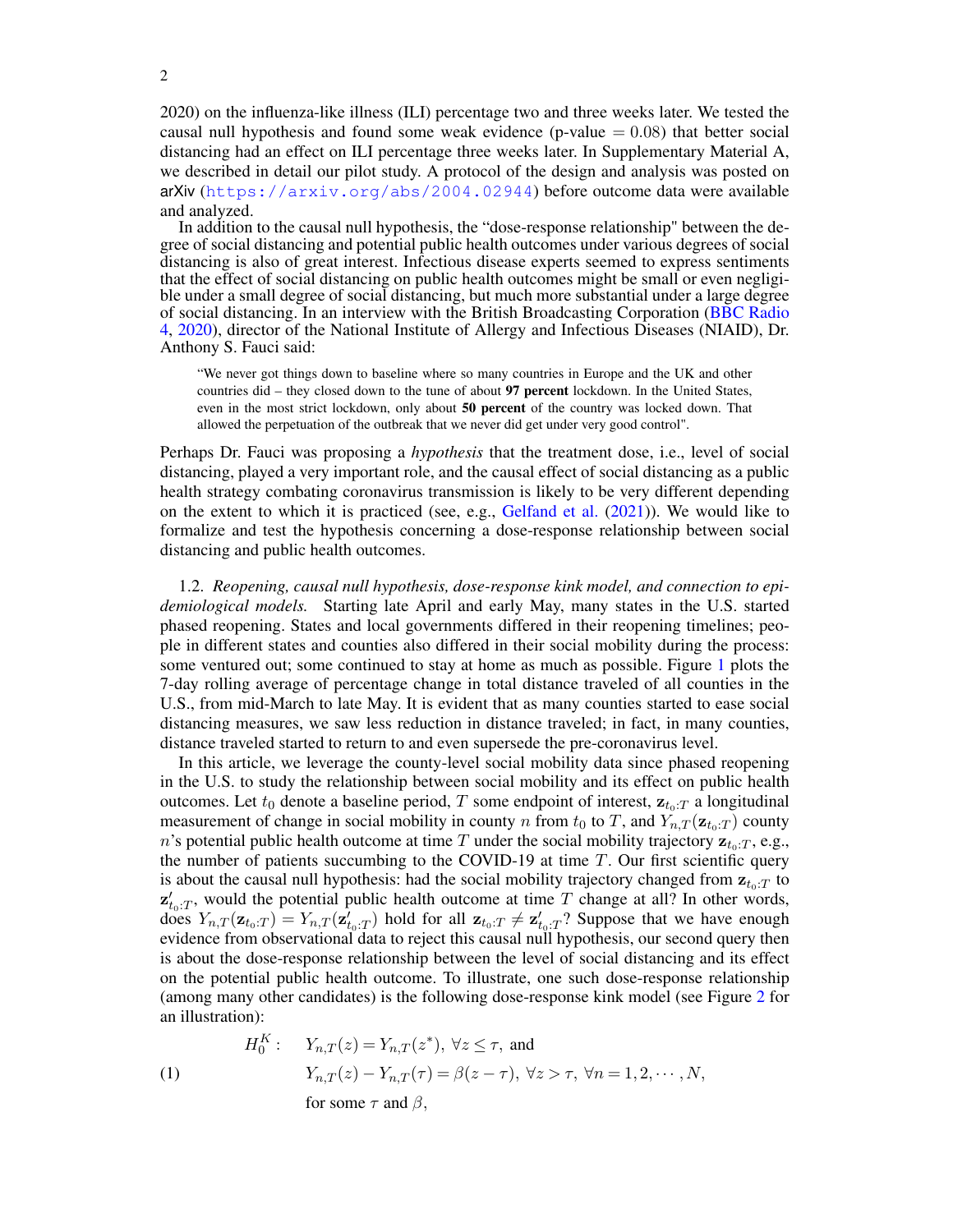2020) on the influenza-like illness (ILI) percentage two and three weeks later. We tested the causal null hypothesis and found some weak evidence (p-value $= 0.08$) that better social distancing had an effect on ILI percentage three weeks later. In Supplementary Material A, we described in detail our pilot study. A protocol of the design and analysis was posted on arXiv (https://arxiv.org/abs/2004.02944) before outcome data were available and analyzed.

In addition to the causal null hypothesis, the "dose-response relationship" between the degree of social distancing and potential public health outcomes under various degrees of social distancing is also of great interest. Infectious disease experts seemed to express sentiments that the effect of social distancing on public health outcomes might be small or even negligible under a small degree of social distancing, but much more substantial under a large degree of social distancing. In an interview with the British Broadcasting Corporation (BBC Radio 4, 2020), director of the National Institute of Allergy and Infectious Diseases (NIAID), Dr. Anthony S. Fauci said:

> "We never got things down to baseline where so many countries in Europe and the UK and other countries did – they closed down to the tune of about **97 percent** lockdown. In the United States, even in the most strict lockdown, only about **50 percent** of the country was locked down. That allowed the perpetuation of the outbreak that we never did get under very good control".

Perhaps Dr. Fauci was proposing a *hypothesis* that the treatment dose, i.e., level of social distancing, played a very important role, and the causal effect of social distancing as a public health strategy combating coronavirus transmission is likely to be very different depending on the extent to which it is practiced (see, e.g., Gelfand et al. (2021)). We would like to formalize and test the hypothesis concerning a dose-response relationship between social distancing and public health outcomes.

1.2. *Reopening, causal null hypothesis, dose-response kink model, and connection to epidemiological models.* Starting late April and early May, many states in the U.S. started phased reopening. States and local governments differed in their reopening timelines; people in different states and counties also differed in their social mobility during the process: some ventured out; some continued to stay at home as much as possible. Figure 1 plots the 7-day rolling average of percentage change in total distance traveled of all counties in the U.S., from mid-March to late May. It is evident that as many counties started to ease social distancing measures, we saw less reduction in distance traveled; in fact, in many counties, distance traveled started to return to and even supersede the pre-coronavirus level.

In this article, we leverage the county-level social mobility data since phased reopening in the U.S. to study the relationship between social mobility and its effect on public health outcomes. Let $t_0$ denote a baseline period, $T$ some endpoint of interest, $\mathbf{z}_{t_0:T}$ a longitudinal measurement of change in social mobility in county $n$ from $t_0$ to $T$, and $Y_{n,T}(\mathbf{z}_{t_0:T})$ county $n$'s potential public health outcome at time $T$ under the social mobility trajectory $\mathbf{z}_{t_0:T}$, e.g., the number of patients succumbing to the COVID-19 at time $T$. Our first scientific query is about the causal null hypothesis: had the social mobility trajectory changed from $\mathbf{z}_{t_0:T}$ to $\mathbf{z}'_{t_0:T}$, would the potential public health outcome at time $T$ change at all? In other words, does $Y_{n,T}(\mathbf{z}_{t_0:T}) = Y_{n,T}(\mathbf{z}'_{t_0:T})$ hold for all $\mathbf{z}_{t_0:T} \neq \mathbf{z}'_{t_0:T}$? Suppose that we have enough evidence from observational data to reject this causal null hypothesis, our second query then is about the dose-response relationship between the level of social distancing and its effect on the potential public health outcome. To illustrate, one such dose-response relationship (among many other candidates) is the following dose-response kink model (see Figure 2 for an illustration):

$$
\begin{aligned}
H_0^K: \quad & Y_{n,T}(z) = Y_{n,T}(z^*),\ \forall z \leq \tau, \text{ and} \\
& Y_{n,T}(z) - Y_{n,T}(\tau) = \beta(z - \tau),\ \forall z > \tau,\ \forall n = 1, 2, \cdots, N, \\
& \text{for some } \tau \text{ and } \beta,
\end{aligned} \tag{1}
$$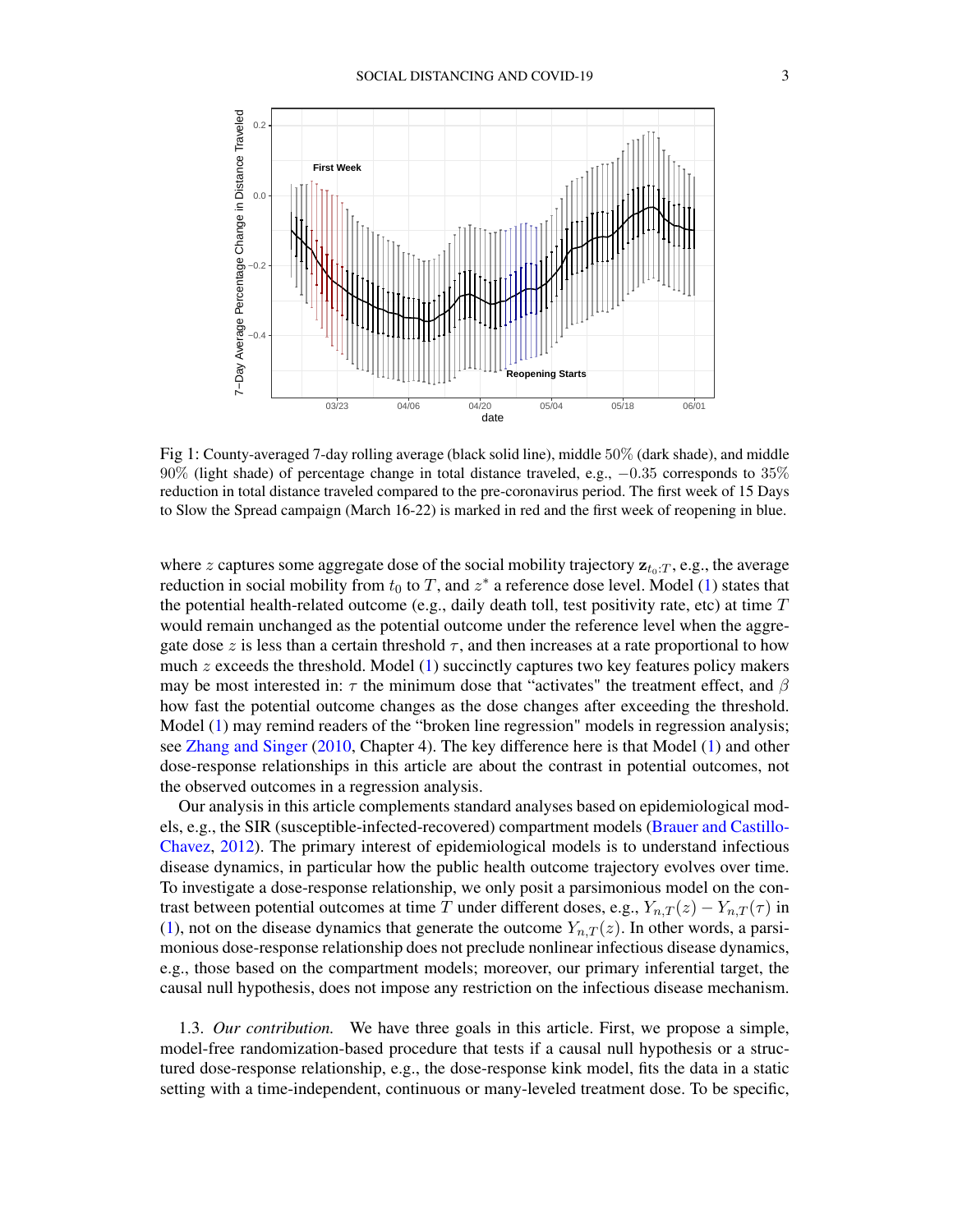Fig 1: County-averaged 7-day rolling average (black solid line), middle 50% (dark shade), and middle 90% (light shade) of percentage change in total distance traveled, e.g., $-0.35$ corresponds to 35% reduction in total distance traveled compared to the pre-coronavirus period. The first week of 15 Days to Slow the Spread campaign (March 16-22) is marked in red and the first week of reopening in blue.

where $z$ captures some aggregate dose of the social mobility trajectory $\mathbf{z}_{t_0:T}$, e.g., the average reduction in social mobility from $t_0$ to $T$, and $z^*$ a reference dose level. Model (1) states that the potential health-related outcome (e.g., daily death toll, test positivity rate, etc) at time $T$ would remain unchanged as the potential outcome under the reference level when the aggregate dose $z$ is less than a certain threshold $\tau$, and then increases at a rate proportional to how much $z$ exceeds the threshold. Model (1) succinctly captures two key features policy makers may be most interested in: $\tau$ the minimum dose that "activates" the treatment effect, and $\beta$ how fast the potential outcome changes as the dose changes after exceeding the threshold. Model (1) may remind readers of the "broken line regression" models in regression analysis; see Zhang and Singer (2010, Chapter 4). The key difference here is that Model (1) and other dose-response relationships in this article are about the contrast in potential outcomes, not the observed outcomes in a regression analysis.

Our analysis in this article complements standard analyses based on epidemiological models, e.g., the SIR (susceptible-infected-recovered) compartment models (Brauer and Castillo-Chavez, 2012). The primary interest of epidemiological models is to understand infectious disease dynamics, in particular how the public health outcome trajectory evolves over time. To investigate a dose-response relationship, we only posit a parsimonious model on the contrast between potential outcomes at time $T$ under different doses, e.g., $Y_{n,T}(z) - Y_{n,T}(\tau)$ in (1), not on the disease dynamics that generate the outcome $Y_{n,T}(z)$. In other words, a parsimonious dose-response relationship does not preclude nonlinear infectious disease dynamics, e.g., those based on the compartment models; moreover, our primary inferential target, the causal null hypothesis, does not impose any restriction on the infectious disease mechanism.

1.3. *Our contribution.* We have three goals in this article. First, we propose a simple, model-free randomization-based procedure that tests if a causal null hypothesis or a structured dose-response relationship, e.g., the dose-response kink model, fits the data in a static setting with a time-independent, continuous or many-leveled treatment dose. To be specific,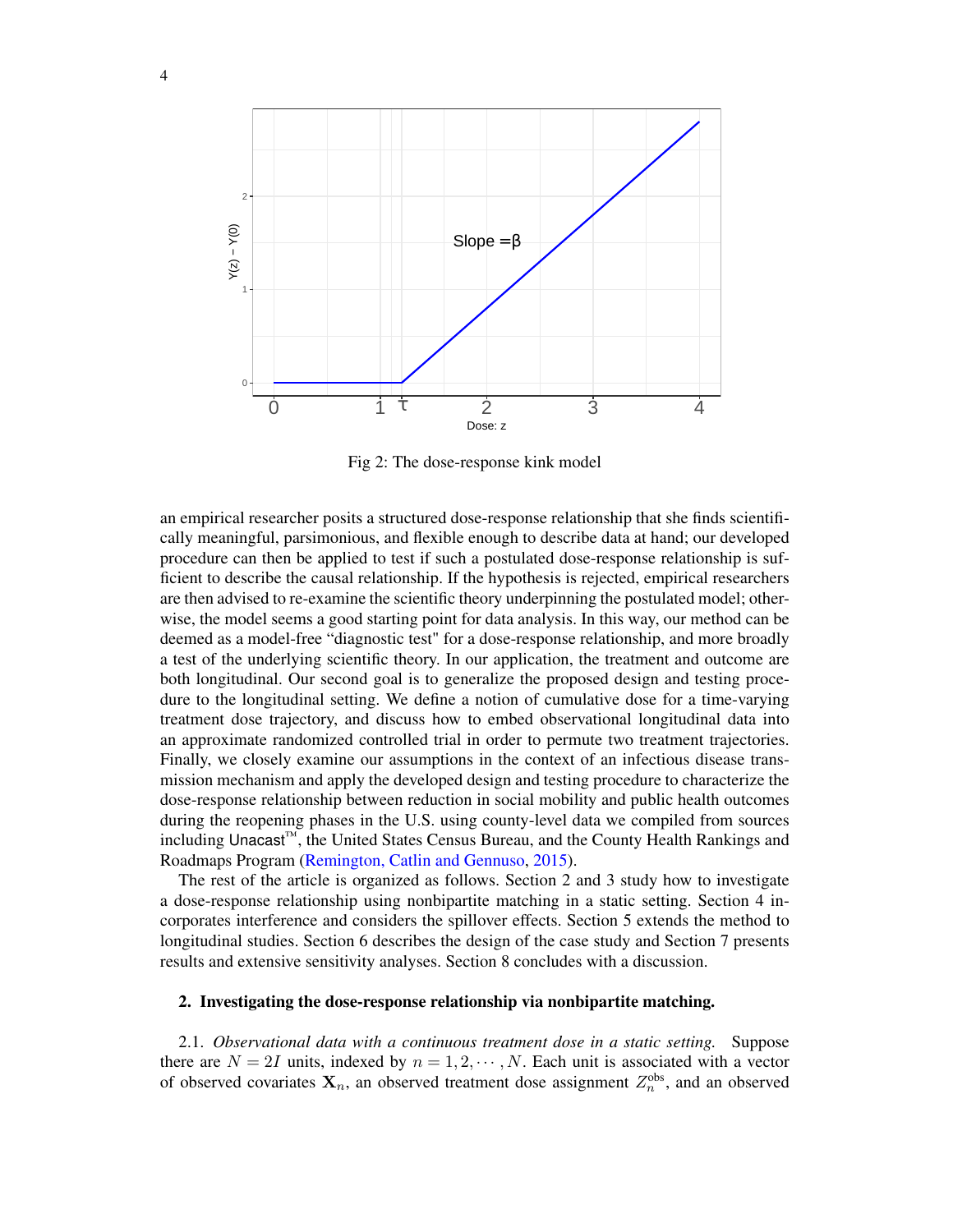Fig 2: The dose-response kink model

an empirical researcher posits a structured dose-response relationship that she finds scientifically meaningful, parsimonious, and flexible enough to describe data at hand; our developed procedure can then be applied to test if such a postulated dose-response relationship is sufficient to describe the causal relationship. If the hypothesis is rejected, empirical researchers are then advised to re-examine the scientific theory underpinning the postulated model; otherwise, the model seems a good starting point for data analysis. In this way, our method can be deemed as a model-free "diagnostic test" for a dose-response relationship, and more broadly a test of the underlying scientific theory. In our application, the treatment and outcome are both longitudinal. Our second goal is to generalize the proposed design and testing procedure to the longitudinal setting. We define a notion of cumulative dose for a time-varying treatment dose trajectory, and discuss how to embed observational longitudinal data into an approximate randomized controlled trial in order to permute two treatment trajectories. Finally, we closely examine our assumptions in the context of an infectious disease transmission mechanism and apply the developed design and testing procedure to characterize the dose-response relationship between reduction in social mobility and public health outcomes during the reopening phases in the U.S. using county-level data we compiled from sources including Unacast™, the United States Census Bureau, and the County Health Rankings and Roadmaps Program (Remington, Catlin and Gennuso, 2015).

The rest of the article is organized as follows. Section 2 and 3 study how to investigate a dose-response relationship using nonbipartite matching in a static setting. Section 4 incorporates interference and considers the spillover effects. Section 5 extends the method to longitudinal studies. Section 6 describes the design of the case study and Section 7 presents results and extensive sensitivity analyses. Section 8 concludes with a discussion.

## 2. Investigating the dose-response relationship via nonbipartite matching.

2.1. *Observational data with a continuous treatment dose in a static setting.* Suppose there are $N = 2I$ units, indexed by $n = 1, 2, \cdots, N$. Each unit is associated with a vector of observed covariates $\mathbf{X}_n$, an observed treatment dose assignment $Z_n^{\text{obs}}$, and an observed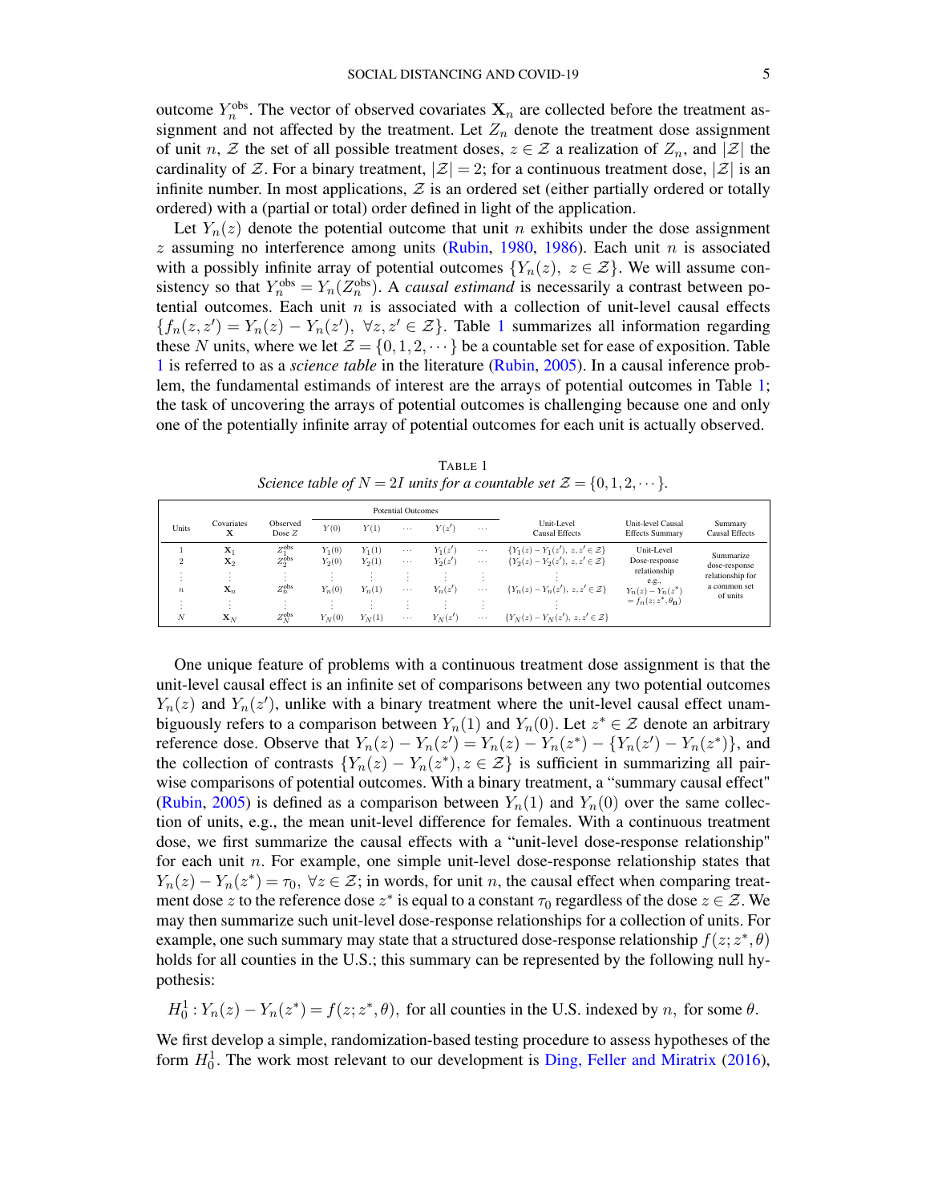outcome $Y_n^{\text{obs}}$. The vector of observed covariates $\mathbf{X}_n$ are collected before the treatment assignment and not affected by the treatment. Let $Z_n$ denote the treatment dose assignment of unit $n$, $\mathcal{Z}$ the set of all possible treatment doses, $z \in \mathcal{Z}$ a realization of $Z_n$, and $|\mathcal{Z}|$ the cardinality of $\mathcal{Z}$. For a binary treatment, $|\mathcal{Z}| = 2$; for a continuous treatment dose, $|\mathcal{Z}|$ is an infinite number. In most applications, $\mathcal{Z}$ is an ordered set (either partially ordered or totally ordered) with a (partial or total) order defined in light of the application.

Let $Y_n(z)$ denote the potential outcome that unit $n$ exhibits under the dose assignment $z$ assuming no interference among units (Rubin, 1980, 1986). Each unit $n$ is associated with a possibly infinite array of potential outcomes $\{Y_n(z),\ z \in \mathcal{Z}\}$. We will assume consistency so that $Y_n^{\text{obs}} = Y_n(Z_n^{\text{obs}})$. A *causal estimand* is necessarily a contrast between potential outcomes. Each unit $n$ is associated with a collection of unit-level causal effects $\{f_n(z, z') = Y_n(z) - Y_n(z'),\ \forall z, z' \in \mathcal{Z}\}$. Table 1 summarizes all information regarding these $N$ units, where we let $\mathcal{Z} = \{0, 1, 2, \cdots\}$ be a countable set for ease of exposition. Table 1 is referred to as a *science table* in the literature (Rubin, 2005). In a causal inference problem, the fundamental estimands of interest are the arrays of potential outcomes in Table 1; the task of uncovering the arrays of potential outcomes is challenging because one and only one of the potentially infinite array of potential outcomes for each unit is actually observed.

TABLE 1
*Science table of $N = 2I$ units for a countable set $\mathcal{Z} = \{0, 1, 2, \cdots\}$.*

| Units | Covariates $\mathbf{X}$ | Observed Dose $Z$ | Potential Outcomes $Y(0)$ | $Y(1)$ | $\cdots$ | $Y(z')$ | $\cdots$ | Unit-Level Causal Effects | Unit-level Causal Effects Summary | Summary Causal Effects |
|---|---|---|---|---|---|---|---|---|---|---|
| 1 | $\mathbf{X}_1$ | $Z_1^{\text{obs}}$ | $Y_1(0)$ | $Y_1(1)$ | $\cdots$ | $Y_1(z')$ | $\cdots$ | $\{Y_1(z) - Y_1(z'),\ z, z' \in \mathcal{Z}\}$ | Unit-Level Dose-response relationship | Summarize dose-response relationship for a common set of units |
| 2 | $\mathbf{X}_2$ | $Z_2^{\text{obs}}$ | $Y_2(0)$ | $Y_2(1)$ | $\cdots$ | $Y_2(z')$ | $\cdots$ | $\{Y_2(z) - Y_2(z'),\ z, z' \in \mathcal{Z}\}$ | e.g., | |
| $\vdots$ | $\vdots$ | $\vdots$ | $\vdots$ | $\vdots$ | $\vdots$ | $\vdots$ | $\vdots$ | $\vdots$ | $Y_n(z) - Y_n(z^*)$ | |
| $n$ | $\mathbf{X}_n$ | $Z_n^{\text{obs}}$ | $Y_n(0)$ | $Y_n(1)$ | $\cdots$ | $Y_n(z')$ | $\cdots$ | $\{Y_n(z) - Y_n(z'),\ z, z' \in \mathcal{Z}\}$ | $= f_n(z; z^*, \theta_{\mathbf{n}})$ | |
| $\vdots$ | $\vdots$ | $\vdots$ | $\vdots$ | $\vdots$ | $\vdots$ | $\vdots$ | $\vdots$ | | $\vdots$ | |
| $N$ | $\mathbf{X}_N$ | $Z_N^{\text{obs}}$ | $Y_N(0)$ | $Y_N(1)$ | $\cdots$ | $Y_N(z')$ | $\cdots$ | $\{Y_N(z) - Y_N(z'),\ z, z' \in \mathcal{Z}\}$ | | |

One unique feature of problems with a continuous treatment dose assignment is that the unit-level causal effect is an infinite set of comparisons between any two potential outcomes $Y_n(z)$ and $Y_n(z')$, unlike with a binary treatment where the unit-level causal effect unambiguously refers to a comparison between $Y_n(1)$ and $Y_n(0)$. Let $z^* \in \mathcal{Z}$ denote an arbitrary reference dose. Observe that $Y_n(z) - Y_n(z') = Y_n(z) - Y_n(z^*) - \{Y_n(z') - Y_n(z^*)\}$, and the collection of contrasts $\{Y_n(z) - Y_n(z^*), z \in \mathcal{Z}\}$ is sufficient in summarizing all pairwise comparisons of potential outcomes. With a binary treatment, a "summary causal effect" (Rubin, 2005) is defined as a comparison between $Y_n(1)$ and $Y_n(0)$ over the same collection of units, e.g., the mean unit-level difference for females. With a continuous treatment dose, we first summarize the causal effects with a "unit-level dose-response relationship" for each unit $n$. For example, one simple unit-level dose-response relationship states that $Y_n(z) - Y_n(z^*) = \tau_0,\ \forall z \in \mathcal{Z}$; in words, for unit $n$, the causal effect when comparing treatment dose $z$ to the reference dose $z^*$ is equal to a constant $\tau_0$ regardless of the dose $z \in \mathcal{Z}$. We may then summarize such unit-level dose-response relationships for a collection of units. For example, one such summary may state that a structured dose-response relationship $f(z; z^*, \theta)$ holds for all counties in the U.S.; this summary can be represented by the following null hypothesis:

$$H_0^1 : Y_n(z) - Y_n(z^*) = f(z; z^*, \theta), \text{ for all counties in the U.S. indexed by } n, \text{ for some } \theta.$$

We first develop a simple, randomization-based testing procedure to assess hypotheses of the form $H_0^1$. The work most relevant to our development is Ding, Feller and Miratrix (2016),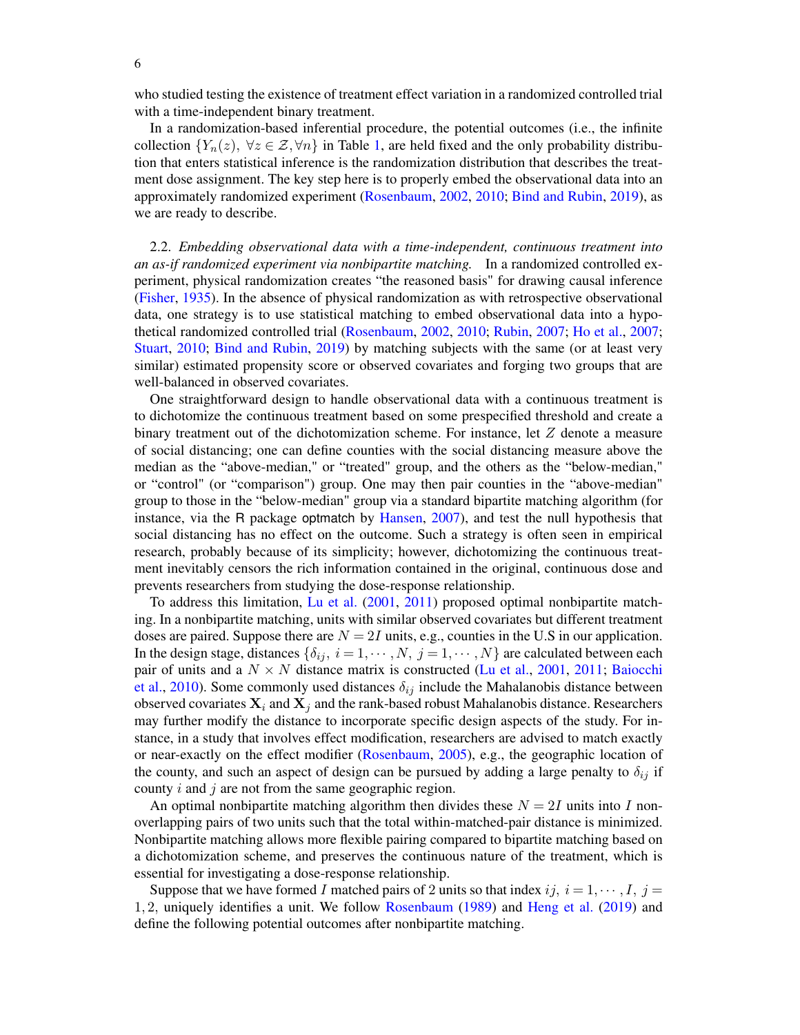who studied testing the existence of treatment effect variation in a randomized controlled trial with a time-independent binary treatment.

In a randomization-based inferential procedure, the potential outcomes (i.e., the infinite collection $\{Y_n(z),\ \forall z \in \mathcal{Z}, \forall n\}$ in Table 1, are held fixed and the only probability distribution that enters statistical inference is the randomization distribution that describes the treatment dose assignment. The key step here is to properly embed the observational data into an approximately randomized experiment (Rosenbaum, 2002, 2010; Bind and Rubin, 2019), as we are ready to describe.

2.2. *Embedding observational data with a time-independent, continuous treatment into an as-if randomized experiment via nonbipartite matching.* In a randomized controlled experiment, physical randomization creates "the reasoned basis" for drawing causal inference (Fisher, 1935). In the absence of physical randomization as with retrospective observational data, one strategy is to use statistical matching to embed observational data into a hypothetical randomized controlled trial (Rosenbaum, 2002, 2010; Rubin, 2007; Ho et al., 2007; Stuart, 2010; Bind and Rubin, 2019) by matching subjects with the same (or at least very similar) estimated propensity score or observed covariates and forging two groups that are well-balanced in observed covariates.

One straightforward design to handle observational data with a continuous treatment is to dichotomize the continuous treatment based on some prespecified threshold and create a binary treatment out of the dichotomization scheme. For instance, let $Z$ denote a measure of social distancing; one can define counties with the social distancing measure above the median as the "above-median," or "treated" group, and the others as the "below-median," or "control" (or "comparison") group. One may then pair counties in the "above-median" group to those in the "below-median" group via a standard bipartite matching algorithm (for instance, via the R package optmatch by Hansen, 2007), and test the null hypothesis that social distancing has no effect on the outcome. Such a strategy is often seen in empirical research, probably because of its simplicity; however, dichotomizing the continuous treatment inevitably censors the rich information contained in the original, continuous dose and prevents researchers from studying the dose-response relationship.

To address this limitation, Lu et al. (2001, 2011) proposed optimal nonbipartite matching. In a nonbipartite matching, units with similar observed covariates but different treatment doses are paired. Suppose there are $N = 2I$ units, e.g., counties in the U.S in our application. In the design stage, distances $\{\delta_{ij},\ i = 1, \cdots, N,\ j = 1, \cdots, N\}$ are calculated between each pair of units and a $N \times N$ distance matrix is constructed (Lu et al., 2001, 2011; Baiocchi et al., 2010). Some commonly used distances $\delta_{ij}$ include the Mahalanobis distance between observed covariates $\mathbf{X}_i$ and $\mathbf{X}_j$ and the rank-based robust Mahalanobis distance. Researchers may further modify the distance to incorporate specific design aspects of the study. For instance, in a study that involves effect modification, researchers are advised to match exactly or near-exactly on the effect modifier (Rosenbaum, 2005), e.g., the geographic location of the county, and such an aspect of design can be pursued by adding a large penalty to $\delta_{ij}$ if county $i$ and $j$ are not from the same geographic region.

An optimal nonbipartite matching algorithm then divides these $N = 2I$ units into $I$ non-overlapping pairs of two units such that the total within-matched-pair distance is minimized. Nonbipartite matching allows more flexible pairing compared to bipartite matching based on a dichotomization scheme, and preserves the continuous nature of the treatment, which is essential for investigating a dose-response relationship.

Suppose that we have formed $I$ matched pairs of 2 units so that index $ij,\ i = 1, \cdots, I,\ j = 1, 2,$ uniquely identifies a unit. We follow Rosenbaum (1989) and Heng et al. (2019) and define the following potential outcomes after nonbipartite matching.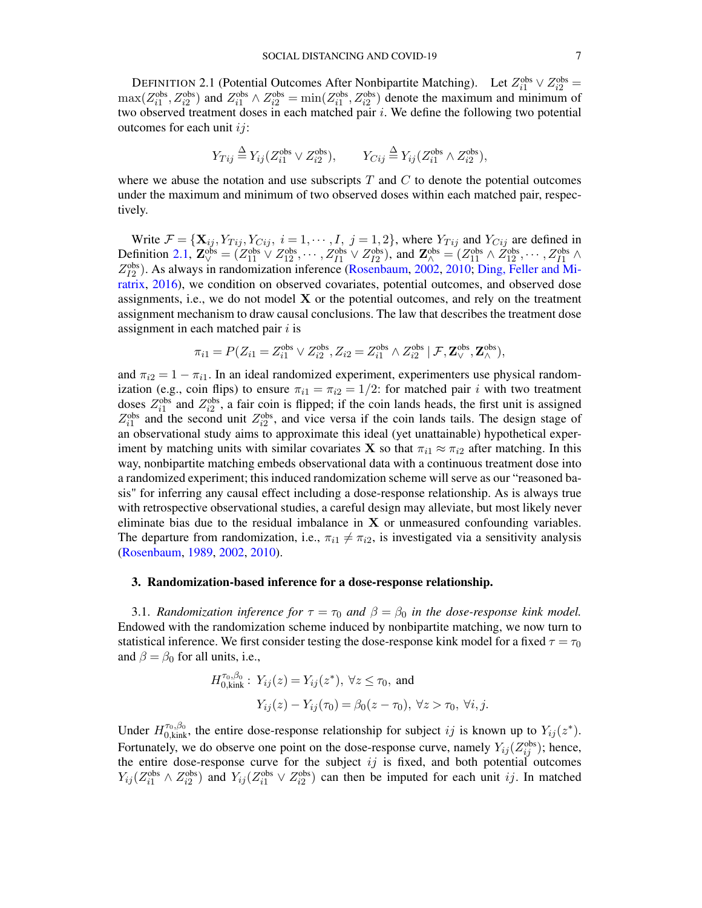DEFINITION 2.1 (Potential Outcomes After Nonbipartite Matching). Let $Z_{i1}^{\text{obs}} \vee Z_{i2}^{\text{obs}} = \max(Z_{i1}^{\text{obs}}, Z_{i2}^{\text{obs}})$ and $Z_{i1}^{\text{obs}} \wedge Z_{i2}^{\text{obs}} = \min(Z_{i1}^{\text{obs}}, Z_{i2}^{\text{obs}})$ denote the maximum and minimum of two observed treatment doses in each matched pair $i$. We define the following two potential outcomes for each unit $ij$:

$$Y_{Tij} \triangleq Y_{ij}(Z_{i1}^{\text{obs}} \vee Z_{i2}^{\text{obs}}), \qquad Y_{Cij} \triangleq Y_{ij}(Z_{i1}^{\text{obs}} \wedge Z_{i2}^{\text{obs}}),$$

where we abuse the notation and use subscripts $T$ and $C$ to denote the potential outcomes under the maximum and minimum of two observed doses within each matched pair, respectively.

Write $\mathcal{F} = \{\mathbf{X}_{ij}, Y_{Tij}, Y_{Cij},\ i = 1, \cdots, I,\ j = 1, 2\}$, where $Y_{Tij}$ and $Y_{Cij}$ are defined in Definition 2.1, $\mathbf{Z}_{\vee}^{\text{obs}} = (Z_{11}^{\text{obs}} \vee Z_{12}^{\text{obs}}, \cdots, Z_{I1}^{\text{obs}} \vee Z_{I2}^{\text{obs}})$, and $\mathbf{Z}_{\wedge}^{\text{obs}} = (Z_{11}^{\text{obs}} \wedge Z_{12}^{\text{obs}}, \cdots, Z_{I1}^{\text{obs}} \wedge Z_{I2}^{\text{obs}})$. As always in randomization inference (Rosenbaum, 2002, 2010; Ding, Feller and Miratrix, 2016), we condition on observed covariates, potential outcomes, and observed dose assignments, i.e., we do not model $\mathbf{X}$ or the potential outcomes, and rely on the treatment assignment mechanism to draw causal conclusions. The law that describes the treatment dose assignment in each matched pair $i$ is

$$\pi_{i1} = P(Z_{i1} = Z_{i1}^{\text{obs}} \vee Z_{i2}^{\text{obs}}, Z_{i2} = Z_{i1}^{\text{obs}} \wedge Z_{i2}^{\text{obs}} \mid \mathcal{F}, \mathbf{Z}_{\vee}^{\text{obs}}, \mathbf{Z}_{\wedge}^{\text{obs}}),$$

and $\pi_{i2} = 1 - \pi_{i1}$. In an ideal randomized experiment, experimenters use physical randomization (e.g., coin flips) to ensure $\pi_{i1} = \pi_{i2} = 1/2$: for matched pair $i$ with two treatment doses $Z_{i1}^{\text{obs}}$ and $Z_{i2}^{\text{obs}}$, a fair coin is flipped; if the coin lands heads, the first unit is assigned $Z_{i1}^{\text{obs}}$ and the second unit $Z_{i2}^{\text{obs}}$, and vice versa if the coin lands tails. The design stage of an observational study aims to approximate this ideal (yet unattainable) hypothetical experiment by matching units with similar covariates $\mathbf{X}$ so that $\pi_{i1} \approx \pi_{i2}$ after matching. In this way, nonbipartite matching embeds observational data with a continuous treatment dose into a randomized experiment; this induced randomization scheme will serve as our "reasoned basis" for inferring any causal effect including a dose-response relationship. As is always true with retrospective observational studies, a careful design may alleviate, but most likely never eliminate bias due to the residual imbalance in $\mathbf{X}$ or unmeasured confounding variables. The departure from randomization, i.e., $\pi_{i1} \neq \pi_{i2}$, is investigated via a sensitivity analysis (Rosenbaum, 1989, 2002, 2010).

## 3. Randomization-based inference for a dose-response relationship.

3.1. *Randomization inference for $\tau = \tau_0$ and $\beta = \beta_0$ in the dose-response kink model.* Endowed with the randomization scheme induced by nonbipartite matching, we now turn to statistical inference. We first consider testing the dose-response kink model for a fixed $\tau = \tau_0$ and $\beta = \beta_0$ for all units, i.e.,

$$\begin{aligned} H_{0,\text{kink}}^{\tau_0, \beta_0}:\ & Y_{ij}(z) = Y_{ij}(z^*),\ \forall z \leq \tau_0, \text{ and} \\ & Y_{ij}(z) - Y_{ij}(\tau_0) = \beta_0(z - \tau_0),\ \forall z > \tau_0,\ \forall i, j. \end{aligned}$$

Under $H_{0,\text{kink}}^{\tau_0, \beta_0}$, the entire dose-response relationship for subject $ij$ is known up to $Y_{ij}(z^*)$. Fortunately, we do observe one point on the dose-response curve, namely $Y_{ij}(Z_{ij}^{\text{obs}})$; hence, the entire dose-response curve for the subject $ij$ is fixed, and both potential outcomes $Y_{ij}(Z_{i1}^{\text{obs}} \wedge Z_{i2}^{\text{obs}})$ and $Y_{ij}(Z_{i1}^{\text{obs}} \vee Z_{i2}^{\text{obs}})$ can then be imputed for each unit $ij$. In matched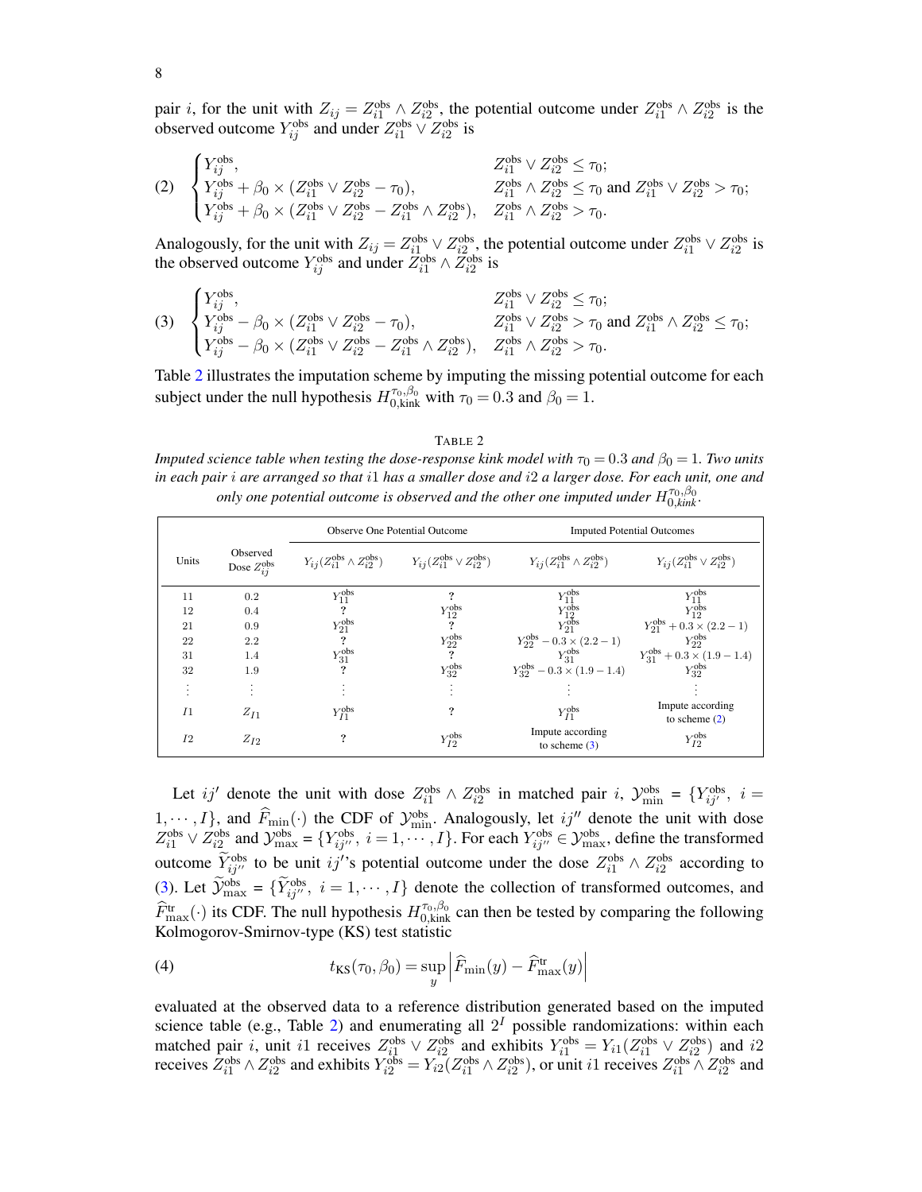pair $i$, for the unit with $Z_{ij} = Z_{i1}^{\text{obs}} \wedge Z_{i2}^{\text{obs}}$, the potential outcome under $Z_{i1}^{\text{obs}} \wedge Z_{i2}^{\text{obs}}$ is the observed outcome $Y_{ij}^{\text{obs}}$ and under $Z_{i1}^{\text{obs}} \vee Z_{i2}^{\text{obs}}$ is

$$
(2) \quad \begin{cases} Y_{ij}^{\text{obs}}, & Z_{i1}^{\text{obs}} \vee Z_{i2}^{\text{obs}} \leq \tau_0; \\ Y_{ij}^{\text{obs}} + \beta_0 \times (Z_{i1}^{\text{obs}} \vee Z_{i2}^{\text{obs}} - \tau_0), & Z_{i1}^{\text{obs}} \wedge Z_{i2}^{\text{obs}} \leq \tau_0 \text{ and } Z_{i1}^{\text{obs}} \vee Z_{i2}^{\text{obs}} > \tau_0; \\ Y_{ij}^{\text{obs}} + \beta_0 \times (Z_{i1}^{\text{obs}} \vee Z_{i2}^{\text{obs}} - Z_{i1}^{\text{obs}} \wedge Z_{i2}^{\text{obs}}), & Z_{i1}^{\text{obs}} \wedge Z_{i2}^{\text{obs}} > \tau_0. \end{cases}
$$

Analogously, for the unit with $Z_{ij} = Z_{i1}^{\text{obs}} \vee Z_{i2}^{\text{obs}}$, the potential outcome under $Z_{i1}^{\text{obs}} \vee Z_{i2}^{\text{obs}}$ is the observed outcome $Y_{ij}^{\text{obs}}$ and under $Z_{i1}^{\text{obs}} \wedge Z_{i2}^{\text{obs}}$ is

$$
(3) \quad \begin{cases} Y_{ij}^{\text{obs}}, & Z_{i1}^{\text{obs}} \vee Z_{i2}^{\text{obs}} \leq \tau_0; \\ Y_{ij}^{\text{obs}} - \beta_0 \times (Z_{i1}^{\text{obs}} \vee Z_{i2}^{\text{obs}} - \tau_0), & Z_{i1}^{\text{obs}} \vee Z_{i2}^{\text{obs}} > \tau_0 \text{ and } Z_{i1}^{\text{obs}} \wedge Z_{i2}^{\text{obs}} \leq \tau_0; \\ Y_{ij}^{\text{obs}} - \beta_0 \times (Z_{i1}^{\text{obs}} \vee Z_{i2}^{\text{obs}} - Z_{i1}^{\text{obs}} \wedge Z_{i2}^{\text{obs}}), & Z_{i1}^{\text{obs}} \wedge Z_{i2}^{\text{obs}} > \tau_0. \end{cases}
$$

Table 2 illustrates the imputation scheme by imputing the missing potential outcome for each subject under the null hypothesis $H_{0,\text{kink}}^{\tau_0,\beta_0}$ with $\tau_0 = 0.3$ and $\beta_0 = 1$.

TABLE 2

*Imputed science table when testing the dose-response kink model with $\tau_0 = 0.3$ and $\beta_0 = 1$. Two units in each pair $i$ are arranged so that $i1$ has a smaller dose and $i2$ a larger dose. For each unit, one and only one potential outcome is observed and the other one imputed under $H_{0,kink}^{\tau_0,\beta_0}$.*

| Units | Observed Dose $Z_{ij}^{\text{obs}}$ | Observe One Potential Outcome | | Imputed Potential Outcomes | |
|---|---|---|---|---|---|
| | | $Y_{ij}(Z_{i1}^{\text{obs}} \wedge Z_{i2}^{\text{obs}})$ | $Y_{ij}(Z_{i1}^{\text{obs}} \vee Z_{i2}^{\text{obs}})$ | $Y_{ij}(Z_{i1}^{\text{obs}} \wedge Z_{i2}^{\text{obs}})$ | $Y_{ij}(Z_{i1}^{\text{obs}} \vee Z_{i2}^{\text{obs}})$ |
| 11 | 0.2 | $Y_{11}^{\text{obs}}$ | ? | $Y_{11}^{\text{obs}}$ | $Y_{11}^{\text{obs}}$ |
| 12 | 0.4 | ? | $Y_{12}^{\text{obs}}$ | $Y_{12}^{\text{obs}}$ | $Y_{12}^{\text{obs}}$ |
| 21 | 0.9 | $Y_{21}^{\text{obs}}$ | ? | $Y_{21}^{\text{obs}}$ | $Y_{21}^{\text{obs}} + 0.3 \times (2.2 - 1)$ |
| 22 | 2.2 | ? | $Y_{22}^{\text{obs}}$ | $Y_{22}^{\text{obs}} - 0.3 \times (2.2 - 1)$ | $Y_{22}^{\text{obs}}$ |
| 31 | 1.4 | $Y_{31}^{\text{obs}}$ | ? | $Y_{31}^{\text{obs}}$ | $Y_{31}^{\text{obs}} + 0.3 \times (1.9 - 1.4)$ |
| 32 | 1.9 | ? | $Y_{32}^{\text{obs}}$ | $Y_{32}^{\text{obs}} - 0.3 \times (1.9 - 1.4)$ | $Y_{32}^{\text{obs}}$ |
| $\vdots$ | $\vdots$ | $\vdots$ | $\vdots$ | $\vdots$ | $\vdots$ |
| $I1$ | $Z_{I1}$ | $Y_{I1}^{\text{obs}}$ | ? | $Y_{I1}^{\text{obs}}$ | Impute according to scheme (2) |
| $I2$ | $Z_{I2}$ | ? | $Y_{I2}^{\text{obs}}$ | Impute according to scheme (3) | $Y_{I2}^{\text{obs}}$ |

Let $ij'$ denote the unit with dose $Z_{i1}^{\text{obs}} \wedge Z_{i2}^{\text{obs}}$ in matched pair $i$, $\mathcal{Y}_{\min}^{\text{obs}} = \{Y_{ij'}^{\text{obs}},\ i = 1, \cdots, I\}$, and $\widehat{F}_{\min}(\cdot)$ the CDF of $\mathcal{Y}_{\min}^{\text{obs}}$. Analogously, let $ij''$ denote the unit with dose $Z_{i1}^{\text{obs}} \vee Z_{i2}^{\text{obs}}$ and $\mathcal{Y}_{\max}^{\text{obs}} = \{Y_{ij''}^{\text{obs}},\ i = 1, \cdots, I\}$. For each $Y_{ij''}^{\text{obs}} \in \mathcal{Y}_{\max}^{\text{obs}}$, define the transformed outcome $\widetilde{Y}_{ij''}^{\text{obs}}$ to be unit $ij'$'s potential outcome under the dose $Z_{i1}^{\text{obs}} \wedge Z_{i2}^{\text{obs}}$ according to (3). Let $\widetilde{\mathcal{Y}}_{\max}^{\text{obs}} = \{\widetilde{Y}_{ij''}^{\text{obs}},\ i = 1, \cdots, I\}$ denote the collection of transformed outcomes, and $\widehat{F}_{\max}^{\text{tr}}(\cdot)$ its CDF. The null hypothesis $H_{0,\text{kink}}^{\tau_0,\beta_0}$ can then be tested by comparing the following Kolmogorov-Smirnov-type (KS) test statistic

$$
(4) \qquad t_{\text{KS}}(\tau_0, \beta_0) = \sup_y \left| \widehat{F}_{\min}(y) - \widehat{F}_{\max}^{\text{tr}}(y) \right|
$$

evaluated at the observed data to a reference distribution generated based on the imputed science table (e.g., Table 2) and enumerating all $2^I$ possible randomizations: within each matched pair $i$, unit $i1$ receives $Z_{i1}^{\text{obs}} \vee Z_{i2}^{\text{obs}}$ and exhibits $Y_{i1}^{\text{obs}} = Y_{i1}(Z_{i1}^{\text{obs}} \vee Z_{i2}^{\text{obs}})$ and $i2$ receives $Z_{i1}^{\text{obs}} \wedge Z_{i2}^{\text{obs}}$ and exhibits $Y_{i2}^{\text{obs}} = Y_{i2}(Z_{i1}^{\text{obs}} \wedge Z_{i2}^{\text{obs}})$, or unit $i1$ receives $Z_{i1}^{\text{obs}} \wedge Z_{i2}^{\text{obs}}$ and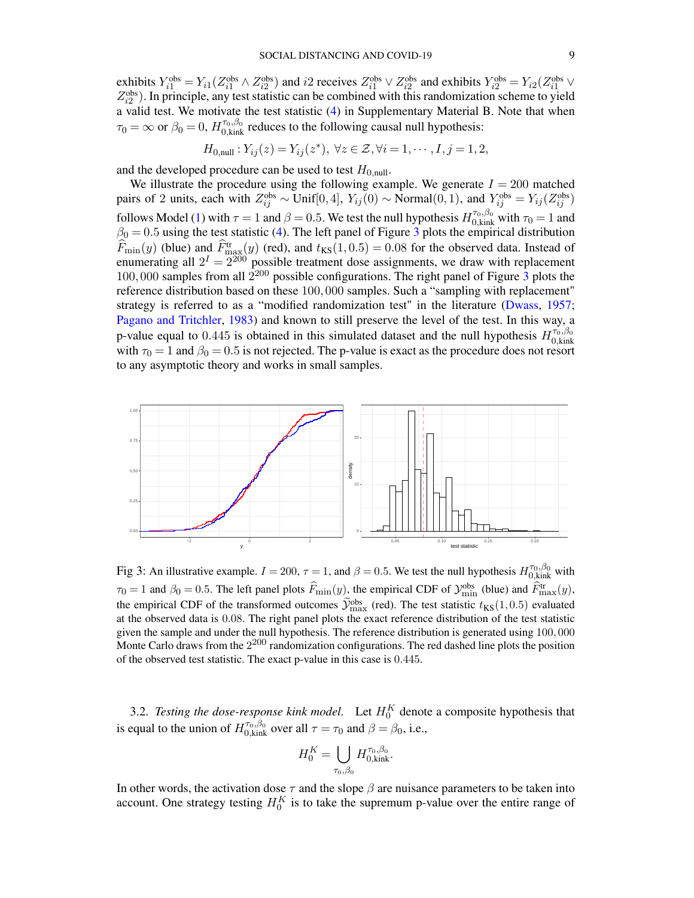exhibits $Y_{i1}^{\text{obs}} = Y_{i1}(Z_{i1}^{\text{obs}} \wedge Z_{i2}^{\text{obs}})$ and $i2$ receives $Z_{i1}^{\text{obs}} \vee Z_{i2}^{\text{obs}}$ and exhibits $Y_{i2}^{\text{obs}} = Y_{i2}(Z_{i1}^{\text{obs}} \vee Z_{i2}^{\text{obs}})$. In principle, any test statistic can be combined with this randomization scheme to yield a valid test. We motivate the test statistic (4) in Supplementary Material B. Note that when $\tau_0 = \infty$ or $\beta_0 = 0$, $H_{0,\text{kink}}^{\tau_0,\beta_0}$ reduces to the following causal null hypothesis:

$$H_{0,\text{null}} : Y_{ij}(z) = Y_{ij}(z^*),\ \forall z \in \mathcal{Z}, \forall i = 1, \cdots, I, j = 1, 2,$$

and the developed procedure can be used to test $H_{0,\text{null}}$.

We illustrate the procedure using the following example. We generate $I = 200$ matched pairs of 2 units, each with $Z_{ij}^{\text{obs}} \sim \text{Unif}[0, 4]$, $Y_{ij}(0) \sim \text{Normal}(0, 1)$, and $Y_{ij}^{\text{obs}} = Y_{ij}(Z_{ij}^{\text{obs}})$ follows Model (1) with $\tau = 1$ and $\beta = 0.5$. We test the null hypothesis $H_{0,\text{kink}}^{\tau_0,\beta_0}$ with $\tau_0 = 1$ and $\beta_0 = 0.5$ using the test statistic (4). The left panel of Figure 3 plots the empirical distribution $\widehat{F}_{\min}(y)$ (blue) and $\widehat{F}_{\max}^{\text{tr}}(y)$ (red), and $t_{\text{KS}}(1, 0.5) = 0.08$ for the observed data. Instead of enumerating all $2^I = 2^{200}$ possible treatment dose assignments, we draw with replacement $100,000$ samples from all $2^{200}$ possible configurations. The right panel of Figure 3 plots the reference distribution based on these $100,000$ samples. Such a "sampling with replacement" strategy is referred to as a "modified randomization test" in the literature (Dwass, 1957; Pagano and Tritchler, 1983) and known to still preserve the level of the test. In this way, a p-value equal to $0.445$ is obtained in this simulated dataset and the null hypothesis $H_{0,\text{kink}}^{\tau_0,\beta_0}$ with $\tau_0 = 1$ and $\beta_0 = 0.5$ is not rejected. The p-value is exact as the procedure does not resort to any asymptotic theory and works in small samples.

Fig 3: An illustrative example. $I = 200$, $\tau = 1$, and $\beta = 0.5$. We test the null hypothesis $H_{0,\text{kink}}^{\tau_0,\beta_0}$ with $\tau_0 = 1$ and $\beta_0 = 0.5$. The left panel plots $\widehat{F}_{\min}(y)$, the empirical CDF of $\mathcal{Y}_{\min}^{\text{obs}}$ (blue) and $\widehat{F}_{\max}^{\text{tr}}(y)$, the empirical CDF of the transformed outcomes $\widetilde{\mathcal{Y}}_{\max}^{\text{obs}}$ (red). The test statistic $t_{\text{KS}}(1, 0.5)$ evaluated at the observed data is $0.08$. The right panel plots the exact reference distribution of the test statistic given the sample and under the null hypothesis. The reference distribution is generated using $100,000$ Monte Carlo draws from the $2^{200}$ randomization configurations. The red dashed line plots the position of the observed test statistic. The exact p-value in this case is $0.445$.

### 3.2. *Testing the dose-response kink model.*

Let $H_0^K$ denote a composite hypothesis that is equal to the union of $H_{0,\text{kink}}^{\tau_0,\beta_0}$ over all $\tau = \tau_0$ and $\beta = \beta_0$, i.e.,

$$H_0^K = \bigcup_{\tau_0,\beta_0} H_{0,\text{kink}}^{\tau_0,\beta_0}.$$

In other words, the activation dose $\tau$ and the slope $\beta$ are nuisance parameters to be taken into account. One strategy testing $H_0^K$ is to take the supremum p-value over the entire range of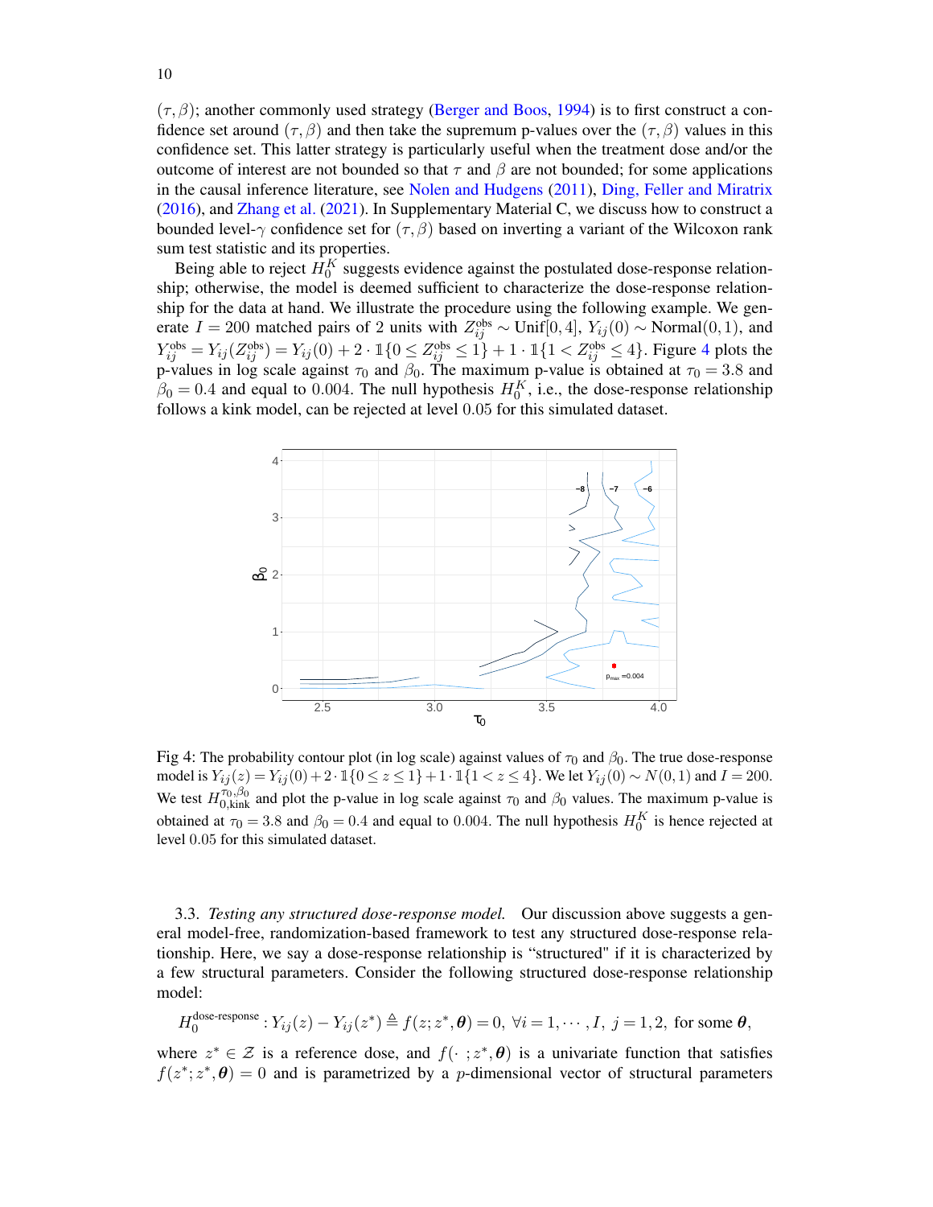$(\tau, \beta)$; another commonly used strategy (Berger and Boos, 1994) is to first construct a confidence set around $(\tau, \beta)$ and then take the supremum p-values over the $(\tau, \beta)$ values in this confidence set. This latter strategy is particularly useful when the treatment dose and/or the outcome of interest are not bounded so that $\tau$ and $\beta$ are not bounded; for some applications in the causal inference literature, see Nolen and Hudgens (2011), Ding, Feller and Miratrix (2016), and Zhang et al. (2021). In Supplementary Material C, we discuss how to construct a bounded level-$\gamma$ confidence set for $(\tau, \beta)$ based on inverting a variant of the Wilcoxon rank sum test statistic and its properties.

Being able to reject $H_0^K$ suggests evidence against the postulated dose-response relationship; otherwise, the model is deemed sufficient to characterize the dose-response relationship for the data at hand. We illustrate the procedure using the following example. We generate $I = 200$ matched pairs of 2 units with $Z_{ij}^{\text{obs}} \sim \text{Unif}[0, 4]$, $Y_{ij}(0) \sim \text{Normal}(0, 1)$, and $Y_{ij}^{\text{obs}} = Y_{ij}(Z_{ij}^{\text{obs}}) = Y_{ij}(0) + 2 \cdot \mathbb{1}\{0 \leq Z_{ij}^{\text{obs}} \leq 1\} + 1 \cdot \mathbb{1}\{1 < Z_{ij}^{\text{obs}} \leq 4\}$. Figure 4 plots the p-values in log scale against $\tau_0$ and $\beta_0$. The maximum p-value is obtained at $\tau_0 = 3.8$ and $\beta_0 = 0.4$ and equal to $0.004$. The null hypothesis $H_0^K$, i.e., the dose-response relationship follows a kink model, can be rejected at level $0.05$ for this simulated dataset.

Fig 4: The probability contour plot (in log scale) against values of $\tau_0$ and $\beta_0$. The true dose-response model is $Y_{ij}(z) = Y_{ij}(0) + 2 \cdot \mathbb{1}\{0 \leq z \leq 1\} + 1 \cdot \mathbb{1}\{1 < z \leq 4\}$. We let $Y_{ij}(0) \sim N(0, 1)$ and $I = 200$. We test $H_{0,\text{kink}}^{\tau_0, \beta_0}$ and plot the p-value in log scale against $\tau_0$ and $\beta_0$ values. The maximum p-value is obtained at $\tau_0 = 3.8$ and $\beta_0 = 0.4$ and equal to $0.004$. The null hypothesis $H_0^K$ is hence rejected at level $0.05$ for this simulated dataset.

3.3. *Testing any structured dose-response model.* Our discussion above suggests a general model-free, randomization-based framework to test any structured dose-response relationship. Here, we say a dose-response relationship is "structured" if it is characterized by a few structural parameters. Consider the following structured dose-response relationship model:

$$H_0^{\text{dose-response}} : Y_{ij}(z) - Y_{ij}(z^*) \triangleq f(z; z^*, \boldsymbol{\theta}) = 0, \ \forall i = 1, \cdots, I, \ j = 1, 2, \text{ for some } \boldsymbol{\theta},$$

where $z^* \in \mathcal{Z}$ is a reference dose, and $f(\cdot\ ; z^*, \boldsymbol{\theta})$ is a univariate function that satisfies $f(z^*; z^*, \boldsymbol{\theta}) = 0$ and is parametrized by a $p$-dimensional vector of structural parameters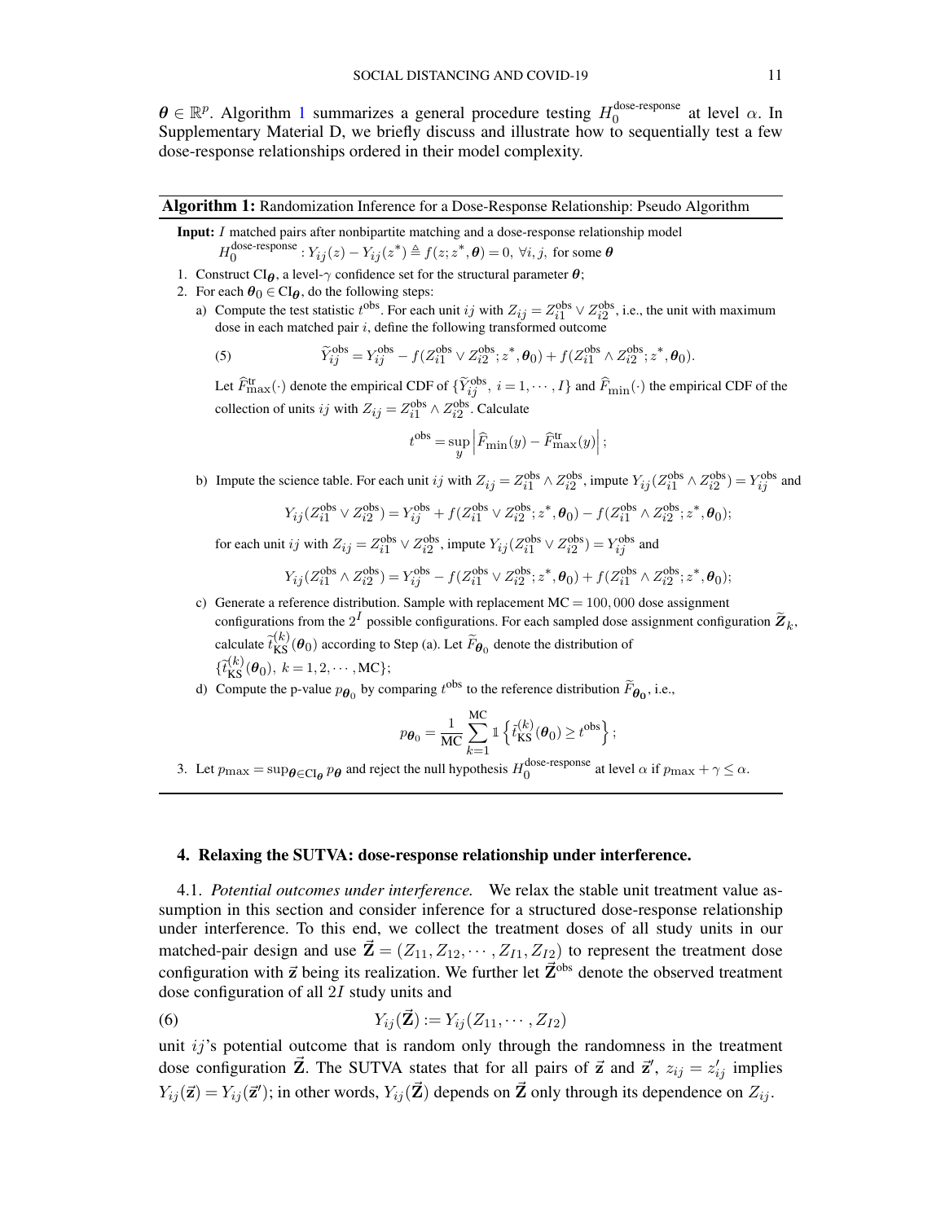$\boldsymbol{\theta} \in \mathbb{R}^p$. Algorithm 1 summarizes a general procedure testing $H_0^{\text{dose-response}}$ at level $\alpha$. In Supplementary Material D, we briefly discuss and illustrate how to sequentially test a few dose-response relationships ordered in their model complexity.

---

**Algorithm 1:** Randomization Inference for a Dose-Response Relationship: Pseudo Algorithm

---

**Input:** $I$ matched pairs after nonbipartite matching and a dose-response relationship model $H_0^{\text{dose-response}} : Y_{ij}(z) - Y_{ij}(z^*) \triangleq f(z; z^*, \boldsymbol{\theta}) = 0,\ \forall i, j,$ for some $\boldsymbol{\theta}$

1. Construct $\text{CI}_{\boldsymbol{\theta}}$, a level-$\gamma$ confidence set for the structural parameter $\boldsymbol{\theta}$;
2. For each $\boldsymbol{\theta}_0 \in \text{CI}_{\boldsymbol{\theta}}$, do the following steps:
   a) Compute the test statistic $t^{\text{obs}}$. For each unit $ij$ with $Z_{ij} = Z_{i1}^{\text{obs}} \vee Z_{i2}^{\text{obs}}$, i.e., the unit with maximum dose in each matched pair $i$, define the following transformed outcome

$$\widetilde{Y}_{ij}^{\text{obs}} = Y_{ij}^{\text{obs}} - f(Z_{i1}^{\text{obs}} \vee Z_{i2}^{\text{obs}}; z^*, \boldsymbol{\theta}_0) + f(Z_{i1}^{\text{obs}} \wedge Z_{i2}^{\text{obs}}; z^*, \boldsymbol{\theta}_0). \tag{5}$$

   Let $\widehat{F}_{\max}^{\text{tr}}(\cdot)$ denote the empirical CDF of $\{\widetilde{Y}_{ij}^{\text{obs}},\ i = 1, \cdots, I\}$ and $\widehat{F}_{\min}(\cdot)$ the empirical CDF of the collection of units $ij$ with $Z_{ij} = Z_{i1}^{\text{obs}} \wedge Z_{i2}^{\text{obs}}$. Calculate

$$t^{\text{obs}} = \sup_y \left| \widehat{F}_{\min}(y) - \widehat{F}_{\max}^{\text{tr}}(y) \right|;$$

   b) Impute the science table. For each unit $ij$ with $Z_{ij} = Z_{i1}^{\text{obs}} \wedge Z_{i2}^{\text{obs}}$, impute $Y_{ij}(Z_{i1}^{\text{obs}} \wedge Z_{i2}^{\text{obs}}) = Y_{ij}^{\text{obs}}$ and

$$Y_{ij}(Z_{i1}^{\text{obs}} \vee Z_{i2}^{\text{obs}}) = Y_{ij}^{\text{obs}} + f(Z_{i1}^{\text{obs}} \vee Z_{i2}^{\text{obs}}; z^*, \boldsymbol{\theta}_0) - f(Z_{i1}^{\text{obs}} \wedge Z_{i2}^{\text{obs}}; z^*, \boldsymbol{\theta}_0);$$

   for each unit $ij$ with $Z_{ij} = Z_{i1}^{\text{obs}} \vee Z_{i2}^{\text{obs}}$, impute $Y_{ij}(Z_{i1}^{\text{obs}} \vee Z_{i2}^{\text{obs}}) = Y_{ij}^{\text{obs}}$ and

$$Y_{ij}(Z_{i1}^{\text{obs}} \wedge Z_{i2}^{\text{obs}}) = Y_{ij}^{\text{obs}} - f(Z_{i1}^{\text{obs}} \vee Z_{i2}^{\text{obs}}; z^*, \boldsymbol{\theta}_0) + f(Z_{i1}^{\text{obs}} \wedge Z_{i2}^{\text{obs}}; z^*, \boldsymbol{\theta}_0);$$

   c) Generate a reference distribution. Sample with replacement $\text{MC} = 100,000$ dose assignment configurations from the $2^I$ possible configurations. For each sampled dose assignment configuration $\widetilde{\boldsymbol{Z}}_k$, calculate $\widetilde{t}_{\text{KS}}^{(k)}(\boldsymbol{\theta}_0)$ according to Step (a). Let $\widetilde{F}_{\boldsymbol{\theta}_0}$ denote the distribution of $\{\widetilde{t}_{\text{KS}}^{(k)}(\boldsymbol{\theta}_0),\ k = 1, 2, \cdots, \text{MC}\}$;
   d) Compute the p-value $p_{\boldsymbol{\theta}_0}$ by comparing $t^{\text{obs}}$ to the reference distribution $\widetilde{F}_{\boldsymbol{\theta}_0}$, i.e.,

$$p_{\boldsymbol{\theta}_0} = \frac{1}{\text{MC}} \sum_{k=1}^{\text{MC}} \mathbb{1}\left\{ \widetilde{t}_{\text{KS}}^{(k)}(\boldsymbol{\theta}_0) \geq t^{\text{obs}} \right\};$$

3. Let $p_{\max} = \sup_{\boldsymbol{\theta} \in \text{CI}_{\boldsymbol{\theta}}} p_{\boldsymbol{\theta}}$ and reject the null hypothesis $H_0^{\text{dose-response}}$ at level $\alpha$ if $p_{\max} + \gamma \leq \alpha$.

---

## 4. Relaxing the SUTVA: dose-response relationship under interference.

4.1. *Potential outcomes under interference.* We relax the stable unit treatment value assumption in this section and consider inference for a structured dose-response relationship under interference. To this end, we collect the treatment doses of all study units in our matched-pair design and use $\vec{\mathbf{Z}} = (Z_{11}, Z_{12}, \cdots, Z_{I1}, Z_{I2})$ to represent the treatment dose configuration with $\vec{\mathbf{z}}$ being its realization. We further let $\vec{\mathbf{Z}}^{\text{obs}}$ denote the observed treatment dose configuration of all $2I$ study units and

$$Y_{ij}(\vec{\mathbf{Z}}) := Y_{ij}(Z_{11}, \cdots, Z_{I2}) \tag{6}$$

unit $ij$'s potential outcome that is random only through the randomness in the treatment dose configuration $\vec{\mathbf{Z}}$. The SUTVA states that for all pairs of $\vec{\mathbf{z}}$ and $\vec{\mathbf{z}}'$, $z_{ij} = z'_{ij}$ implies $Y_{ij}(\vec{\mathbf{z}}) = Y_{ij}(\vec{\mathbf{z}}')$; in other words, $Y_{ij}(\vec{\mathbf{Z}})$ depends on $\vec{\mathbf{Z}}$ only through its dependence on $Z_{ij}$.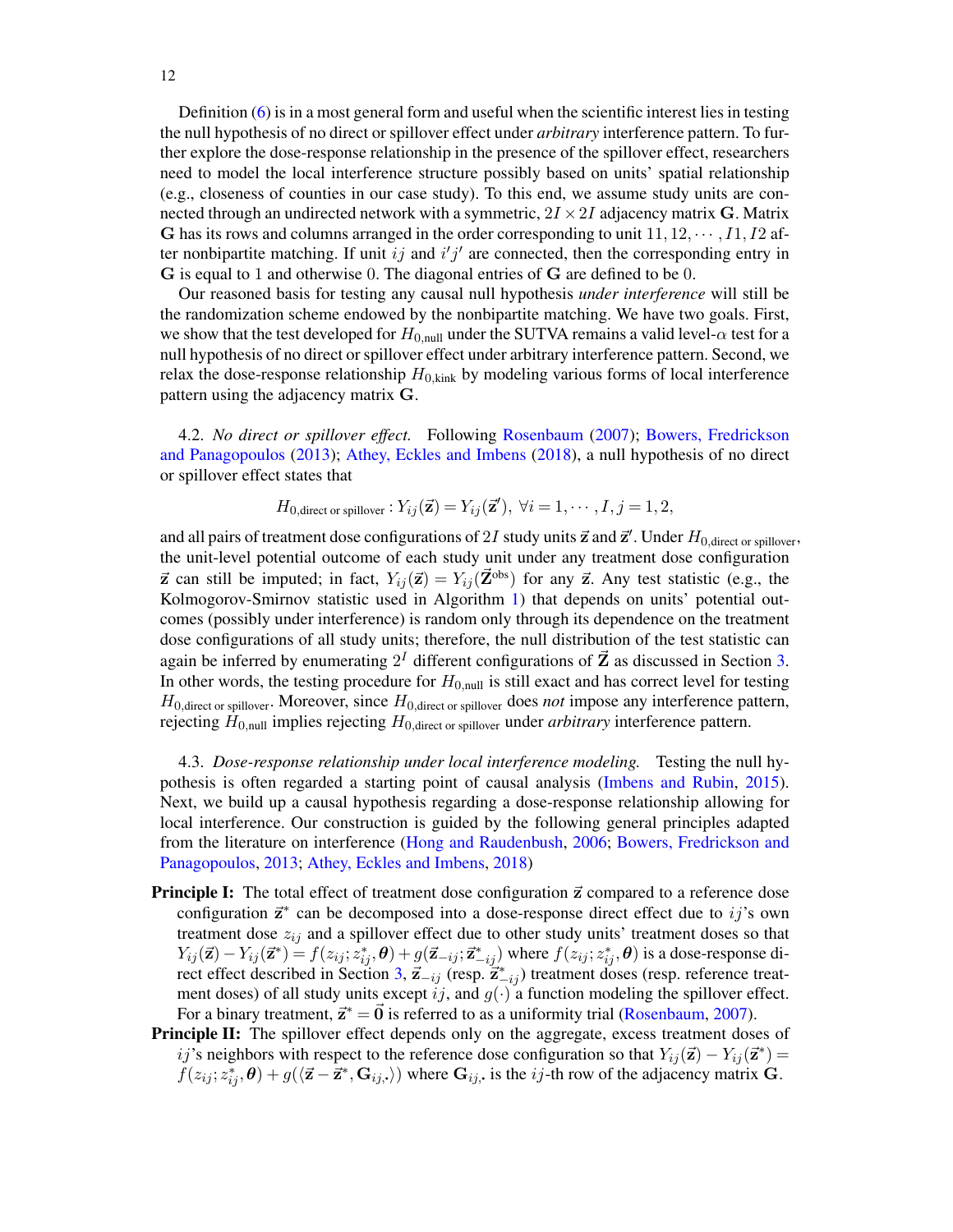Definition (6) is in a most general form and useful when the scientific interest lies in testing the null hypothesis of no direct or spillover effect under *arbitrary* interference pattern. To further explore the dose-response relationship in the presence of the spillover effect, researchers need to model the local interference structure possibly based on units' spatial relationship (e.g., closeness of counties in our case study). To this end, we assume study units are connected through an undirected network with a symmetric, $2I \times 2I$ adjacency matrix $\mathbf{G}$. Matrix $\mathbf{G}$ has its rows and columns arranged in the order corresponding to unit $11, 12, \cdots, I1, I2$ after nonbipartite matching. If unit $ij$ and $i'j'$ are connected, then the corresponding entry in $\mathbf{G}$ is equal to $1$ and otherwise $0$. The diagonal entries of $\mathbf{G}$ are defined to be $0$.

Our reasoned basis for testing any causal null hypothesis *under interference* will still be the randomization scheme endowed by the nonbipartite matching. We have two goals. First, we show that the test developed for $H_{0,\text{null}}$ under the SUTVA remains a valid level-$\alpha$ test for a null hypothesis of no direct or spillover effect under arbitrary interference pattern. Second, we relax the dose-response relationship $H_{0,\text{kink}}$ by modeling various forms of local interference pattern using the adjacency matrix $\mathbf{G}$.

4.2. *No direct or spillover effect.* Following Rosenbaum (2007); Bowers, Fredrickson and Panagopoulos (2013); Athey, Eckles and Imbens (2018), a null hypothesis of no direct or spillover effect states that

$$H_{0,\text{direct or spillover}} : Y_{ij}(\vec{\mathbf{z}}) = Y_{ij}(\vec{\mathbf{z}}'),\ \forall i = 1, \cdots, I, j = 1, 2,$$

and all pairs of treatment dose configurations of $2I$ study units $\vec{\mathbf{z}}$ and $\vec{\mathbf{z}}'$. Under $H_{0,\text{direct or spillover}}$, the unit-level potential outcome of each study unit under any treatment dose configuration $\vec{\mathbf{z}}$ can still be imputed; in fact, $Y_{ij}(\vec{\mathbf{z}}) = Y_{ij}(\vec{\mathbf{Z}}^{\text{obs}})$ for any $\vec{\mathbf{z}}$. Any test statistic (e.g., the Kolmogorov-Smirnov statistic used in Algorithm 1) that depends on units' potential outcomes (possibly under interference) is random only through its dependence on the treatment dose configurations of all study units; therefore, the null distribution of the test statistic can again be inferred by enumerating $2^I$ different configurations of $\vec{\mathbf{Z}}$ as discussed in Section 3. In other words, the testing procedure for $H_{0,\text{null}}$ is still exact and has correct level for testing $H_{0,\text{direct or spillover}}$. Moreover, since $H_{0,\text{direct or spillover}}$ does *not* impose any interference pattern, rejecting $H_{0,\text{null}}$ implies rejecting $H_{0,\text{direct or spillover}}$ under *arbitrary* interference pattern.

4.3. *Dose-response relationship under local interference modeling.* Testing the null hypothesis is often regarded a starting point of causal analysis (Imbens and Rubin, 2015). Next, we build up a causal hypothesis regarding a dose-response relationship allowing for local interference. Our construction is guided by the following general principles adapted from the literature on interference (Hong and Raudenbush, 2006; Bowers, Fredrickson and Panagopoulos, 2013; Athey, Eckles and Imbens, 2018)

**Principle I:** The total effect of treatment dose configuration $\vec{\mathbf{z}}$ compared to a reference dose configuration $\vec{\mathbf{z}}^*$ can be decomposed into a dose-response direct effect due to $ij$'s own treatment dose $z_{ij}$ and a spillover effect due to other study units' treatment doses so that $Y_{ij}(\vec{\mathbf{z}}) - Y_{ij}(\vec{\mathbf{z}}^*) = f(z_{ij}; z^*_{ij}, \boldsymbol{\theta}) + g(\vec{\mathbf{z}}_{-ij}; \vec{\mathbf{z}}^*_{-ij})$ where $f(z_{ij}; z^*_{ij}, \boldsymbol{\theta})$ is a dose-response direct effect described in Section 3, $\vec{\mathbf{z}}_{-ij}$ (resp. $\vec{\mathbf{z}}^*_{-ij}$) treatment doses (resp. reference treatment doses) of all study units except $ij$, and $g(\cdot)$ a function modeling the spillover effect. For a binary treatment, $\vec{\mathbf{z}}^* = \vec{\mathbf{0}}$ is referred to as a uniformity trial (Rosenbaum, 2007).

**Principle II:** The spillover effect depends only on the aggregate, excess treatment doses of $ij$'s neighbors with respect to the reference dose configuration so that $Y_{ij}(\vec{\mathbf{z}}) - Y_{ij}(\vec{\mathbf{z}}^*) = f(z_{ij}; z^*_{ij}, \boldsymbol{\theta}) + g(\langle \vec{\mathbf{z}} - \vec{\mathbf{z}}^*, \mathbf{G}_{ij,\cdot} \rangle)$ where $\mathbf{G}_{ij,\cdot}$ is the $ij$-th row of the adjacency matrix $\mathbf{G}$.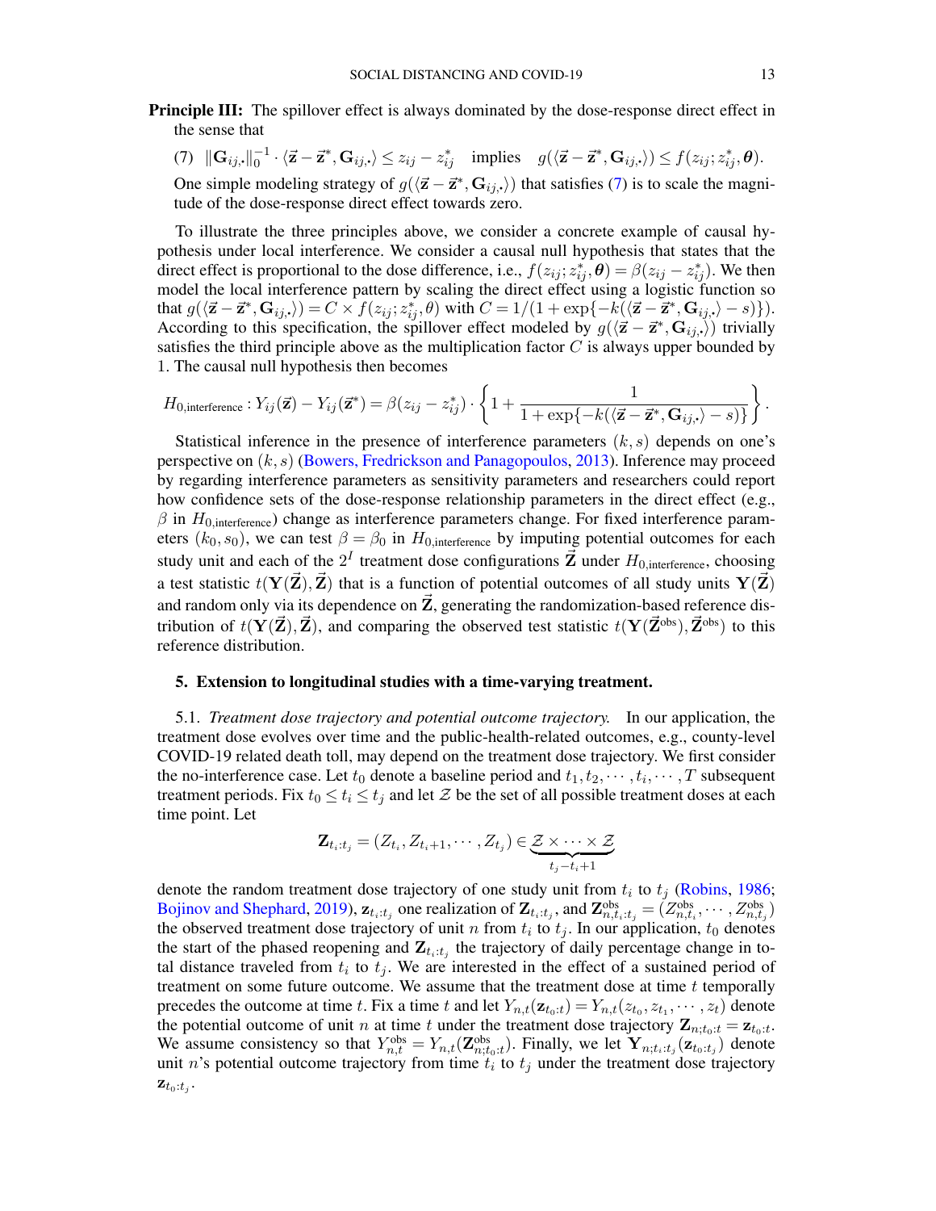**Principle III:** The spillover effect is always dominated by the dose-response direct effect in the sense that

$$(7)\quad \|\mathbf{G}_{ij,\cdot}\|_0^{-1} \cdot \langle \vec{\mathbf{z}} - \vec{\mathbf{z}}^*, \mathbf{G}_{ij,\cdot} \rangle \leq z_{ij} - z_{ij}^* \quad \text{implies} \quad g(\langle \vec{\mathbf{z}} - \vec{\mathbf{z}}^*, \mathbf{G}_{ij,\cdot} \rangle) \leq f(z_{ij}; z_{ij}^*, \boldsymbol{\theta}).$$

One simple modeling strategy of $g(\langle \vec{\mathbf{z}} - \vec{\mathbf{z}}^*, \mathbf{G}_{ij,\cdot} \rangle)$ that satisfies (7) is to scale the magnitude of the dose-response direct effect towards zero.

To illustrate the three principles above, we consider a concrete example of causal hypothesis under local interference. We consider a causal null hypothesis that states that the direct effect is proportional to the dose difference, i.e., $f(z_{ij}; z_{ij}^*, \boldsymbol{\theta}) = \beta(z_{ij} - z_{ij}^*)$. We then model the local interference pattern by scaling the direct effect using a logistic function so that $g(\langle \vec{\mathbf{z}} - \vec{\mathbf{z}}^*, \mathbf{G}_{ij,\cdot} \rangle) = C \times f(z_{ij}; z_{ij}^*, \theta)$ with $C = 1/(1 + \exp\{-k(\langle \vec{\mathbf{z}} - \vec{\mathbf{z}}^*, \mathbf{G}_{ij,\cdot} \rangle - s)\})$. According to this specification, the spillover effect modeled by $g(\langle \vec{\mathbf{z}} - \vec{\mathbf{z}}^*, \mathbf{G}_{ij,\cdot} \rangle)$ trivially satisfies the third principle above as the multiplication factor $C$ is always upper bounded by 1. The causal null hypothesis then becomes

$$H_{0,\text{interference}} : Y_{ij}(\vec{\mathbf{z}}) - Y_{ij}(\vec{\mathbf{z}}^*) = \beta(z_{ij} - z_{ij}^*) \cdot \left\{ 1 + \frac{1}{1 + \exp\{-k(\langle \vec{\mathbf{z}} - \vec{\mathbf{z}}^*, \mathbf{G}_{ij,\cdot} \rangle - s)\}} \right\}.$$

Statistical inference in the presence of interference parameters $(k, s)$ depends on one's perspective on $(k, s)$ (Bowers, Fredrickson and Panagopoulos, 2013). Inference may proceed by regarding interference parameters as sensitivity parameters and researchers could report how confidence sets of the dose-response relationship parameters in the direct effect (e.g., $\beta$ in $H_{0,\text{interference}}$) change as interference parameters change. For fixed interference parameters $(k_0, s_0)$, we can test $\beta = \beta_0$ in $H_{0,\text{interference}}$ by imputing potential outcomes for each study unit and each of the $2^I$ treatment dose configurations $\vec{\mathbf{Z}}$ under $H_{0,\text{interference}}$, choosing a test statistic $t(\mathbf{Y}(\vec{\mathbf{Z}}), \vec{\mathbf{Z}})$ that is a function of potential outcomes of all study units $\mathbf{Y}(\vec{\mathbf{Z}})$ and random only via its dependence on $\vec{\mathbf{Z}}$, generating the randomization-based reference distribution of $t(\mathbf{Y}(\vec{\mathbf{Z}}), \vec{\mathbf{Z}})$, and comparing the observed test statistic $t(\mathbf{Y}(\vec{\mathbf{Z}}^{\text{obs}}), \vec{\mathbf{Z}}^{\text{obs}})$ to this reference distribution.

## 5. Extension to longitudinal studies with a time-varying treatment.

5.1. *Treatment dose trajectory and potential outcome trajectory.* In our application, the treatment dose evolves over time and the public-health-related outcomes, e.g., county-level COVID-19 related death toll, may depend on the treatment dose trajectory. We first consider the no-interference case. Let $t_0$ denote a baseline period and $t_1, t_2, \cdots, t_i, \cdots, T$ subsequent treatment periods. Fix $t_0 \leq t_i \leq t_j$ and let $\mathcal{Z}$ be the set of all possible treatment doses at each time point. Let

$$\mathbf{Z}_{t_i:t_j} = (Z_{t_i}, Z_{t_i+1}, \cdots, Z_{t_j}) \in \underbrace{\mathcal{Z} \times \cdots \times \mathcal{Z}}_{t_j - t_i + 1}$$

denote the random treatment dose trajectory of one study unit from $t_i$ to $t_j$ (Robins, 1986; Bojinov and Shephard, 2019), $\mathbf{z}_{t_i:t_j}$ one realization of $\mathbf{Z}_{t_i:t_j}$, and $\mathbf{Z}^{\text{obs}}_{n,t_i:t_j} = (Z^{\text{obs}}_{n,t_i}, \cdots, Z^{\text{obs}}_{n,t_j})$ the observed treatment dose trajectory of unit $n$ from $t_i$ to $t_j$. In our application, $t_0$ denotes the start of the phased reopening and $\mathbf{Z}_{t_i:t_j}$ the trajectory of daily percentage change in total distance traveled from $t_i$ to $t_j$. We are interested in the effect of a sustained period of treatment on some future outcome. We assume that the treatment dose at time $t$ temporally precedes the outcome at time $t$. Fix a time $t$ and let $Y_{n,t}(\mathbf{z}_{t_0:t}) = Y_{n,t}(z_{t_0}, z_{t_1}, \cdots, z_t)$ denote the potential outcome of unit $n$ at time $t$ under the treatment dose trajectory $\mathbf{Z}_{n;t_0:t} = \mathbf{z}_{t_0:t}$. We assume consistency so that $Y^{\text{obs}}_{n,t} = Y_{n,t}(\mathbf{Z}^{\text{obs}}_{n;t_0:t})$. Finally, we let $\mathbf{Y}_{n;t_i:t_j}(\mathbf{z}_{t_0:t_j})$ denote unit $n$'s potential outcome trajectory from time $t_i$ to $t_j$ under the treatment dose trajectory $\mathbf{z}_{t_0:t_j}$.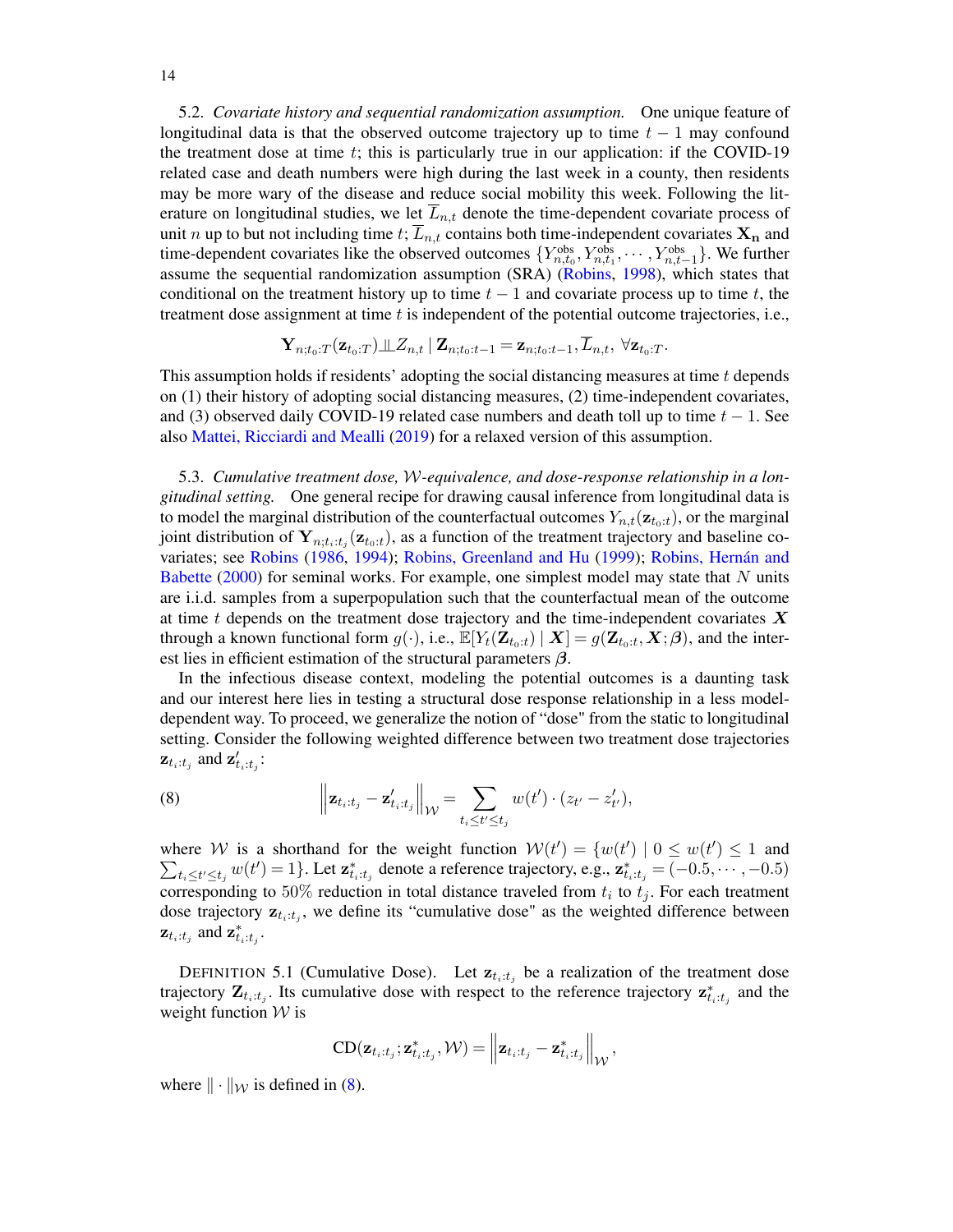5.2. *Covariate history and sequential randomization assumption.* One unique feature of longitudinal data is that the observed outcome trajectory up to time $t-1$ may confound the treatment dose at time $t$; this is particularly true in our application: if the COVID-19 related case and death numbers were high during the last week in a county, then residents may be more wary of the disease and reduce social mobility this week. Following the literature on longitudinal studies, we let $\overline{L}_{n,t}$ denote the time-dependent covariate process of unit $n$ up to but not including time $t$; $\overline{L}_{n,t}$ contains both time-independent covariates $\mathbf{X_n}$ and time-dependent covariates like the observed outcomes $\{Y^{\text{obs}}_{n,t_0}, Y^{\text{obs}}_{n,t_1}, \cdots, Y^{\text{obs}}_{n,t-1}\}$. We further assume the sequential randomization assumption (SRA) (Robins, 1998), which states that conditional on the treatment history up to time $t-1$ and covariate process up to time $t$, the treatment dose assignment at time $t$ is independent of the potential outcome trajectories, i.e.,

$$\mathbf{Y}_{n;t_0:T}(\mathbf{z}_{t_0:T}) \perp\!\!\!\perp Z_{n,t} \mid \mathbf{Z}_{n;t_0:t-1} = \mathbf{z}_{n;t_0:t-1}, \overline{L}_{n,t}, \; \forall \mathbf{z}_{t_0:T}.$$

This assumption holds if residents' adopting the social distancing measures at time $t$ depends on (1) their history of adopting social distancing measures, (2) time-independent covariates, and (3) observed daily COVID-19 related case numbers and death toll up to time $t-1$. See also Mattei, Ricciardi and Mealli (2019) for a relaxed version of this assumption.

5.3. *Cumulative treatment dose, $\mathcal{W}$-equivalence, and dose-response relationship in a longitudinal setting.* One general recipe for drawing causal inference from longitudinal data is to model the marginal distribution of the counterfactual outcomes $Y_{n,t}(\mathbf{z}_{t_0:t})$, or the marginal joint distribution of $\mathbf{Y}_{n;t_i:t_j}(\mathbf{z}_{t_0:t})$, as a function of the treatment trajectory and baseline covariates; see Robins (1986, 1994); Robins, Greenland and Hu (1999); Robins, Hernán and Babette (2000) for seminal works. For example, one simplest model may state that $N$ units are i.i.d. samples from a superpopulation such that the counterfactual mean of the outcome at time $t$ depends on the treatment dose trajectory and the time-independent covariates $\boldsymbol{X}$ through a known functional form $g(\cdot)$, i.e., $\mathbb{E}[Y_t(\mathbf{Z}_{t_0:t}) \mid \boldsymbol{X}] = g(\mathbf{Z}_{t_0:t}, \boldsymbol{X}; \boldsymbol{\beta})$, and the interest lies in efficient estimation of the structural parameters $\boldsymbol{\beta}$.

In the infectious disease context, modeling the potential outcomes is a daunting task and our interest here lies in testing a structural dose response relationship in a less model-dependent way. To proceed, we generalize the notion of "dose" from the static to longitudinal setting. Consider the following weighted difference between two treatment dose trajectories $\mathbf{z}_{t_i:t_j}$ and $\mathbf{z}'_{t_i:t_j}$:

$$\left\| \mathbf{z}_{t_i:t_j} - \mathbf{z}'_{t_i:t_j} \right\|_{\mathcal{W}} = \sum_{t_i \le t' \le t_j} w(t') \cdot (z_{t'} - z'_{t'}), \tag{8}$$

where $\mathcal{W}$ is a shorthand for the weight function $\mathcal{W}(t') = \{w(t') \mid 0 \le w(t') \le 1$ and $\sum_{t_i \le t' \le t_j} w(t') = 1\}$. Let $\mathbf{z}^*_{t_i:t_j}$ denote a reference trajectory, e.g., $\mathbf{z}^*_{t_i:t_j} = (-0.5, \cdots, -0.5)$ corresponding to $50\%$ reduction in total distance traveled from $t_i$ to $t_j$. For each treatment dose trajectory $\mathbf{z}_{t_i:t_j}$, we define its "cumulative dose" as the weighted difference between $\mathbf{z}_{t_i:t_j}$ and $\mathbf{z}^*_{t_i:t_j}$.

DEFINITION 5.1 (Cumulative Dose). Let $\mathbf{z}_{t_i:t_j}$ be a realization of the treatment dose trajectory $\mathbf{Z}_{t_i:t_j}$. Its cumulative dose with respect to the reference trajectory $\mathbf{z}^*_{t_i:t_j}$ and the weight function $\mathcal{W}$ is

$$\text{CD}(\mathbf{z}_{t_i:t_j}; \mathbf{z}^*_{t_i:t_j}, \mathcal{W}) = \left\| \mathbf{z}_{t_i:t_j} - \mathbf{z}^*_{t_i:t_j} \right\|_{\mathcal{W}},$$

where $\| \cdot \|_{\mathcal{W}}$ is defined in (8).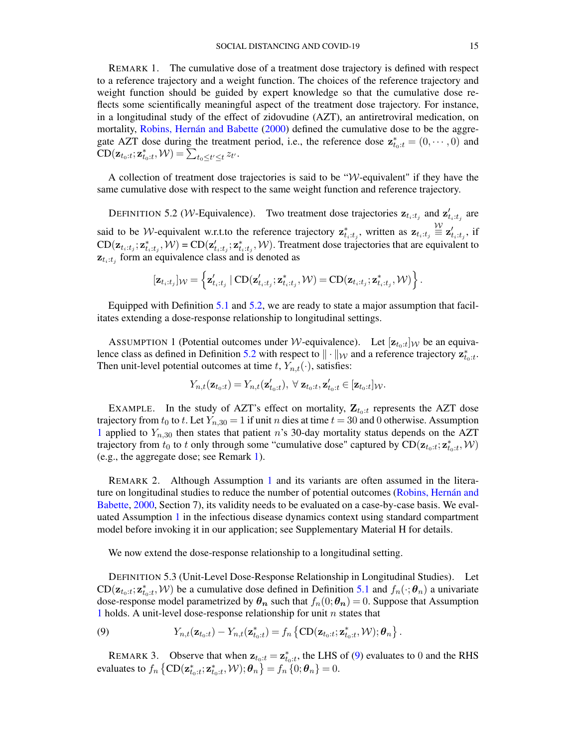REMARK 1. The cumulative dose of a treatment dose trajectory is defined with respect to a reference trajectory and a weight function. The choices of the reference trajectory and weight function should be guided by expert knowledge so that the cumulative dose reflects some scientifically meaningful aspect of the treatment dose trajectory. For instance, in a longitudinal study of the effect of zidovudine (AZT), an antiretroviral medication, on mortality, Robins, Hernán and Babette (2000) defined the cumulative dose to be the aggregate AZT dose during the treatment period, i.e., the reference dose $\mathbf{z}^*_{t_0:t} = (0, \cdots, 0)$ and $\text{CD}(\mathbf{z}_{t_0:t}; \mathbf{z}^*_{t_0:t}, \mathcal{W}) = \sum_{t_0 \leq t' \leq t} z_{t'}$.

A collection of treatment dose trajectories is said to be "$\mathcal{W}$-equivalent" if they have the same cumulative dose with respect to the same weight function and reference trajectory.

DEFINITION 5.2 ($\mathcal{W}$-Equivalence). Two treatment dose trajectories $\mathbf{z}_{t_i:t_j}$ and $\mathbf{z}'_{t_i:t_j}$ are said to be $\mathcal{W}$-equivalent w.r.t.to the reference trajectory $\mathbf{z}^*_{t_i:t_j}$, written as $\mathbf{z}_{t_i:t_j} \overset{\mathcal{W}}{\equiv} \mathbf{z}'_{t_i:t_j}$, if $\text{CD}(\mathbf{z}_{t_i:t_j}; \mathbf{z}^*_{t_i:t_j}, \mathcal{W}) = \text{CD}(\mathbf{z}'_{t_i:t_j}; \mathbf{z}^*_{t_i:t_j}, \mathcal{W})$. Treatment dose trajectories that are equivalent to $\mathbf{z}_{t_i:t_j}$ form an equivalence class and is denoted as

$$[\mathbf{z}_{t_i:t_j}]_{\mathcal{W}} = \left\{ \mathbf{z}'_{t_i:t_j} \mid \text{CD}(\mathbf{z}'_{t_i:t_j}; \mathbf{z}^*_{t_i:t_j}, \mathcal{W}) = \text{CD}(\mathbf{z}_{t_i:t_j}; \mathbf{z}^*_{t_i:t_j}, \mathcal{W}) \right\}.$$

Equipped with Definition 5.1 and 5.2, we are ready to state a major assumption that facilitates extending a dose-response relationship to longitudinal settings.

ASSUMPTION 1 (Potential outcomes under $\mathcal{W}$-equivalence). Let $[\mathbf{z}_{t_0:t}]_{\mathcal{W}}$ be an equivalence class as defined in Definition 5.2 with respect to $\| \cdot \|_{\mathcal{W}}$ and a reference trajectory $\mathbf{z}^*_{t_0:t}$. Then unit-level potential outcomes at time $t$, $Y_{n,t}(\cdot)$, satisfies:

$$Y_{n,t}(\mathbf{z}_{t_0:t}) = Y_{n,t}(\mathbf{z}'_{t_0:t}), \ \forall \ \mathbf{z}_{t_0:t}, \mathbf{z}'_{t_0:t} \in [\mathbf{z}_{t_0:t}]_{\mathcal{W}}.$$

EXAMPLE. In the study of AZT's effect on mortality, $\mathbf{Z}_{t_0:t}$ represents the AZT dose trajectory from $t_0$ to $t$. Let $Y_{n,30} = 1$ if unit $n$ dies at time $t = 30$ and $0$ otherwise. Assumption 1 applied to $Y_{n,30}$ then states that patient $n$'s 30-day mortality status depends on the AZT trajectory from $t_0$ to $t$ only through some "cumulative dose" captured by $\text{CD}(\mathbf{z}_{t_0:t}; \mathbf{z}^*_{t_0:t}, \mathcal{W})$ (e.g., the aggregate dose; see Remark 1).

REMARK 2. Although Assumption 1 and its variants are often assumed in the literature on longitudinal studies to reduce the number of potential outcomes (Robins, Hernán and Babette, 2000, Section 7), its validity needs to be evaluated on a case-by-case basis. We evaluated Assumption 1 in the infectious disease dynamics context using standard compartment model before invoking it in our application; see Supplementary Material H for details.

We now extend the dose-response relationship to a longitudinal setting.

DEFINITION 5.3 (Unit-Level Dose-Response Relationship in Longitudinal Studies). Let $\text{CD}(\mathbf{z}_{t_0:t}; \mathbf{z}^*_{t_0:t}, \mathcal{W})$ be a cumulative dose defined in Definition 5.1 and $f_n(\cdot; \boldsymbol{\theta_n})$ a univariate dose-response model parametrized by $\boldsymbol{\theta_n}$ such that $f_n(0; \boldsymbol{\theta_n}) = 0$. Suppose that Assumption 1 holds. A unit-level dose-response relationship for unit $n$ states that

$$Y_{n,t}(\mathbf{z}_{t_0:t}) - Y_{n,t}(\mathbf{z}^*_{t_0:t}) = f_n \left\{ \text{CD}(\mathbf{z}_{t_0:t}; \mathbf{z}^*_{t_0:t}, \mathcal{W}); \boldsymbol{\theta}_n \right\}. \tag{9}$$

REMARK 3. Observe that when $\mathbf{z}_{t_0:t} = \mathbf{z}^*_{t_0:t}$, the LHS of (9) evaluates to 0 and the RHS evaluates to $f_n \left\{ \text{CD}(\mathbf{z}^*_{t_0:t}; \mathbf{z}^*_{t_0:t}, \mathcal{W}); \boldsymbol{\theta}_n \right\} = f_n \left\{ 0; \boldsymbol{\theta}_n \right\} = 0$.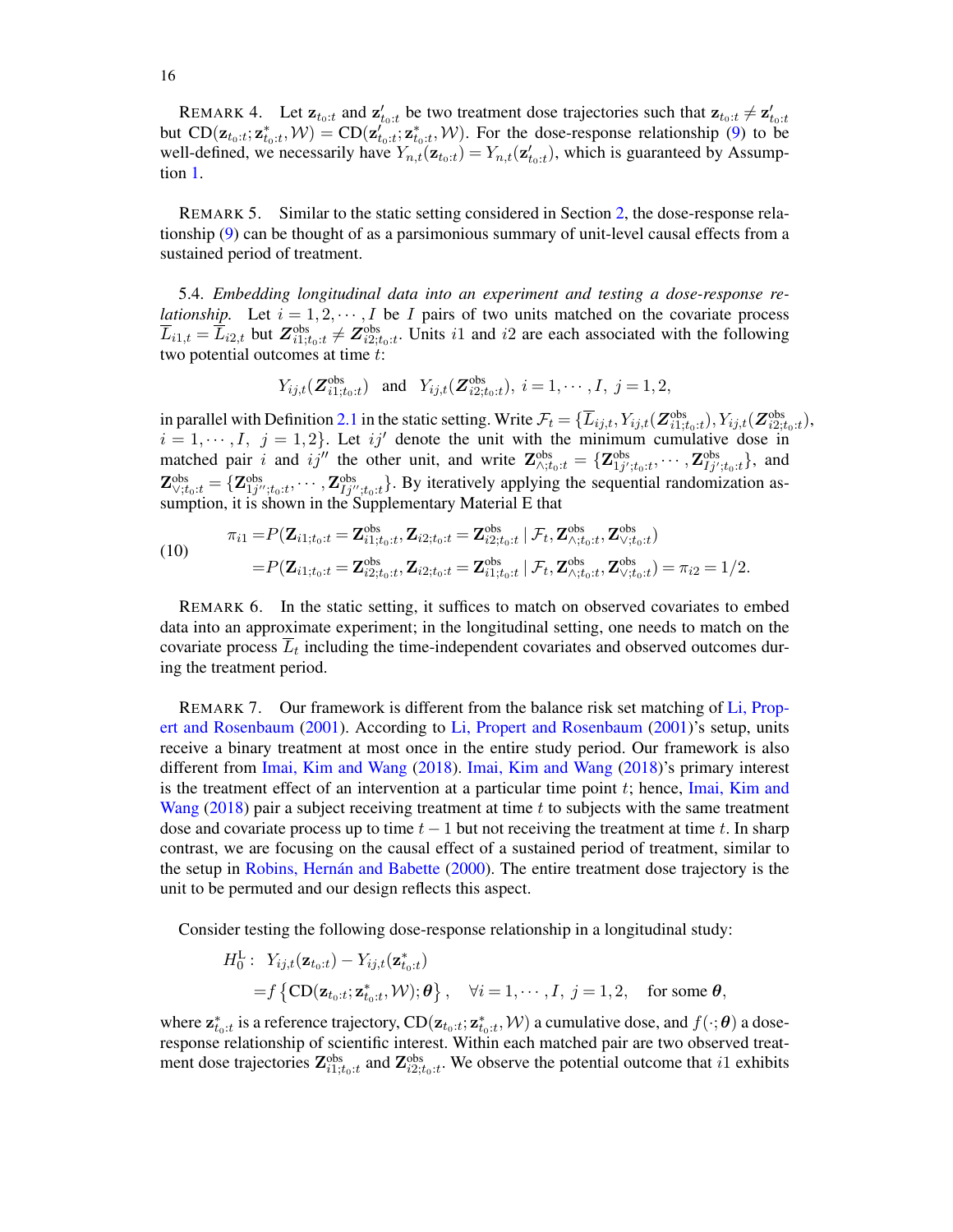REMARK 4. Let $\mathbf{z}_{t_0:t}$ and $\mathbf{z}'_{t_0:t}$ be two treatment dose trajectories such that $\mathbf{z}_{t_0:t} \neq \mathbf{z}'_{t_0:t}$ but $\text{CD}(\mathbf{z}_{t_0:t}; \mathbf{z}^*_{t_0:t}, \mathcal{W}) = \text{CD}(\mathbf{z}'_{t_0:t}; \mathbf{z}^*_{t_0:t}, \mathcal{W})$. For the dose-response relationship (9) to be well-defined, we necessarily have $Y_{n,t}(\mathbf{z}_{t_0:t}) = Y_{n,t}(\mathbf{z}'_{t_0:t})$, which is guaranteed by Assumption 1.

REMARK 5. Similar to the static setting considered in Section 2, the dose-response relationship (9) can be thought of as a parsimonious summary of unit-level causal effects from a sustained period of treatment.

5.4. *Embedding longitudinal data into an experiment and testing a dose-response relationship.* Let $i = 1, 2, \cdots, I$ be $I$ pairs of two units matched on the covariate process $\overline{L}_{i1,t} = \overline{L}_{i2,t}$ but $\boldsymbol{Z}^{\text{obs}}_{i1;t_0:t} \neq \boldsymbol{Z}^{\text{obs}}_{i2;t_0:t}$. Units $i1$ and $i2$ are each associated with the following two potential outcomes at time $t$:

$$Y_{ij,t}(\boldsymbol{Z}^{\text{obs}}_{i1;t_0:t}) \quad \text{and} \quad Y_{ij,t}(\boldsymbol{Z}^{\text{obs}}_{i2;t_0:t}),\ i = 1, \cdots, I,\ j = 1, 2,$$

in parallel with Definition 2.1 in the static setting. Write $\mathcal{F}_t = \{\overline{L}_{ij,t}, Y_{ij,t}(\boldsymbol{Z}^{\text{obs}}_{i1;t_0:t}), Y_{ij,t}(\boldsymbol{Z}^{\text{obs}}_{i2;t_0:t}),\ i = 1, \cdots, I,\ j = 1, 2\}$. Let $ij'$ denote the unit with the minimum cumulative dose in matched pair $i$ and $ij''$ the other unit, and write $\mathbf{Z}^{\text{obs}}_{\wedge;t_0:t} = \{\mathbf{Z}^{\text{obs}}_{1j';t_0:t}, \cdots, \mathbf{Z}^{\text{obs}}_{Ij';t_0:t}\}$, and $\mathbf{Z}^{\text{obs}}_{\vee;t_0:t} = \{\mathbf{Z}^{\text{obs}}_{1j'';t_0:t}, \cdots, \mathbf{Z}^{\text{obs}}_{Ij'';t_0:t}\}$. By iteratively applying the sequential randomization assumption, it is shown in the Supplementary Material E that

$$\begin{aligned}
\pi_{i1} =& P(\mathbf{Z}_{i1;t_0:t} = \mathbf{Z}^{\text{obs}}_{i1;t_0:t}, \mathbf{Z}_{i2;t_0:t} = \mathbf{Z}^{\text{obs}}_{i2;t_0:t} \mid \mathcal{F}_t, \mathbf{Z}^{\text{obs}}_{\wedge;t_0:t}, \mathbf{Z}^{\text{obs}}_{\vee;t_0:t}) \\
=& P(\mathbf{Z}_{i1;t_0:t} = \mathbf{Z}^{\text{obs}}_{i2;t_0:t}, \mathbf{Z}_{i2;t_0:t} = \mathbf{Z}^{\text{obs}}_{i1;t_0:t} \mid \mathcal{F}_t, \mathbf{Z}^{\text{obs}}_{\wedge;t_0:t}, \mathbf{Z}^{\text{obs}}_{\vee;t_0:t}) = \pi_{i2} = 1/2.
\end{aligned} \tag{10}$$

REMARK 6. In the static setting, it suffices to match on observed covariates to embed data into an approximate experiment; in the longitudinal setting, one needs to match on the covariate process $\overline{L}_t$ including the time-independent covariates and observed outcomes during the treatment period.

REMARK 7. Our framework is different from the balance risk set matching of Li, Propert and Rosenbaum (2001). According to Li, Propert and Rosenbaum (2001)'s setup, units receive a binary treatment at most once in the entire study period. Our framework is also different from Imai, Kim and Wang (2018). Imai, Kim and Wang (2018)'s primary interest is the treatment effect of an intervention at a particular time point $t$; hence, Imai, Kim and Wang (2018) pair a subject receiving treatment at time $t$ to subjects with the same treatment dose and covariate process up to time $t-1$ but not receiving the treatment at time $t$. In sharp contrast, we are focusing on the causal effect of a sustained period of treatment, similar to the setup in Robins, Hernán and Babette (2000). The entire treatment dose trajectory is the unit to be permuted and our design reflects this aspect.

Consider testing the following dose-response relationship in a longitudinal study:

$$\begin{aligned}
H_0^{\text{L}}:\ & Y_{ij,t}(\mathbf{z}_{t_0:t}) - Y_{ij,t}(\mathbf{z}^*_{t_0:t}) \\
=& f\left\{\text{CD}(\mathbf{z}_{t_0:t}; \mathbf{z}^*_{t_0:t}, \mathcal{W}); \boldsymbol{\theta}\right\}, \quad \forall i = 1, \cdots, I,\ j = 1, 2, \quad \text{for some } \boldsymbol{\theta},
\end{aligned}$$

where $\mathbf{z}^*_{t_0:t}$ is a reference trajectory, $\text{CD}(\mathbf{z}_{t_0:t}; \mathbf{z}^*_{t_0:t}, \mathcal{W})$ a cumulative dose, and $f(\cdot; \boldsymbol{\theta})$ a dose-response relationship of scientific interest. Within each matched pair are two observed treatment dose trajectories $\mathbf{Z}^{\text{obs}}_{i1;t_0:t}$ and $\mathbf{Z}^{\text{obs}}_{i2;t_0:t}$. We observe the potential outcome that $i1$ exhibits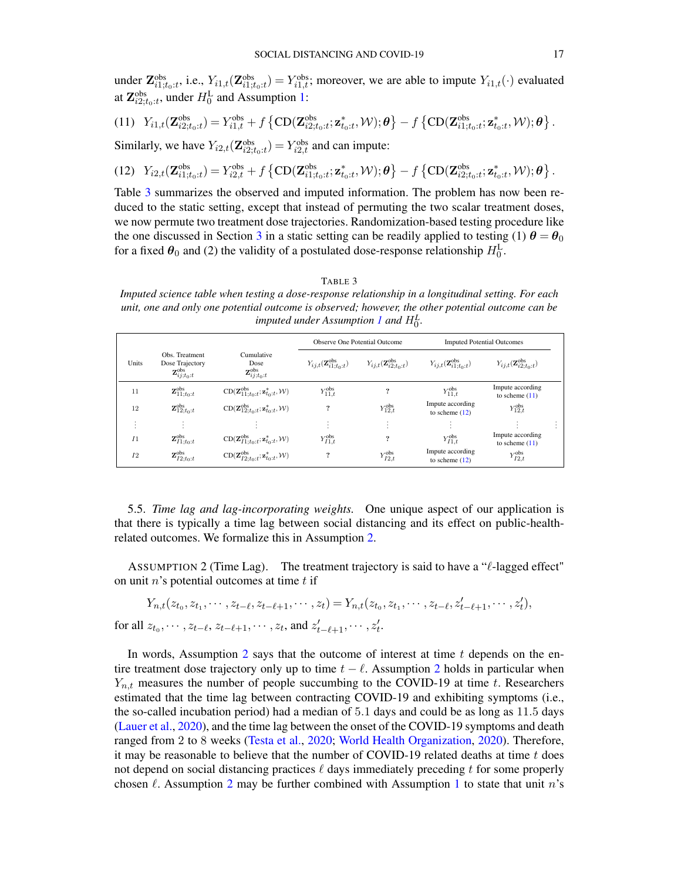under $\mathbf{Z}^{\text{obs}}_{i1;t_0:t}$, i.e., $Y_{i1,t}(\mathbf{Z}^{\text{obs}}_{i1;t_0:t}) = Y^{\text{obs}}_{i1,t}$; moreover, we are able to impute $Y_{i1,t}(\cdot)$ evaluated at $\mathbf{Z}^{\text{obs}}_{i2;t_0:t}$, under $H_0^{\text{L}}$ and Assumption 1:

$$(11)\quad Y_{i1,t}(\mathbf{Z}^{\text{obs}}_{i2;t_0:t}) = Y^{\text{obs}}_{i1,t} + f\left\{\text{CD}(\mathbf{Z}^{\text{obs}}_{i2;t_0:t};\mathbf{z}^*_{t_0:t},\mathcal{W});\boldsymbol{\theta}\right\} - f\left\{\text{CD}(\mathbf{Z}^{\text{obs}}_{i1;t_0:t};\mathbf{z}^*_{t_0:t},\mathcal{W});\boldsymbol{\theta}\right\}.$$

Similarly, we have $Y_{i2,t}(\mathbf{Z}^{\text{obs}}_{i2;t_0:t}) = Y^{\text{obs}}_{i2,t}$ and can impute:

$$(12)\quad Y_{i2,t}(\mathbf{Z}^{\text{obs}}_{i1;t_0:t}) = Y^{\text{obs}}_{i2,t} + f\left\{\text{CD}(\mathbf{Z}^{\text{obs}}_{i1;t_0:t};\mathbf{z}^*_{t_0:t},\mathcal{W});\boldsymbol{\theta}\right\} - f\left\{\text{CD}(\mathbf{Z}^{\text{obs}}_{i2;t_0:t};\mathbf{z}^*_{t_0:t},\mathcal{W});\boldsymbol{\theta}\right\}.$$

Table 3 summarizes the observed and imputed information. The problem has now been reduced to the static setting, except that instead of permuting the two scalar treatment doses, we now permute two treatment dose trajectories. Randomization-based testing procedure like the one discussed in Section 3 in a static setting can be readily applied to testing (1) $\boldsymbol{\theta} = \boldsymbol{\theta}_0$ for a fixed $\boldsymbol{\theta}_0$ and (2) the validity of a postulated dose-response relationship $H_0^{\text{L}}$.

TABLE 3

*Imputed science table when testing a dose-response relationship in a longitudinal setting. For each unit, one and only one potential outcome is observed; however, the other potential outcome can be imputed under Assumption 1 and $H_0^{\text{L}}$.*

| Units | Obs. Treatment Dose Trajectory $\mathbf{Z}^{\text{obs}}_{ij;t_0:t}$ | Cumulative Dose $\mathbf{Z}^{\text{obs}}_{ij;t_0:t}$ | Observe One Potential Outcome | | Imputed Potential Outcomes | |
|---|---|---|---|---|---|---|
| | | | $Y_{ij,t}(\mathbf{Z}^{\text{obs}}_{i1;t_0:t})$ | $Y_{ij,t}(\mathbf{Z}^{\text{obs}}_{i2;t_0:t})$ | $Y_{ij,t}(\mathbf{Z}^{\text{obs}}_{i1;t_0:t})$ | $Y_{ij,t}(\mathbf{Z}^{\text{obs}}_{i2;t_0:t})$ |
| 11 | $\mathbf{Z}^{\text{obs}}_{11;t_0:t}$ | $\text{CD}(\mathbf{Z}^{\text{obs}}_{11;t_0:t};\mathbf{z}^*_{t_0:t},\mathcal{W})$ | $Y^{\text{obs}}_{11,t}$ | ? | $Y^{\text{obs}}_{11,t}$ | Impute according to scheme (11) |
| 12 | $\mathbf{Z}^{\text{obs}}_{12;t_0:t}$ | $\text{CD}(\mathbf{Z}^{\text{obs}}_{12;t_0:t};\mathbf{z}^*_{t_0:t},\mathcal{W})$ | ? | $Y^{\text{obs}}_{12,t}$ | Impute according to scheme (12) | $Y^{\text{obs}}_{12,t}$ |
| ⋮ | ⋮ | ⋮ | ⋮ | ⋮ | ⋮ | ⋮ |
| $I1$ | $\mathbf{Z}^{\text{obs}}_{I1;t_0:t}$ | $\text{CD}(\mathbf{Z}^{\text{obs}}_{I1;t_0:t};\mathbf{z}^*_{t_0:t},\mathcal{W})$ | $Y^{\text{obs}}_{I1,t}$ | ? | $Y^{\text{obs}}_{I1,t}$ | Impute according to scheme (11) |
| $I2$ | $\mathbf{Z}^{\text{obs}}_{I2;t_0:t}$ | $\text{CD}(\mathbf{Z}^{\text{obs}}_{I2;t_0:t};\mathbf{z}^*_{t_0:t},\mathcal{W})$ | ? | $Y^{\text{obs}}_{I2,t}$ | Impute according to scheme (12) | $Y^{\text{obs}}_{I2,t}$ |

5.5. *Time lag and lag-incorporating weights.* One unique aspect of our application is that there is typically a time lag between social distancing and its effect on public-health-related outcomes. We formalize this in Assumption 2.

ASSUMPTION 2 (Time Lag). The treatment trajectory is said to have a "$\ell$-lagged effect" on unit $n$'s potential outcomes at time $t$ if

$$Y_{n,t}(z_{t_0}, z_{t_1}, \cdots, z_{t-\ell}, z_{t-\ell+1}, \cdots, z_t) = Y_{n,t}(z_{t_0}, z_{t_1}, \cdots, z_{t-\ell}, z'_{t-\ell+1}, \cdots, z'_t),$$

for all $z_{t_0}, \cdots, z_{t-\ell}, z_{t-\ell+1}, \cdots, z_t$, and $z'_{t-\ell+1}, \cdots, z'_t$.

In words, Assumption 2 says that the outcome of interest at time $t$ depends on the entire treatment dose trajectory only up to time $t-\ell$. Assumption 2 holds in particular when $Y_{n,t}$ measures the number of people succumbing to the COVID-19 at time $t$. Researchers estimated that the time lag between contracting COVID-19 and exhibiting symptoms (i.e., the so-called incubation period) had a median of 5.1 days and could be as long as 11.5 days (Lauer et al., 2020), and the time lag between the onset of the COVID-19 symptoms and death ranged from 2 to 8 weeks (Testa et al., 2020; World Health Organization, 2020). Therefore, it may be reasonable to believe that the number of COVID-19 related deaths at time $t$ does not depend on social distancing practices $\ell$ days immediately preceding $t$ for some properly chosen $\ell$. Assumption 2 may be further combined with Assumption 1 to state that unit $n$'s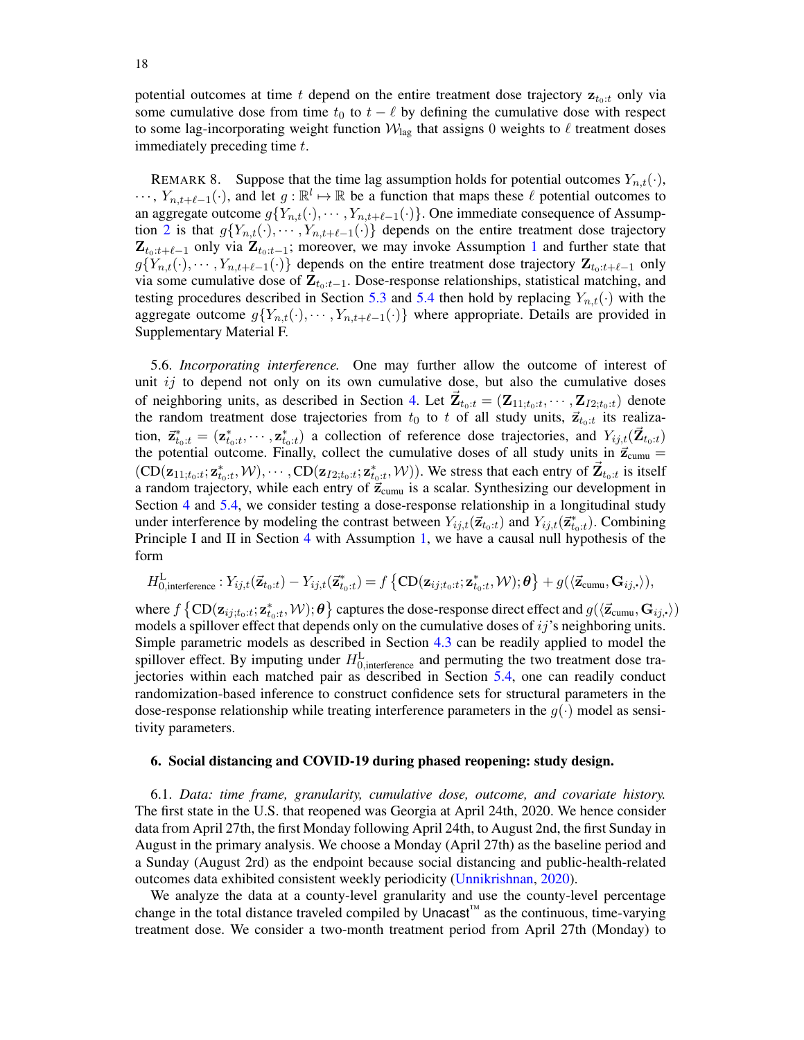potential outcomes at time $t$ depend on the entire treatment dose trajectory $\mathbf{z}_{t_0:t}$ only via some cumulative dose from time $t_0$ to $t-\ell$ by defining the cumulative dose with respect to some lag-incorporating weight function $\mathcal{W}_{\text{lag}}$ that assigns 0 weights to $\ell$ treatment doses immediately preceding time $t$.

REMARK 8. Suppose that the time lag assumption holds for potential outcomes $Y_{n,t}(\cdot)$, $\cdots$, $Y_{n,t+\ell-1}(\cdot)$, and let $g:\mathbb{R}^l \mapsto \mathbb{R}$ be a function that maps these $\ell$ potential outcomes to an aggregate outcome $g\{Y_{n,t}(\cdot),\cdots,Y_{n,t+\ell-1}(\cdot)\}$. One immediate consequence of Assumption 2 is that $g\{Y_{n,t}(\cdot),\cdots,Y_{n,t+\ell-1}(\cdot)\}$ depends on the entire treatment dose trajectory $\mathbf{Z}_{t_0:t+\ell-1}$ only via $\mathbf{Z}_{t_0:t-1}$; moreover, we may invoke Assumption 1 and further state that $g\{Y_{n,t}(\cdot),\cdots,Y_{n,t+\ell-1}(\cdot)\}$ depends on the entire treatment dose trajectory $\mathbf{Z}_{t_0:t+\ell-1}$ only via some cumulative dose of $\mathbf{Z}_{t_0:t-1}$. Dose-response relationships, statistical matching, and testing procedures described in Section 5.3 and 5.4 then hold by replacing $Y_{n,t}(\cdot)$ with the aggregate outcome $g\{Y_{n,t}(\cdot),\cdots,Y_{n,t+\ell-1}(\cdot)\}$ where appropriate. Details are provided in Supplementary Material F.

5.6. *Incorporating interference.* One may further allow the outcome of interest of unit $ij$ to depend not only on its own cumulative dose, but also the cumulative doses of neighboring units, as described in Section 4. Let $\vec{\mathbf{Z}}_{t_0:t} = (\mathbf{Z}_{11;t_0:t},\cdots,\mathbf{Z}_{I2;t_0:t})$ denote the random treatment dose trajectories from $t_0$ to $t$ of all study units, $\vec{\mathbf{z}}_{t_0:t}$ its realization, $\vec{\mathbf{z}}^*_{t_0:t} = (\mathbf{z}^*_{t_0:t},\cdots,\mathbf{z}^*_{t_0:t})$ a collection of reference dose trajectories, and $Y_{ij,t}(\vec{\mathbf{Z}}_{t_0:t})$ the potential outcome. Finally, collect the cumulative doses of all study units in $\vec{\mathbf{z}}_{\text{cumu}} = (\text{CD}(\mathbf{z}_{11;t_0:t};\mathbf{z}^*_{t_0:t},\mathcal{W}),\cdots,\text{CD}(\mathbf{z}_{I2;t_0:t};\mathbf{z}^*_{t_0:t},\mathcal{W}))$. We stress that each entry of $\vec{\mathbf{Z}}_{t_0:t}$ is itself a random trajectory, while each entry of $\vec{\mathbf{z}}_{\text{cumu}}$ is a scalar. Synthesizing our development in Section 4 and 5.4, we consider testing a dose-response relationship in a longitudinal study under interference by modeling the contrast between $Y_{ij,t}(\vec{\mathbf{z}}_{t_0:t})$ and $Y_{ij,t}(\vec{\mathbf{z}}^*_{t_0:t})$. Combining Principle I and II in Section 4 with Assumption 1, we have a causal null hypothesis of the form

$$H^{\text{L}}_{0,\text{interference}}: Y_{ij,t}(\vec{\mathbf{z}}_{t_0:t}) - Y_{ij,t}(\vec{\mathbf{z}}^*_{t_0:t}) = f\left\{\text{CD}(\mathbf{z}_{ij;t_0:t};\mathbf{z}^*_{t_0:t},\mathcal{W});\boldsymbol{\theta}\right\} + g(\langle \vec{\mathbf{z}}_{\text{cumu}}, \mathbf{G}_{ij,\boldsymbol{\cdot}}\rangle),$$

where $f\left\{\text{CD}(\mathbf{z}_{ij;t_0:t};\mathbf{z}^*_{t_0:t},\mathcal{W});\boldsymbol{\theta}\right\}$ captures the dose-response direct effect and $g(\langle \vec{\mathbf{z}}_{\text{cumu}}, \mathbf{G}_{ij,\boldsymbol{\cdot}}\rangle)$ models a spillover effect that depends only on the cumulative doses of $ij$'s neighboring units. Simple parametric models as described in Section 4.3 can be readily applied to model the spillover effect. By imputing under $H^{\text{L}}_{0,\text{interference}}$ and permuting the two treatment dose trajectories within each matched pair as described in Section 5.4, one can readily conduct randomization-based inference to construct confidence sets for structural parameters in the dose-response relationship while treating interference parameters in the $g(\cdot)$ model as sensitivity parameters.

## 6. Social distancing and COVID-19 during phased reopening: study design.

6.1. *Data: time frame, granularity, cumulative dose, outcome, and covariate history.* The first state in the U.S. that reopened was Georgia at April 24th, 2020. We hence consider data from April 27th, the first Monday following April 24th, to August 2nd, the first Sunday in August in the primary analysis. We choose a Monday (April 27th) as the baseline period and a Sunday (August 2rd) as the endpoint because social distancing and public-health-related outcomes data exhibited consistent weekly periodicity (Unnikrishnan, 2020).

We analyze the data at a county-level granularity and use the county-level percentage change in the total distance traveled compiled by Unacast™ as the continuous, time-varying treatment dose. We consider a two-month treatment period from April 27th (Monday) to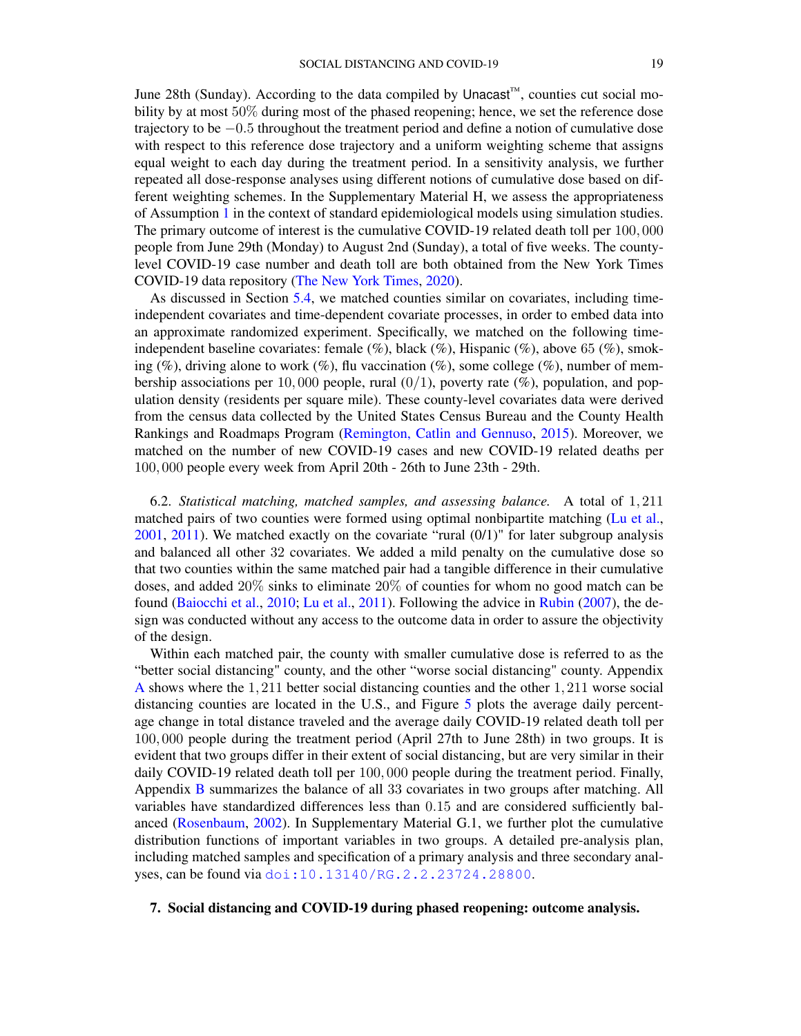June 28th (Sunday). According to the data compiled by Unacast™, counties cut social mobility by at most $50\%$ during most of the phased reopening; hence, we set the reference dose trajectory to be $-0.5$ throughout the treatment period and define a notion of cumulative dose with respect to this reference dose trajectory and a uniform weighting scheme that assigns equal weight to each day during the treatment period. In a sensitivity analysis, we further repeated all dose-response analyses using different notions of cumulative dose based on different weighting schemes. In the Supplementary Material H, we assess the appropriateness of Assumption 1 in the context of standard epidemiological models using simulation studies. The primary outcome of interest is the cumulative COVID-19 related death toll per $100,000$ people from June 29th (Monday) to August 2nd (Sunday), a total of five weeks. The county-level COVID-19 case number and death toll are both obtained from the New York Times COVID-19 data repository (The New York Times, 2020).

As discussed in Section 5.4, we matched counties similar on covariates, including time-independent covariates and time-dependent covariate processes, in order to embed data into an approximate randomized experiment. Specifically, we matched on the following time-independent baseline covariates: female (%), black (%), Hispanic (%), above 65 (%), smoking (%), driving alone to work (%), flu vaccination (%), some college (%), number of membership associations per $10,000$ people, rural $(0/1)$, poverty rate (%), population, and population density (residents per square mile). These county-level covariates data were derived from the census data collected by the United States Census Bureau and the County Health Rankings and Roadmaps Program (Remington, Catlin and Gennuso, 2015). Moreover, we matched on the number of new COVID-19 cases and new COVID-19 related deaths per $100,000$ people every week from April 20th - 26th to June 23th - 29th.

6.2. *Statistical matching, matched samples, and assessing balance.* A total of $1,211$ matched pairs of two counties were formed using optimal nonbipartite matching (Lu et al., 2001, 2011). We matched exactly on the covariate "rural (0/1)" for later subgroup analysis and balanced all other 32 covariates. We added a mild penalty on the cumulative dose so that two counties within the same matched pair had a tangible difference in their cumulative doses, and added $20\%$ sinks to eliminate $20\%$ of counties for whom no good match can be found (Baiocchi et al., 2010; Lu et al., 2011). Following the advice in Rubin (2007), the design was conducted without any access to the outcome data in order to assure the objectivity of the design.

Within each matched pair, the county with smaller cumulative dose is referred to as the "better social distancing" county, and the other "worse social distancing" county. Appendix A shows where the $1,211$ better social distancing counties and the other $1,211$ worse social distancing counties are located in the U.S., and Figure 5 plots the average daily percentage change in total distance traveled and the average daily COVID-19 related death toll per $100,000$ people during the treatment period (April 27th to June 28th) in two groups. It is evident that two groups differ in their extent of social distancing, but are very similar in their daily COVID-19 related death toll per $100,000$ people during the treatment period. Finally, Appendix B summarizes the balance of all 33 covariates in two groups after matching. All variables have standardized differences less than $0.15$ and are considered sufficiently balanced (Rosenbaum, 2002). In Supplementary Material G.1, we further plot the cumulative distribution functions of important variables in two groups. A detailed pre-analysis plan, including matched samples and specification of a primary analysis and three secondary analyses, can be found via `doi:10.13140/RG.2.2.23724.28800`.

## 7. Social distancing and COVID-19 during phased reopening: outcome analysis.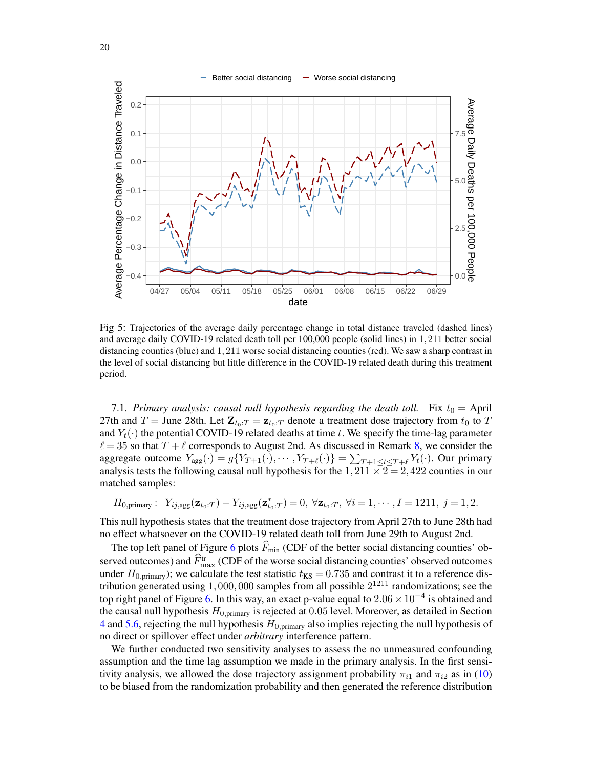Fig 5: Trajectories of the average daily percentage change in total distance traveled (dashed lines) and average daily COVID-19 related death toll per 100,000 people (solid lines) in $1,211$ better social distancing counties (blue) and $1,211$ worse social distancing counties (red). We saw a sharp contrast in the level of social distancing but little difference in the COVID-19 related death during this treatment period.

7.1. *Primary analysis: causal null hypothesis regarding the death toll.* Fix $t_0 =$ April 27th and $T =$ June 28th. Let $\mathbf{Z}_{t_0:T} = \mathbf{z}_{t_0:T}$ denote a treatment dose trajectory from $t_0$ to $T$ and $Y_t(\cdot)$ the potential COVID-19 related deaths at time $t$. We specify the time-lag parameter $\ell = 35$ so that $T + \ell$ corresponds to August 2nd. As discussed in Remark 8, we consider the aggregate outcome $Y_{\text{agg}}(\cdot) = g\{Y_{T+1}(\cdot), \cdots, Y_{T+\ell}(\cdot)\} = \sum_{T+1 \leq t \leq T+\ell} Y_t(\cdot)$. Our primary analysis tests the following causal null hypothesis for the $1,211 \times 2 = 2,422$ counties in our matched samples:

$$H_{0,\text{primary}}: \quad Y_{ij,\text{agg}}(\mathbf{z}_{t_0:T}) - Y_{ij,\text{agg}}(\mathbf{z}^*_{t_0:T}) = 0, \ \forall \mathbf{z}_{t_0:T}, \ \forall i = 1, \cdots, I = 1211, \ j = 1, 2.$$

This null hypothesis states that the treatment dose trajectory from April 27th to June 28th had no effect whatsoever on the COVID-19 related death toll from June 29th to August 2nd.

The top left panel of Figure 6 plots $\widehat{F}_{\text{min}}$ (CDF of the better social distancing counties' observed outcomes) and $\widehat{F}^{\text{tr}}_{\text{max}}$ (CDF of the worse social distancing counties' observed outcomes under $H_{0,\text{primary}}$); we calculate the test statistic $t_{\text{KS}} = 0.735$ and contrast it to a reference distribution generated using $1,000,000$ samples from all possible $2^{1211}$ randomizations; see the top right panel of Figure 6. In this way, an exact p-value equal to $2.06 \times 10^{-4}$ is obtained and the causal null hypothesis $H_{0,\text{primary}}$ is rejected at $0.05$ level. Moreover, as detailed in Section 4 and 5.6, rejecting the null hypothesis $H_{0,\text{primary}}$ also implies rejecting the null hypothesis of no direct or spillover effect under *arbitrary* interference pattern.

We further conducted two sensitivity analyses to assess the no unmeasured confounding assumption and the time lag assumption we made in the primary analysis. In the first sensitivity analysis, we allowed the dose trajectory assignment probability $\pi_{i1}$ and $\pi_{i2}$ as in (10) to be biased from the randomization probability and then generated the reference distribution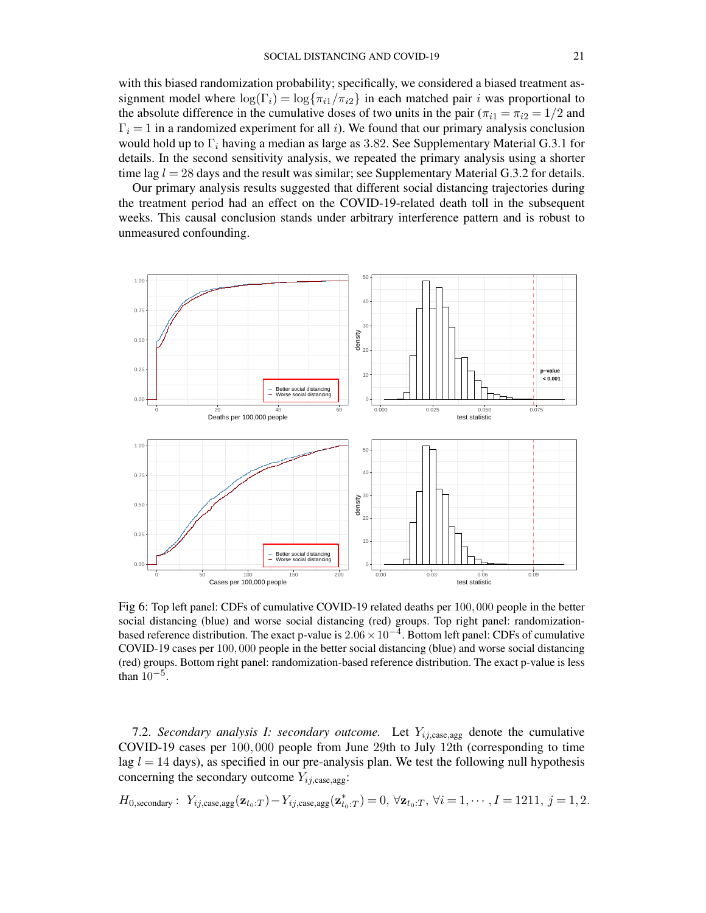with this biased randomization probability; specifically, we considered a biased treatment assignment model where $\log(\Gamma_i) = \log\{\pi_{i1}/\pi_{i2}\}$ in each matched pair $i$ was proportional to the absolute difference in the cumulative doses of two units in the pair ($\pi_{i1} = \pi_{i2} = 1/2$ and $\Gamma_i = 1$ in a randomized experiment for all $i$). We found that our primary analysis conclusion would hold up to $\Gamma_i$ having a median as large as 3.82. See Supplementary Material G.3.1 for details. In the second sensitivity analysis, we repeated the primary analysis using a shorter time lag $l = 28$ days and the result was similar; see Supplementary Material G.3.2 for details.

Our primary analysis results suggested that different social distancing trajectories during the treatment period had an effect on the COVID-19-related death toll in the subsequent weeks. This causal conclusion stands under arbitrary interference pattern and is robust to unmeasured confounding.

Fig 6: Top left panel: CDFs of cumulative COVID-19 related deaths per $100,000$ people in the better social distancing (blue) and worse social distancing (red) groups. Top right panel: randomization-based reference distribution. The exact p-value is $2.06 \times 10^{-4}$. Bottom left panel: CDFs of cumulative COVID-19 cases per $100,000$ people in the better social distancing (blue) and worse social distancing (red) groups. Bottom right panel: randomization-based reference distribution. The exact p-value is less than $10^{-5}$.

7.2. *Secondary analysis I: secondary outcome.* Let $Y_{ij,\text{case,agg}}$ denote the cumulative COVID-19 cases per $100,000$ people from June 29th to July 12th (corresponding to time lag $l = 14$ days), as specified in our pre-analysis plan. We test the following null hypothesis concerning the secondary outcome $Y_{ij,\text{case,agg}}$:

$$H_{0,\text{secondary}}: \; Y_{ij,\text{case,agg}}(\mathbf{z}_{t_0:T}) - Y_{ij,\text{case,agg}}(\mathbf{z}^*_{t_0:T}) = 0, \; \forall \mathbf{z}_{t_0:T}, \; \forall i = 1, \cdots, I = 1211, \; j = 1, 2.$$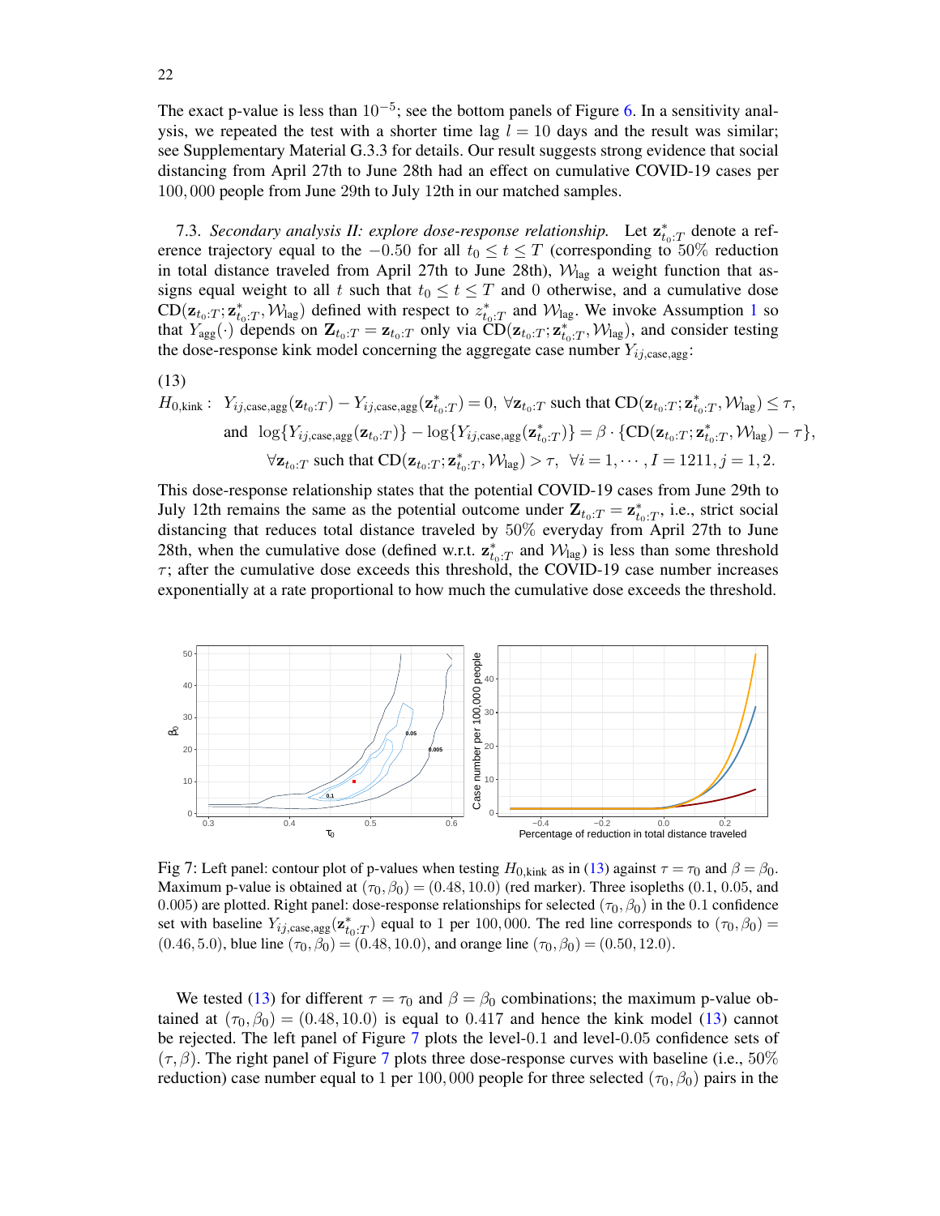The exact p-value is less than $10^{-5}$; see the bottom panels of Figure 6. In a sensitivity analysis, we repeated the test with a shorter time lag $l = 10$ days and the result was similar; see Supplementary Material G.3.3 for details. Our result suggests strong evidence that social distancing from April 27th to June 28th had an effect on cumulative COVID-19 cases per $100,000$ people from June 29th to July 12th in our matched samples.

7.3. *Secondary analysis II: explore dose-response relationship.* Let $\mathbf{z}^*_{t_0:T}$ denote a reference trajectory equal to the $-0.50$ for all $t_0 \leq t \leq T$ (corresponding to $50\%$ reduction in total distance traveled from April 27th to June 28th), $\mathcal{W}_{\text{lag}}$ a weight function that assigns equal weight to all $t$ such that $t_0 \leq t \leq T$ and 0 otherwise, and a cumulative dose $\text{CD}(\mathbf{z}_{t_0:T}; \mathbf{z}^*_{t_0:T}, \mathcal{W}_{\text{lag}})$ defined with respect to $z^*_{t_0:T}$ and $\mathcal{W}_{\text{lag}}$. We invoke Assumption 1 so that $Y_{\text{agg}}(\cdot)$ depends on $\mathbf{Z}_{t_0:T} = \mathbf{z}_{t_0:T}$ only via $\text{CD}(\mathbf{z}_{t_0:T}; \mathbf{z}^*_{t_0:T}, \mathcal{W}_{\text{lag}})$, and consider testing the dose-response kink model concerning the aggregate case number $Y_{ij,\text{case,agg}}$:

(13)

$$
\begin{aligned}
H_{0,\text{kink}}: \;\; & Y_{ij,\text{case,agg}}(\mathbf{z}_{t_0:T}) - Y_{ij,\text{case,agg}}(\mathbf{z}^*_{t_0:T}) = 0, \; \forall \mathbf{z}_{t_0:T} \text{ such that } \text{CD}(\mathbf{z}_{t_0:T}; \mathbf{z}^*_{t_0:T}, \mathcal{W}_{\text{lag}}) \leq \tau, \\
& \text{and } \; \log\{Y_{ij,\text{case,agg}}(\mathbf{z}_{t_0:T})\} - \log\{Y_{ij,\text{case,agg}}(\mathbf{z}^*_{t_0:T})\} = \beta \cdot \{\text{CD}(\mathbf{z}_{t_0:T}; \mathbf{z}^*_{t_0:T}, \mathcal{W}_{\text{lag}}) - \tau\}, \\
& \forall \mathbf{z}_{t_0:T} \text{ such that } \text{CD}(\mathbf{z}_{t_0:T}; \mathbf{z}^*_{t_0:T}, \mathcal{W}_{\text{lag}}) > \tau, \;\; \forall i = 1, \cdots, I = 1211, j = 1, 2.
\end{aligned}
$$

This dose-response relationship states that the potential COVID-19 cases from June 29th to July 12th remains the same as the potential outcome under $\mathbf{Z}_{t_0:T} = \mathbf{z}^*_{t_0:T}$, i.e., strict social distancing that reduces total distance traveled by $50\%$ everyday from April 27th to June 28th, when the cumulative dose (defined w.r.t. $\mathbf{z}^*_{t_0:T}$ and $\mathcal{W}_{\text{lag}}$) is less than some threshold $\tau$; after the cumulative dose exceeds this threshold, the COVID-19 case number increases exponentially at a rate proportional to how much the cumulative dose exceeds the threshold.

Fig 7: Left panel: contour plot of p-values when testing $H_{0,\text{kink}}$ as in (13) against $\tau = \tau_0$ and $\beta = \beta_0$. Maximum p-value is obtained at $(\tau_0, \beta_0) = (0.48, 10.0)$ (red marker). Three isopleths (0.1, 0.05, and 0.005) are plotted. Right panel: dose-response relationships for selected $(\tau_0, \beta_0)$ in the 0.1 confidence set with baseline $Y_{ij,\text{case,agg}}(\mathbf{z}^*_{t_0:T})$ equal to 1 per $100,000$. The red line corresponds to $(\tau_0, \beta_0) = (0.46, 5.0)$, blue line $(\tau_0, \beta_0) = (0.48, 10.0)$, and orange line $(\tau_0, \beta_0) = (0.50, 12.0)$.

We tested (13) for different $\tau = \tau_0$ and $\beta = \beta_0$ combinations; the maximum p-value obtained at $(\tau_0, \beta_0) = (0.48, 10.0)$ is equal to 0.417 and hence the kink model (13) cannot be rejected. The left panel of Figure 7 plots the level-0.1 and level-0.05 confidence sets of $(\tau, \beta)$. The right panel of Figure 7 plots three dose-response curves with baseline (i.e., $50\%$ reduction) case number equal to 1 per $100,000$ people for three selected $(\tau_0, \beta_0)$ pairs in the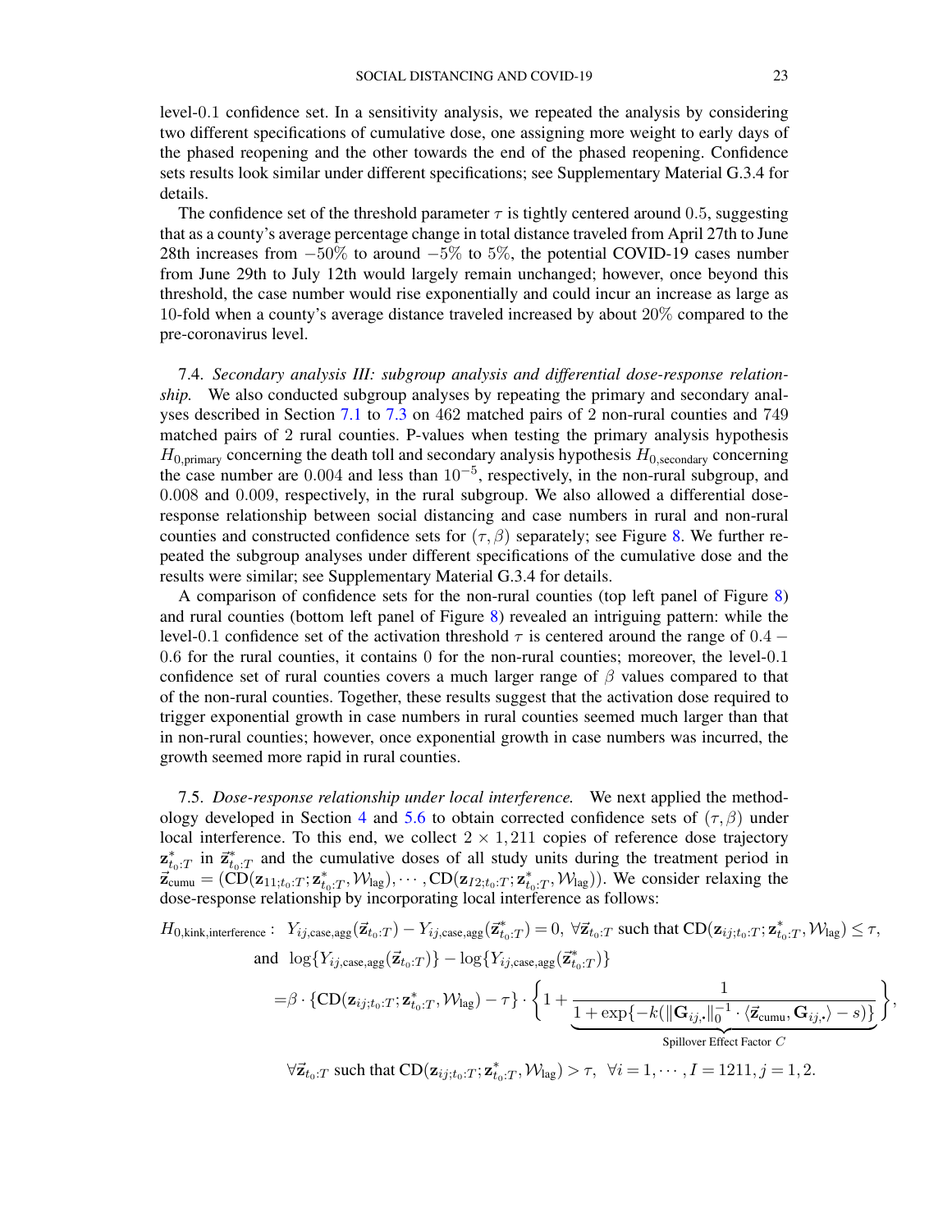level-0.1 confidence set. In a sensitivity analysis, we repeated the analysis by considering two different specifications of cumulative dose, one assigning more weight to early days of the phased reopening and the other towards the end of the phased reopening. Confidence sets results look similar under different specifications; see Supplementary Material G.3.4 for details.

The confidence set of the threshold parameter $\tau$ is tightly centered around 0.5, suggesting that as a county's average percentage change in total distance traveled from April 27th to June 28th increases from $-50\%$ to around $-5\%$ to $5\%$, the potential COVID-19 cases number from June 29th to July 12th would largely remain unchanged; however, once beyond this threshold, the case number would rise exponentially and could incur an increase as large as 10-fold when a county's average distance traveled increased by about $20\%$ compared to the pre-coronavirus level.

7.4. *Secondary analysis III: subgroup analysis and differential dose-response relationship.* We also conducted subgroup analyses by repeating the primary and secondary analyses described in Section 7.1 to 7.3 on 462 matched pairs of 2 non-rural counties and 749 matched pairs of 2 rural counties. P-values when testing the primary analysis hypothesis $H_{0,\text{primary}}$ concerning the death toll and secondary analysis hypothesis $H_{0,\text{secondary}}$ concerning the case number are 0.004 and less than $10^{-5}$, respectively, in the non-rural subgroup, and 0.008 and 0.009, respectively, in the rural subgroup. We also allowed a differential dose-response relationship between social distancing and case numbers in rural and non-rural counties and constructed confidence sets for $(\tau, \beta)$ separately; see Figure 8. We further repeated the subgroup analyses under different specifications of the cumulative dose and the results were similar; see Supplementary Material G.3.4 for details.

A comparison of confidence sets for the non-rural counties (top left panel of Figure 8) and rural counties (bottom left panel of Figure 8) revealed an intriguing pattern: while the level-0.1 confidence set of the activation threshold $\tau$ is centered around the range of $0.4 - 0.6$ for the rural counties, it contains 0 for the non-rural counties; moreover, the level-0.1 confidence set of rural counties covers a much larger range of $\beta$ values compared to that of the non-rural counties. Together, these results suggest that the activation dose required to trigger exponential growth in case numbers in rural counties seemed much larger than that in non-rural counties; however, once exponential growth in case numbers was incurred, the growth seemed more rapid in rural counties.

7.5. *Dose-response relationship under local interference.* We next applied the methodology developed in Section 4 and 5.6 to obtain corrected confidence sets of $(\tau, \beta)$ under local interference. To this end, we collect $2 \times 1{,}211$ copies of reference dose trajectory $\mathbf{z}^*_{t_0:T}$ in $\vec{\mathbf{z}}^*_{t_0:T}$ and the cumulative doses of all study units during the treatment period in $\vec{\mathbf{z}}_{\text{cumu}} = (\text{CD}(\mathbf{z}_{11;t_0:T}; \mathbf{z}^*_{t_0:T}, \mathcal{W}_{\text{lag}}), \cdots, \text{CD}(\mathbf{z}_{I2;t_0:T}; \mathbf{z}^*_{t_0:T}, \mathcal{W}_{\text{lag}}))$. We consider relaxing the dose-response relationship by incorporating local interference as follows:

$$
\begin{aligned}
H_{0,\text{kink,interference}}: \;\; & Y_{ij,\text{case,agg}}(\vec{\mathbf{z}}_{t_0:T}) - Y_{ij,\text{case,agg}}(\vec{\mathbf{z}}^*_{t_0:T}) = 0, \; \forall \vec{\mathbf{z}}_{t_0:T} \text{ such that } \text{CD}(\mathbf{z}_{ij;t_0:T}; \mathbf{z}^*_{t_0:T}, \mathcal{W}_{\text{lag}}) \leq \tau, \\
& \text{and } \; \log\{Y_{ij,\text{case,agg}}(\vec{\mathbf{z}}_{t_0:T})\} - \log\{Y_{ij,\text{case,agg}}(\vec{\mathbf{z}}^*_{t_0:T})\} \\
& = \beta \cdot \{\text{CD}(\mathbf{z}_{ij;t_0:T}; \mathbf{z}^*_{t_0:T}, \mathcal{W}_{\text{lag}}) - \tau\} \cdot \Bigg\{ 1 + \underbrace{\frac{1}{1 + \exp\{-k(\|\mathbf{G}_{ij,\cdot}\|_0^{-1} \cdot \langle \vec{\mathbf{z}}_{\text{cumu}}, \mathbf{G}_{ij,\cdot} \rangle - s)\}}}_{\text{Spillover Effect Factor } C} \Bigg\}, \\
& \forall \vec{\mathbf{z}}_{t_0:T} \text{ such that } \text{CD}(\mathbf{z}_{ij;t_0:T}; \mathbf{z}^*_{t_0:T}, \mathcal{W}_{\text{lag}}) > \tau, \;\; \forall i = 1, \cdots, I = 1211, j = 1, 2.
\end{aligned}
$$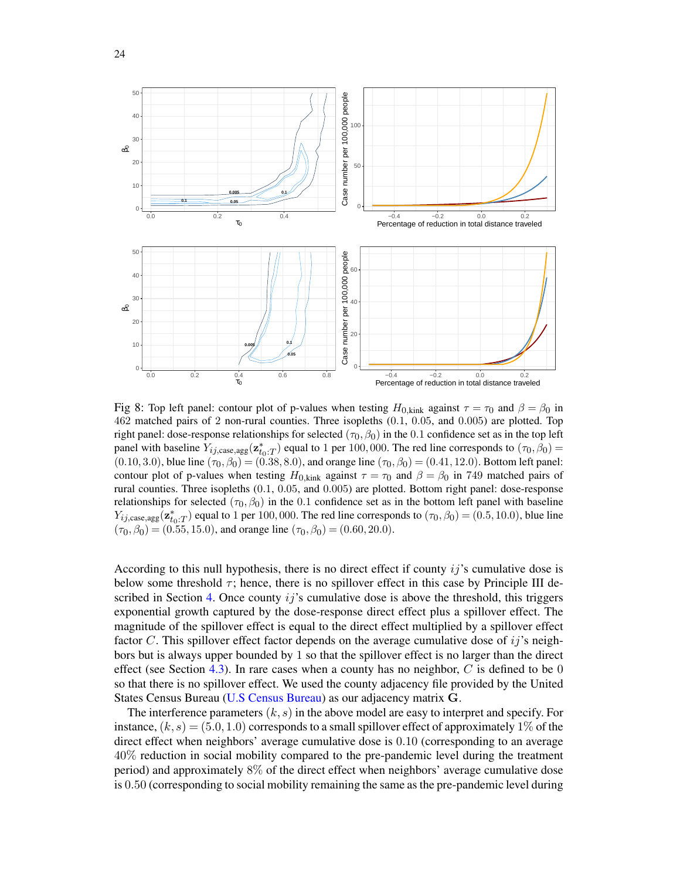Fig 8: Top left panel: contour plot of p-values when testing $H_{0,\text{kink}}$ against $\tau = \tau_0$ and $\beta = \beta_0$ in 462 matched pairs of 2 non-rural counties. Three isopleths (0.1, 0.05, and 0.005) are plotted. Top right panel: dose-response relationships for selected $(\tau_0, \beta_0)$ in the 0.1 confidence set as in the top left panel with baseline $Y_{ij,\text{case,agg}}(\mathbf{z}^*_{t_0:T})$ equal to 1 per 100,000. The red line corresponds to $(\tau_0, \beta_0) = (0.10, 3.0)$, blue line $(\tau_0, \beta_0) = (0.38, 8.0)$, and orange line $(\tau_0, \beta_0) = (0.41, 12.0)$. Bottom left panel: contour plot of p-values when testing $H_{0,\text{kink}}$ against $\tau = \tau_0$ and $\beta = \beta_0$ in 749 matched pairs of rural counties. Three isopleths (0.1, 0.05, and 0.005) are plotted. Bottom right panel: dose-response relationships for selected $(\tau_0, \beta_0)$ in the 0.1 confidence set as in the bottom left panel with baseline $Y_{ij,\text{case,agg}}(\mathbf{z}^*_{t_0:T})$ equal to 1 per 100,000. The red line corresponds to $(\tau_0, \beta_0) = (0.5, 10.0)$, blue line $(\tau_0, \beta_0) = (0.55, 15.0)$, and orange line $(\tau_0, \beta_0) = (0.60, 20.0)$.

According to this null hypothesis, there is no direct effect if county $ij$'s cumulative dose is below some threshold $\tau$; hence, there is no spillover effect in this case by Principle III described in Section 4. Once county $ij$'s cumulative dose is above the threshold, this triggers exponential growth captured by the dose-response direct effect plus a spillover effect. The magnitude of the spillover effect is equal to the direct effect multiplied by a spillover effect factor $C$. This spillover effect factor depends on the average cumulative dose of $ij$'s neighbors but is always upper bounded by 1 so that the spillover effect is no larger than the direct effect (see Section 4.3). In rare cases when a county has no neighbor, $C$ is defined to be 0 so that there is no spillover effect. We used the county adjacency file provided by the United States Census Bureau (U.S Census Bureau) as our adjacency matrix $\mathbf{G}$.

The interference parameters $(k, s)$ in the above model are easy to interpret and specify. For instance, $(k, s) = (5.0, 1.0)$ corresponds to a small spillover effect of approximately 1% of the direct effect when neighbors' average cumulative dose is 0.10 (corresponding to an average 40% reduction in social mobility compared to the pre-pandemic level during the treatment period) and approximately 8% of the direct effect when neighbors' average cumulative dose is 0.50 (corresponding to social mobility remaining the same as the pre-pandemic level during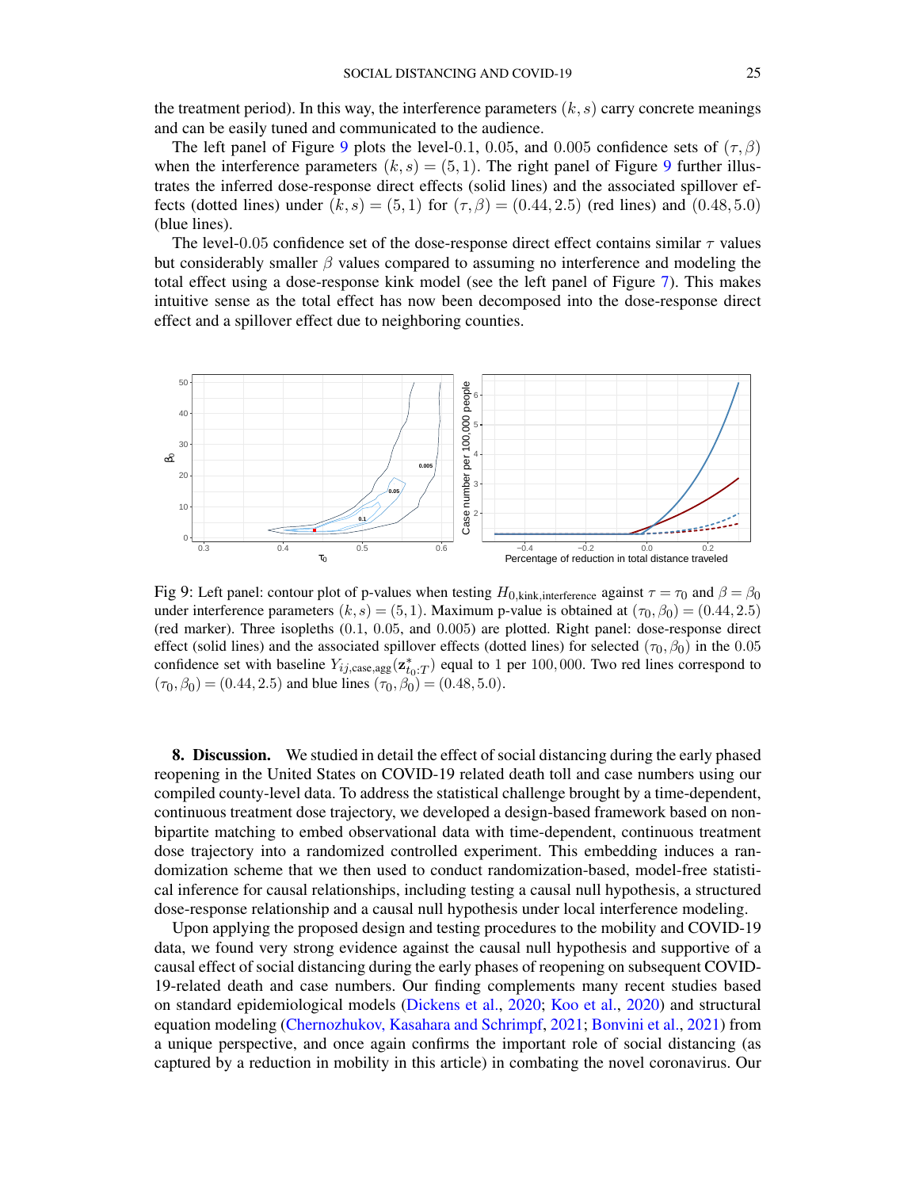the treatment period). In this way, the interference parameters $(k,s)$ carry concrete meanings and can be easily tuned and communicated to the audience.

The left panel of Figure 9 plots the level-0.1, 0.05, and 0.005 confidence sets of $(\tau,\beta)$ when the interference parameters $(k,s)=(5,1)$. The right panel of Figure 9 further illustrates the inferred dose-response direct effects (solid lines) and the associated spillover effects (dotted lines) under $(k,s)=(5,1)$ for $(\tau,\beta)=(0.44,2.5)$ (red lines) and $(0.48,5.0)$ (blue lines).

The level-0.05 confidence set of the dose-response direct effect contains similar $\tau$ values but considerably smaller $\beta$ values compared to assuming no interference and modeling the total effect using a dose-response kink model (see the left panel of Figure 7). This makes intuitive sense as the total effect has now been decomposed into the dose-response direct effect and a spillover effect due to neighboring counties.

Fig 9: Left panel: contour plot of p-values when testing $H_{0,\text{kink},\text{interference}}$ against $\tau=\tau_0$ and $\beta=\beta_0$ under interference parameters $(k,s)=(5,1)$. Maximum p-value is obtained at $(\tau_0,\beta_0)=(0.44,2.5)$ (red marker). Three isopleths (0.1, 0.05, and 0.005) are plotted. Right panel: dose-response direct effect (solid lines) and the associated spillover effects (dotted lines) for selected $(\tau_0,\beta_0)$ in the 0.05 confidence set with baseline $Y_{ij,\text{case},\text{agg}}(\mathbf{z}^*_{t_0:T})$ equal to 1 per 100,000. Two red lines correspond to $(\tau_0,\beta_0)=(0.44,2.5)$ and blue lines $(\tau_0,\beta_0)=(0.48,5.0)$.

## 8. Discussion.

We studied in detail the effect of social distancing during the early phased reopening in the United States on COVID-19 related death toll and case numbers using our compiled county-level data. To address the statistical challenge brought by a time-dependent, continuous treatment dose trajectory, we developed a design-based framework based on non-bipartite matching to embed observational data with time-dependent, continuous treatment dose trajectory into a randomized controlled experiment. This embedding induces a randomization scheme that we then used to conduct randomization-based, model-free statistical inference for causal relationships, including testing a causal null hypothesis, a structured dose-response relationship and a causal null hypothesis under local interference modeling.

Upon applying the proposed design and testing procedures to the mobility and COVID-19 data, we found very strong evidence against the causal null hypothesis and supportive of a causal effect of social distancing during the early phases of reopening on subsequent COVID-19-related death and case numbers. Our finding complements many recent studies based on standard epidemiological models (Dickens et al., 2020; Koo et al., 2020) and structural equation modeling (Chernozhukov, Kasahara and Schrimpf, 2021; Bonvini et al., 2021) from a unique perspective, and once again confirms the important role of social distancing (as captured by a reduction in mobility in this article) in combating the novel coronavirus. Our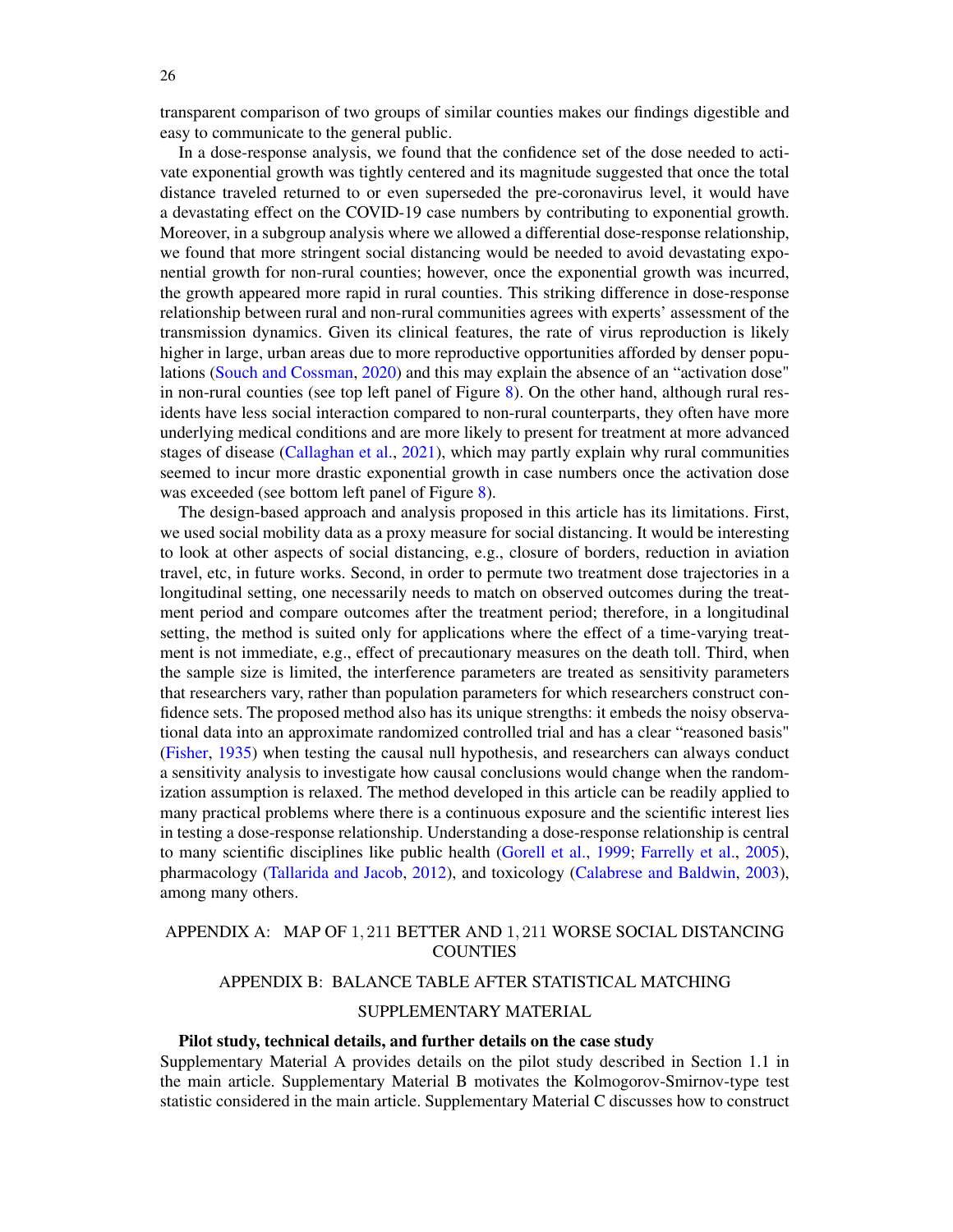transparent comparison of two groups of similar counties makes our findings digestible and easy to communicate to the general public.

In a dose-response analysis, we found that the confidence set of the dose needed to activate exponential growth was tightly centered and its magnitude suggested that once the total distance traveled returned to or even superseded the pre-coronavirus level, it would have a devastating effect on the COVID-19 case numbers by contributing to exponential growth. Moreover, in a subgroup analysis where we allowed a differential dose-response relationship, we found that more stringent social distancing would be needed to avoid devastating exponential growth for non-rural counties; however, once the exponential growth was incurred, the growth appeared more rapid in rural counties. This striking difference in dose-response relationship between rural and non-rural communities agrees with experts' assessment of the transmission dynamics. Given its clinical features, the rate of virus reproduction is likely higher in large, urban areas due to more reproductive opportunities afforded by denser populations (Souch and Cossman, 2020) and this may explain the absence of an "activation dose" in non-rural counties (see top left panel of Figure 8). On the other hand, although rural residents have less social interaction compared to non-rural counterparts, they often have more underlying medical conditions and are more likely to present for treatment at more advanced stages of disease (Callaghan et al., 2021), which may partly explain why rural communities seemed to incur more drastic exponential growth in case numbers once the activation dose was exceeded (see bottom left panel of Figure 8).

The design-based approach and analysis proposed in this article has its limitations. First, we used social mobility data as a proxy measure for social distancing. It would be interesting to look at other aspects of social distancing, e.g., closure of borders, reduction in aviation travel, etc, in future works. Second, in order to permute two treatment dose trajectories in a longitudinal setting, one necessarily needs to match on observed outcomes during the treatment period and compare outcomes after the treatment period; therefore, in a longitudinal setting, the method is suited only for applications where the effect of a time-varying treatment is not immediate, e.g., effect of precautionary measures on the death toll. Third, when the sample size is limited, the interference parameters are treated as sensitivity parameters that researchers vary, rather than population parameters for which researchers construct confidence sets. The proposed method also has its unique strengths: it embeds the noisy observational data into an approximate randomized controlled trial and has a clear "reasoned basis" (Fisher, 1935) when testing the causal null hypothesis, and researchers can always conduct a sensitivity analysis to investigate how causal conclusions would change when the randomization assumption is relaxed. The method developed in this article can be readily applied to many practical problems where there is a continuous exposure and the scientific interest lies in testing a dose-response relationship. Understanding a dose-response relationship is central to many scientific disciplines like public health (Gorell et al., 1999; Farrelly et al., 2005), pharmacology (Tallarida and Jacob, 2012), and toxicology (Calabrese and Baldwin, 2003), among many others.

## APPENDIX A: MAP OF 1,211 BETTER AND 1,211 WORSE SOCIAL DISTANCING COUNTIES

## APPENDIX B: BALANCE TABLE AFTER STATISTICAL MATCHING

## SUPPLEMENTARY MATERIAL

**Pilot study, technical details, and further details on the case study**

Supplementary Material A provides details on the pilot study described in Section 1.1 in the main article. Supplementary Material B motivates the Kolmogorov-Smirnov-type test statistic considered in the main article. Supplementary Material C discusses how to construct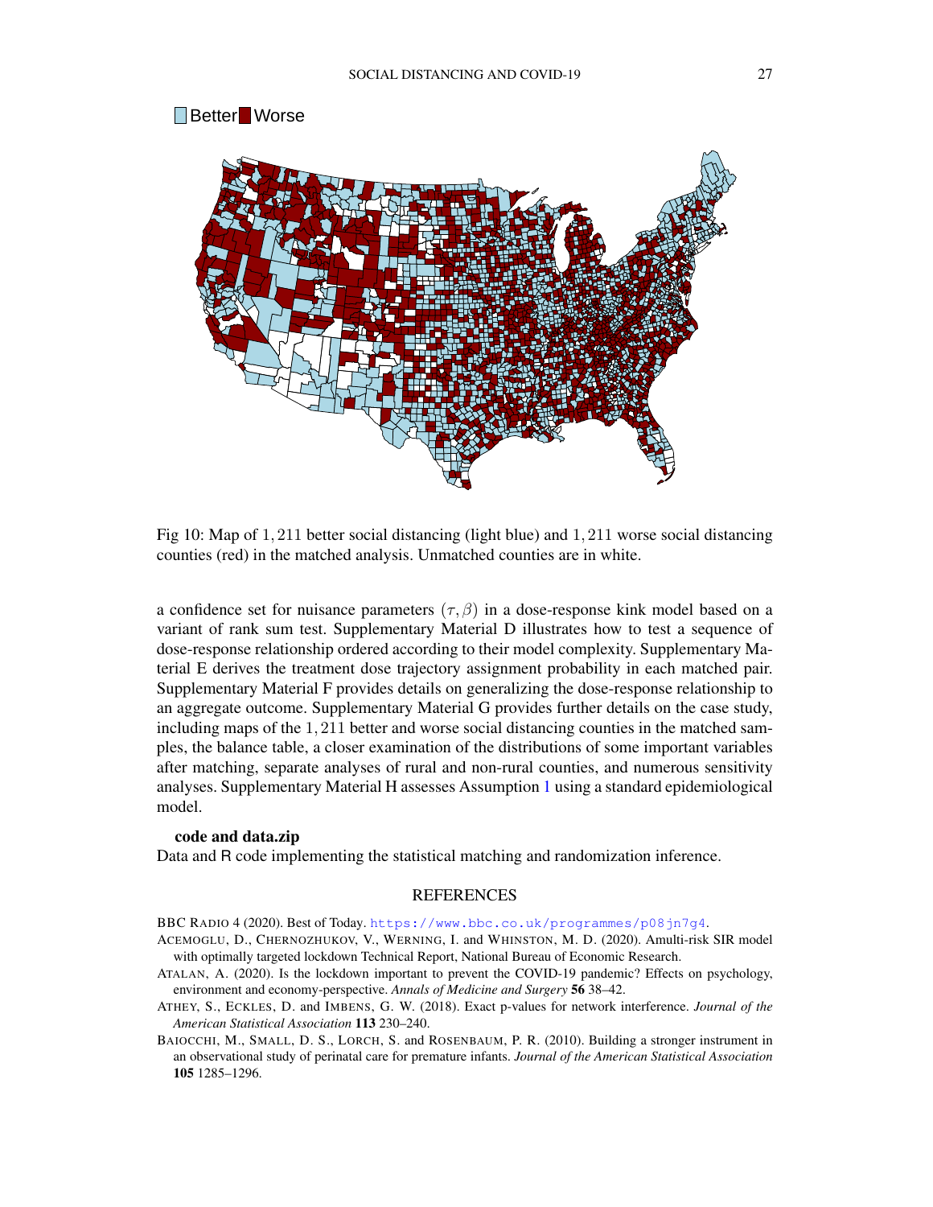Better Worse

Fig 10: Map of $1,211$ better social distancing (light blue) and $1,211$ worse social distancing counties (red) in the matched analysis. Unmatched counties are in white.

a confidence set for nuisance parameters $(\tau, \beta)$ in a dose-response kink model based on a variant of rank sum test. Supplementary Material D illustrates how to test a sequence of dose-response relationship ordered according to their model complexity. Supplementary Material E derives the treatment dose trajectory assignment probability in each matched pair. Supplementary Material F provides details on generalizing the dose-response relationship to an aggregate outcome. Supplementary Material G provides further details on the case study, including maps of the $1,211$ better and worse social distancing counties in the matched samples, the balance table, a closer examination of the distributions of some important variables after matching, separate analyses of rural and non-rural counties, and numerous sensitivity analyses. Supplementary Material H assesses Assumption 1 using a standard epidemiological model.

**code and data.zip**
Data and R code implementing the statistical matching and randomization inference.

## REFERENCES

BBC Radio 4 (2020). Best of Today. https://www.bbc.co.uk/programmes/p08jn7g4.

Acemoglu, D., Chernozhukov, V., Werning, I. and Whinston, M. D. (2020). Amulti-risk SIR model with optimally targeted lockdown Technical Report, National Bureau of Economic Research.

Atalan, A. (2020). Is the lockdown important to prevent the COVID-19 pandemic? Effects on psychology, environment and economy-perspective. *Annals of Medicine and Surgery* **56** 38–42.

Athey, S., Eckles, D. and Imbens, G. W. (2018). Exact p-values for network interference. *Journal of the American Statistical Association* **113** 230–240.

Baiocchi, M., Small, D. S., Lorch, S. and Rosenbaum, P. R. (2010). Building a stronger instrument in an observational study of perinatal care for premature infants. *Journal of the American Statistical Association* **105** 1285–1296.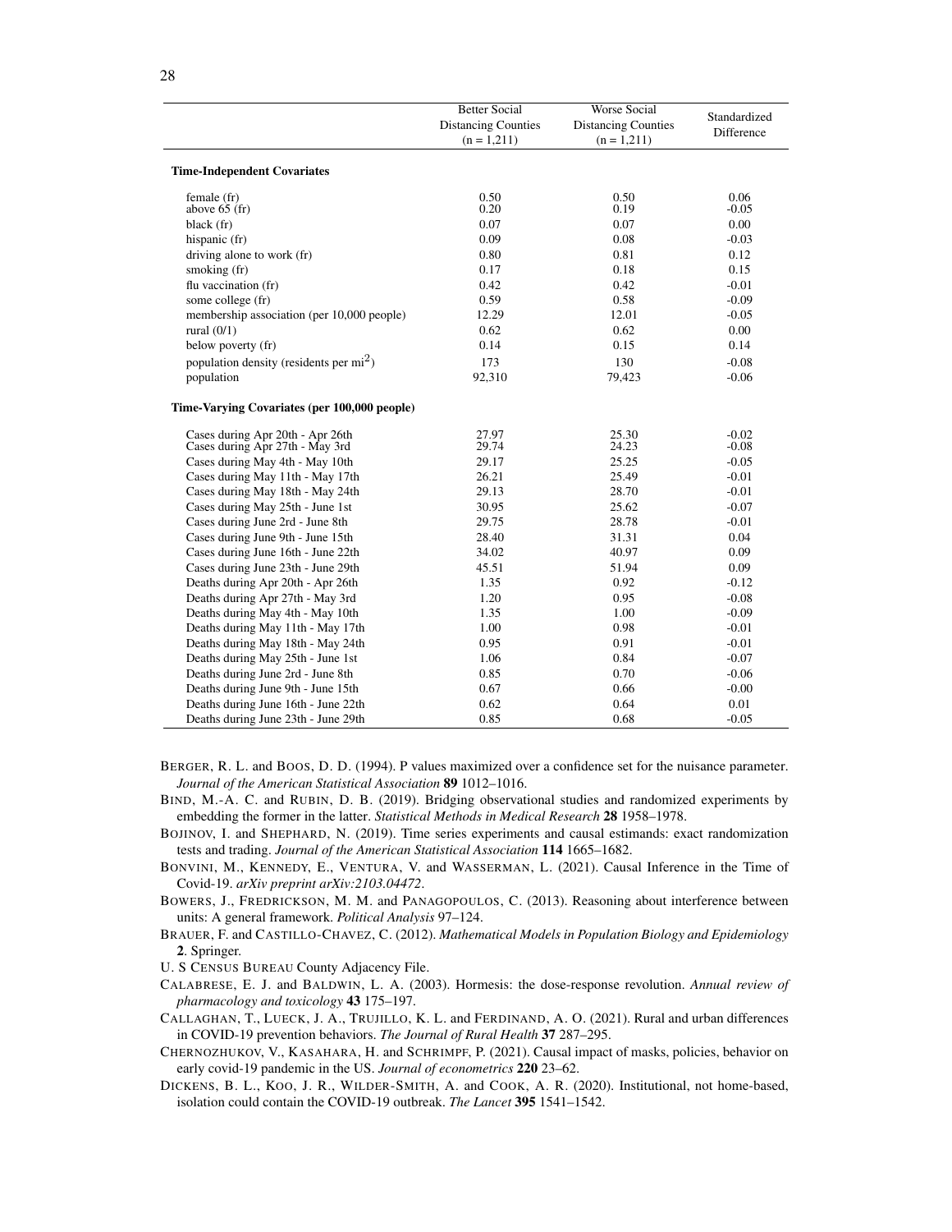| | Better Social Distancing Counties (n = 1,211) | Worse Social Distancing Counties (n = 1,211) | Standardized Difference |
|---|---|---|---|
| **Time-Independent Covariates** | | | |
| female (fr) | 0.50 | 0.50 | 0.06 |
| above 65 (fr) | 0.20 | 0.19 | -0.05 |
| black (fr) | 0.07 | 0.07 | 0.00 |
| hispanic (fr) | 0.09 | 0.08 | -0.03 |
| driving alone to work (fr) | 0.80 | 0.81 | 0.12 |
| smoking (fr) | 0.17 | 0.18 | 0.15 |
| flu vaccination (fr) | 0.42 | 0.42 | -0.01 |
| some college (fr) | 0.59 | 0.58 | -0.09 |
| membership association (per 10,000 people) | 12.29 | 12.01 | -0.05 |
| rural (0/1) | 0.62 | 0.62 | 0.00 |
| below poverty (fr) | 0.14 | 0.15 | 0.14 |
| population density (residents per $mi^2$) | 173 | 130 | -0.08 |
| population | 92,310 | 79,423 | -0.06 |
| **Time-Varying Covariates (per 100,000 people)** | | | |
| Cases during Apr 20th - Apr 26th | 27.97 | 25.30 | -0.02 |
| Cases during Apr 27th - May 3rd | 29.74 | 24.23 | -0.08 |
| Cases during May 4th - May 10th | 29.17 | 25.25 | -0.05 |
| Cases during May 11th - May 17th | 26.21 | 25.49 | -0.01 |
| Cases during May 18th - May 24th | 29.13 | 28.70 | -0.01 |
| Cases during May 25th - June 1st | 30.95 | 25.62 | -0.07 |
| Cases during June 2rd - June 8th | 29.75 | 28.78 | -0.01 |
| Cases during June 9th - June 15th | 28.40 | 31.31 | 0.04 |
| Cases during June 16th - June 22th | 34.02 | 40.97 | 0.09 |
| Cases during June 23th - June 29th | 45.51 | 51.94 | 0.09 |
| Deaths during Apr 20th - Apr 26th | 1.35 | 0.92 | -0.12 |
| Deaths during Apr 27th - May 3rd | 1.20 | 0.95 | -0.08 |
| Deaths during May 4th - May 10th | 1.35 | 1.00 | -0.09 |
| Deaths during May 11th - May 17th | 1.00 | 0.98 | -0.01 |
| Deaths during May 18th - May 24th | 0.95 | 0.91 | -0.01 |
| Deaths during May 25th - June 1st | 1.06 | 0.84 | -0.07 |
| Deaths during June 2rd - June 8th | 0.85 | 0.70 | -0.06 |
| Deaths during June 9th - June 15th | 0.67 | 0.66 | -0.00 |
| Deaths during June 16th - June 22th | 0.62 | 0.64 | 0.01 |
| Deaths during June 23th - June 29th | 0.85 | 0.68 | -0.05 |

BERGER, R. L. and BOOS, D. D. (1994). P values maximized over a confidence set for the nuisance parameter. *Journal of the American Statistical Association* **89** 1012–1016.

BIND, M.-A. C. and RUBIN, D. B. (2019). Bridging observational studies and randomized experiments by embedding the former in the latter. *Statistical Methods in Medical Research* **28** 1958–1978.

BOJINOV, I. and SHEPHARD, N. (2019). Time series experiments and causal estimands: exact randomization tests and trading. *Journal of the American Statistical Association* **114** 1665–1682.

BONVINI, M., KENNEDY, E., VENTURA, V. and WASSERMAN, L. (2021). Causal Inference in the Time of Covid-19. *arXiv preprint arXiv:2103.04472*.

BOWERS, J., FREDRICKSON, M. M. and PANAGOPOULOS, C. (2013). Reasoning about interference between units: A general framework. *Political Analysis* 97–124.

BRAUER, F. and CASTILLO-CHAVEZ, C. (2012). *Mathematical Models in Population Biology and Epidemiology* **2**. Springer.

U. S CENSUS BUREAU County Adjacency File.

CALABRESE, E. J. and BALDWIN, L. A. (2003). Hormesis: the dose-response revolution. *Annual review of pharmacology and toxicology* **43** 175–197.

CALLAGHAN, T., LUECK, J. A., TRUJILLO, K. L. and FERDINAND, A. O. (2021). Rural and urban differences in COVID-19 prevention behaviors. *The Journal of Rural Health* **37** 287–295.

CHERNOZHUKOV, V., KASAHARA, H. and SCHRIMPF, P. (2021). Causal impact of masks, policies, behavior on early covid-19 pandemic in the US. *Journal of econometrics* **220** 23–62.

DICKENS, B. L., KOO, J. R., WILDER-SMITH, A. and COOK, A. R. (2020). Institutional, not home-based, isolation could contain the COVID-19 outbreak. *The Lancet* **395** 1541–1542.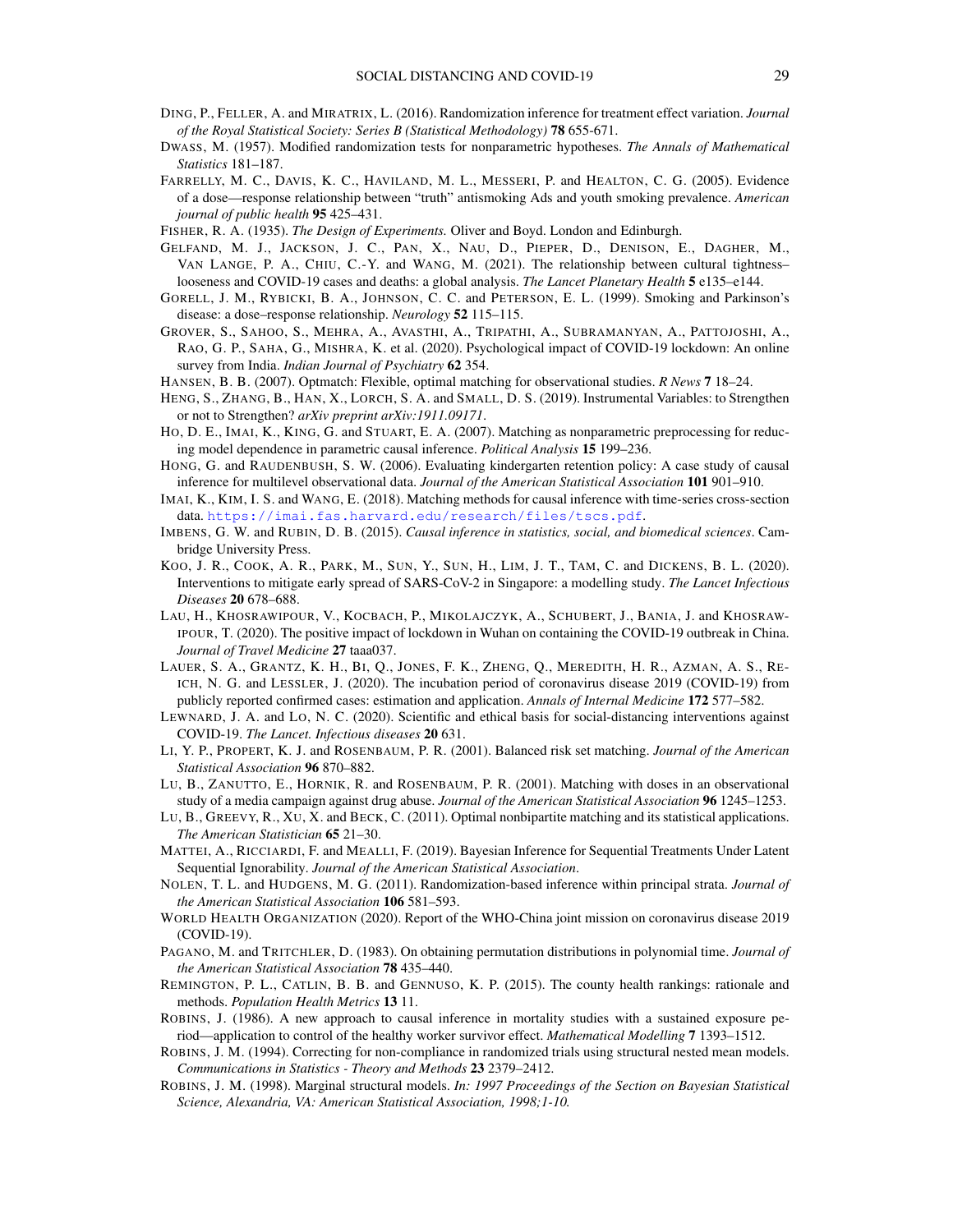DING, P., FELLER, A. and MIRATRIX, L. (2016). Randomization inference for treatment effect variation. *Journal of the Royal Statistical Society: Series B (Statistical Methodology)* **78** 655-671.

DWASS, M. (1957). Modified randomization tests for nonparametric hypotheses. *The Annals of Mathematical Statistics* 181–187.

FARRELLY, M. C., DAVIS, K. C., HAVILAND, M. L., MESSERI, P. and HEALTON, C. G. (2005). Evidence of a dose—response relationship between "truth" antismoking Ads and youth smoking prevalence. *American journal of public health* **95** 425–431.

FISHER, R. A. (1935). *The Design of Experiments.* Oliver and Boyd. London and Edinburgh.

GELFAND, M. J., JACKSON, J. C., PAN, X., NAU, D., PIEPER, D., DENISON, E., DAGHER, M., VAN LANGE, P. A., CHIU, C.-Y. and WANG, M. (2021). The relationship between cultural tightness–looseness and COVID-19 cases and deaths: a global analysis. *The Lancet Planetary Health* **5** e135–e144.

GORELL, J. M., RYBICKI, B. A., JOHNSON, C. C. and PETERSON, E. L. (1999). Smoking and Parkinson's disease: a dose–response relationship. *Neurology* **52** 115–115.

GROVER, S., SAHOO, S., MEHRA, A., AVASTHI, A., TRIPATHI, A., SUBRAMANYAN, A., PATTOJOSHI, A., RAO, G. P., SAHA, G., MISHRA, K. et al. (2020). Psychological impact of COVID-19 lockdown: An online survey from India. *Indian Journal of Psychiatry* **62** 354.

HANSEN, B. B. (2007). Optmatch: Flexible, optimal matching for observational studies. *R News* **7** 18–24.

HENG, S., ZHANG, B., HAN, X., LORCH, S. A. and SMALL, D. S. (2019). Instrumental Variables: to Strengthen or not to Strengthen? *arXiv preprint arXiv:1911.09171*.

HO, D. E., IMAI, K., KING, G. and STUART, E. A. (2007). Matching as nonparametric preprocessing for reducing model dependence in parametric causal inference. *Political Analysis* **15** 199–236.

HONG, G. and RAUDENBUSH, S. W. (2006). Evaluating kindergarten retention policy: A case study of causal inference for multilevel observational data. *Journal of the American Statistical Association* **101** 901–910.

IMAI, K., KIM, I. S. and WANG, E. (2018). Matching methods for causal inference with time-series cross-section data. https://imai.fas.harvard.edu/research/files/tscs.pdf.

IMBENS, G. W. and RUBIN, D. B. (2015). *Causal inference in statistics, social, and biomedical sciences*. Cambridge University Press.

KOO, J. R., COOK, A. R., PARK, M., SUN, Y., SUN, H., LIM, J. T., TAM, C. and DICKENS, B. L. (2020). Interventions to mitigate early spread of SARS-CoV-2 in Singapore: a modelling study. *The Lancet Infectious Diseases* **20** 678–688.

LAU, H., KHOSRAWIPOUR, V., KOCBACH, P., MIKOLAJCZYK, A., SCHUBERT, J., BANIA, J. and KHOSRAWIPOUR, T. (2020). The positive impact of lockdown in Wuhan on containing the COVID-19 outbreak in China. *Journal of Travel Medicine* **27** taaa037.

LAUER, S. A., GRANTZ, K. H., BI, Q., JONES, F. K., ZHENG, Q., MEREDITH, H. R., AZMAN, A. S., REICH, N. G. and LESSLER, J. (2020). The incubation period of coronavirus disease 2019 (COVID-19) from publicly reported confirmed cases: estimation and application. *Annals of Internal Medicine* **172** 577–582.

LEWNARD, J. A. and LO, N. C. (2020). Scientific and ethical basis for social-distancing interventions against COVID-19. *The Lancet. Infectious diseases* **20** 631.

LI, Y. P., PROPERT, K. J. and ROSENBAUM, P. R. (2001). Balanced risk set matching. *Journal of the American Statistical Association* **96** 870–882.

LU, B., ZANUTTO, E., HORNIK, R. and ROSENBAUM, P. R. (2001). Matching with doses in an observational study of a media campaign against drug abuse. *Journal of the American Statistical Association* **96** 1245–1253.

LU, B., GREEVY, R., XU, X. and BECK, C. (2011). Optimal nonbipartite matching and its statistical applications. *The American Statistician* **65** 21–30.

MATTEI, A., RICCIARDI, F. and MEALLI, F. (2019). Bayesian Inference for Sequential Treatments Under Latent Sequential Ignorability. *Journal of the American Statistical Association*.

NOLEN, T. L. and HUDGENS, M. G. (2011). Randomization-based inference within principal strata. *Journal of the American Statistical Association* **106** 581–593.

WORLD HEALTH ORGANIZATION (2020). Report of the WHO-China joint mission on coronavirus disease 2019 (COVID-19).

PAGANO, M. and TRITCHLER, D. (1983). On obtaining permutation distributions in polynomial time. *Journal of the American Statistical Association* **78** 435–440.

REMINGTON, P. L., CATLIN, B. B. and GENNUSO, K. P. (2015). The county health rankings: rationale and methods. *Population Health Metrics* **13** 11.

ROBINS, J. (1986). A new approach to causal inference in mortality studies with a sustained exposure period—application to control of the healthy worker survivor effect. *Mathematical Modelling* **7** 1393–1512.

ROBINS, J. M. (1994). Correcting for non-compliance in randomized trials using structural nested mean models. *Communications in Statistics - Theory and Methods* **23** 2379–2412.

ROBINS, J. M. (1998). Marginal structural models. *In: 1997 Proceedings of the Section on Bayesian Statistical Science, Alexandria, VA: American Statistical Association, 1998;1-10.*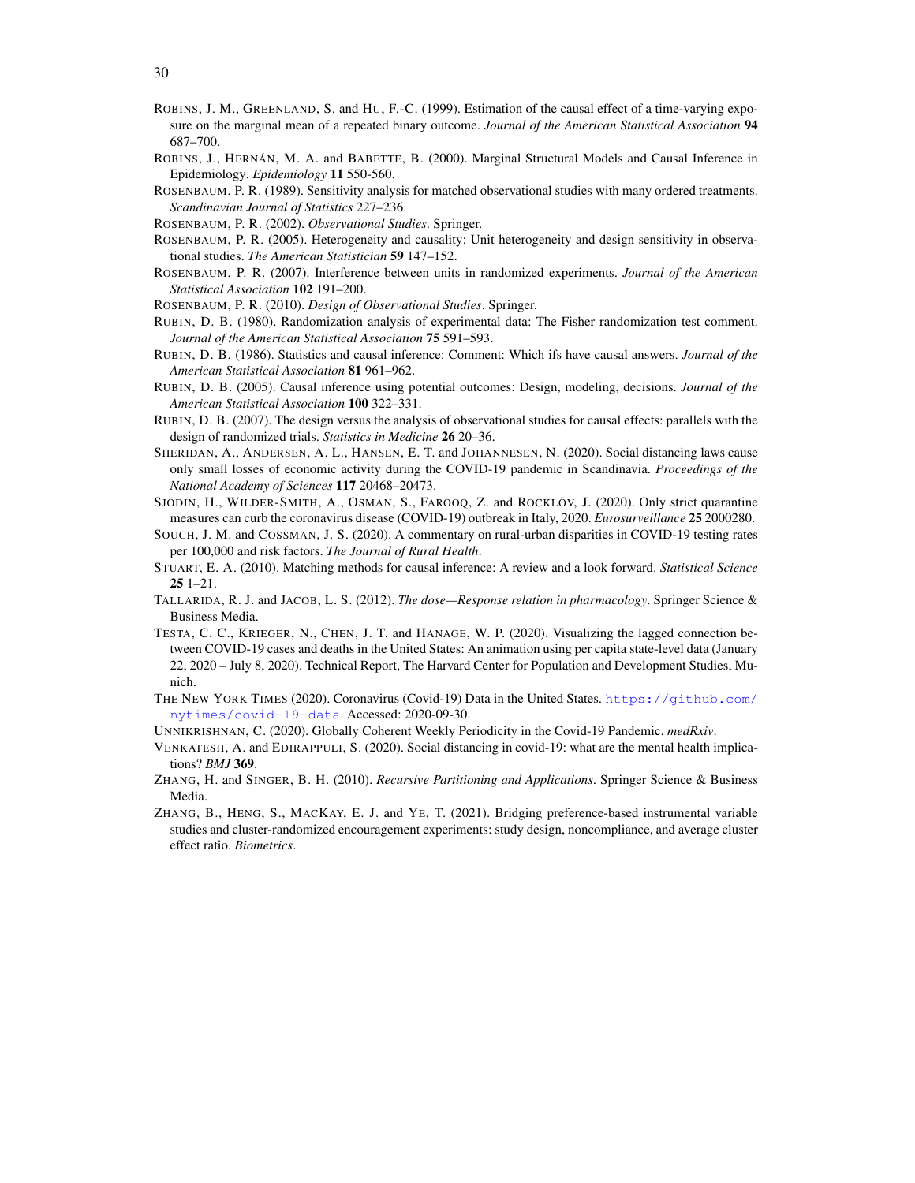ROBINS, J. M., GREENLAND, S. and HU, F.-C. (1999). Estimation of the causal effect of a time-varying exposure on the marginal mean of a repeated binary outcome. *Journal of the American Statistical Association* **94** 687–700.

ROBINS, J., HERNÁN, M. A. and BABETTE, B. (2000). Marginal Structural Models and Causal Inference in Epidemiology. *Epidemiology* **11** 550-560.

ROSENBAUM, P. R. (1989). Sensitivity analysis for matched observational studies with many ordered treatments. *Scandinavian Journal of Statistics* 227–236.

ROSENBAUM, P. R. (2002). *Observational Studies*. Springer.

ROSENBAUM, P. R. (2005). Heterogeneity and causality: Unit heterogeneity and design sensitivity in observational studies. *The American Statistician* **59** 147–152.

ROSENBAUM, P. R. (2007). Interference between units in randomized experiments. *Journal of the American Statistical Association* **102** 191–200.

ROSENBAUM, P. R. (2010). *Design of Observational Studies*. Springer.

RUBIN, D. B. (1980). Randomization analysis of experimental data: The Fisher randomization test comment. *Journal of the American Statistical Association* **75** 591–593.

RUBIN, D. B. (1986). Statistics and causal inference: Comment: Which ifs have causal answers. *Journal of the American Statistical Association* **81** 961–962.

RUBIN, D. B. (2005). Causal inference using potential outcomes: Design, modeling, decisions. *Journal of the American Statistical Association* **100** 322–331.

RUBIN, D. B. (2007). The design versus the analysis of observational studies for causal effects: parallels with the design of randomized trials. *Statistics in Medicine* **26** 20–36.

SHERIDAN, A., ANDERSEN, A. L., HANSEN, E. T. and JOHANNESEN, N. (2020). Social distancing laws cause only small losses of economic activity during the COVID-19 pandemic in Scandinavia. *Proceedings of the National Academy of Sciences* **117** 20468–20473.

SJÖDIN, H., WILDER-SMITH, A., OSMAN, S., FAROOQ, Z. and ROCKLÖV, J. (2020). Only strict quarantine measures can curb the coronavirus disease (COVID-19) outbreak in Italy, 2020. *Eurosurveillance* **25** 2000280.

SOUCH, J. M. and COSSMAN, J. S. (2020). A commentary on rural-urban disparities in COVID-19 testing rates per 100,000 and risk factors. *The Journal of Rural Health*.

STUART, E. A. (2010). Matching methods for causal inference: A review and a look forward. *Statistical Science* **25** 1–21.

TALLARIDA, R. J. and JACOB, L. S. (2012). *The dose—Response relation in pharmacology*. Springer Science & Business Media.

TESTA, C. C., KRIEGER, N., CHEN, J. T. and HANAGE, W. P. (2020). Visualizing the lagged connection between COVID-19 cases and deaths in the United States: An animation using per capita state-level data (January 22, 2020 – July 8, 2020). Technical Report, The Harvard Center for Population and Development Studies, Munich.

THE NEW YORK TIMES (2020). Coronavirus (Covid-19) Data in the United States. https://github.com/nytimes/covid-19-data. Accessed: 2020-09-30.

UNNIKRISHNAN, C. (2020). Globally Coherent Weekly Periodicity in the Covid-19 Pandemic. *medRxiv*.

VENKATESH, A. and EDIRAPPULI, S. (2020). Social distancing in covid-19: what are the mental health implications? *BMJ* **369**.

ZHANG, H. and SINGER, B. H. (2010). *Recursive Partitioning and Applications*. Springer Science & Business Media.

ZHANG, B., HENG, S., MACKAY, E. J. and YE, T. (2021). Bridging preference-based instrumental variable studies and cluster-randomized encouragement experiments: study design, noncompliance, and average cluster effect ratio. *Biometrics*.